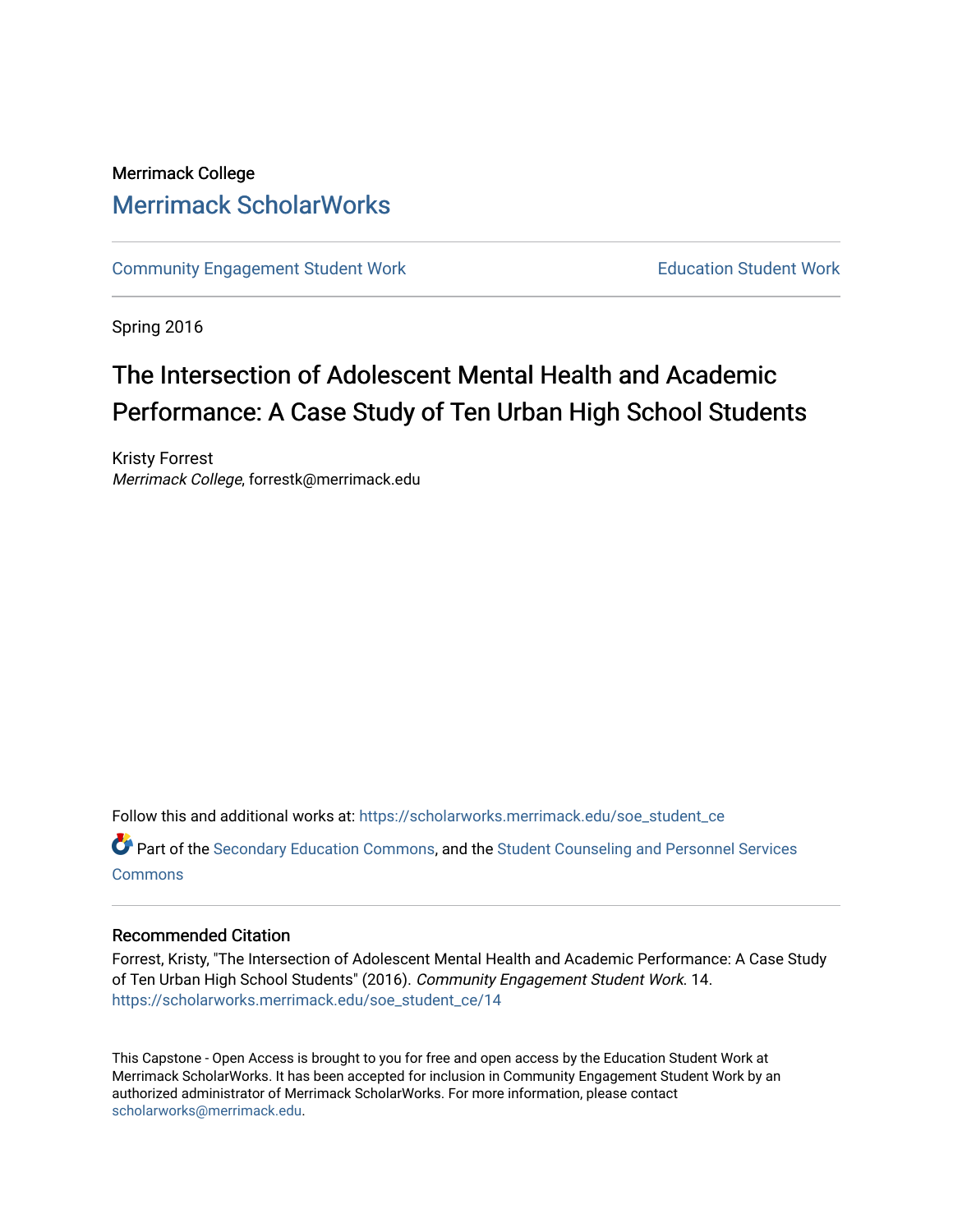Merrimack College

# Merrimack ScholarWorks

Community Engagement Student Work | Education Student Work

Spring 2016

## The Intersection of Adolescent Mental Health and Academic Performance: A Case Study of Ten Urban High School Students

Kristy Forrest
*Merrimack College*, forrestk@merrimack.edu

Follow this and additional works at: https://scholarworks.merrimack.edu/soe_student_ce

Part of the Secondary Education Commons, and the Student Counseling and Personnel Services Commons

### Recommended Citation

Forrest, Kristy, "The Intersection of Adolescent Mental Health and Academic Performance: A Case Study of Ten Urban High School Students" (2016). *Community Engagement Student Work*. 14.
https://scholarworks.merrimack.edu/soe_student_ce/14

This Capstone - Open Access is brought to you for free and open access by the Education Student Work at Merrimack ScholarWorks. It has been accepted for inclusion in Community Engagement Student Work by an authorized administrator of Merrimack ScholarWorks. For more information, please contact scholarworks@merrimack.edu.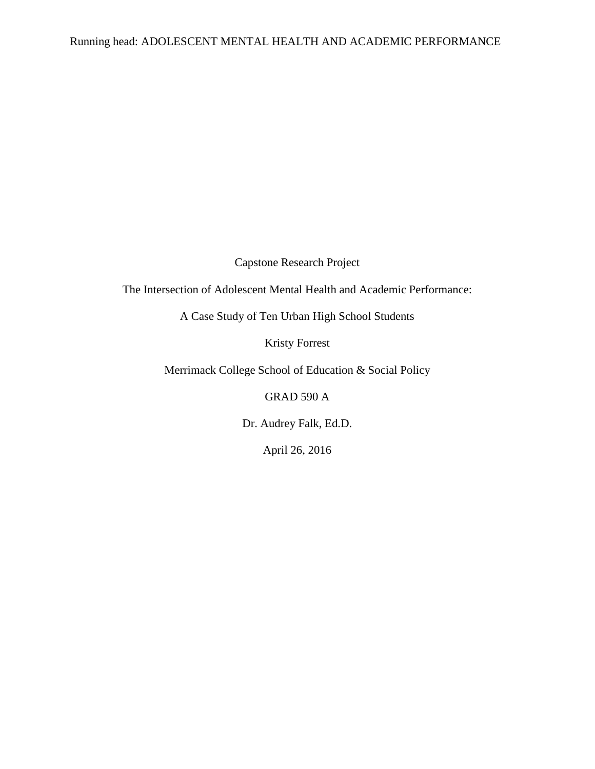Capstone Research Project

The Intersection of Adolescent Mental Health and Academic Performance:

A Case Study of Ten Urban High School Students

Kristy Forrest

Merrimack College School of Education & Social Policy

GRAD 590 A

Dr. Audrey Falk, Ed.D.

April 26, 2016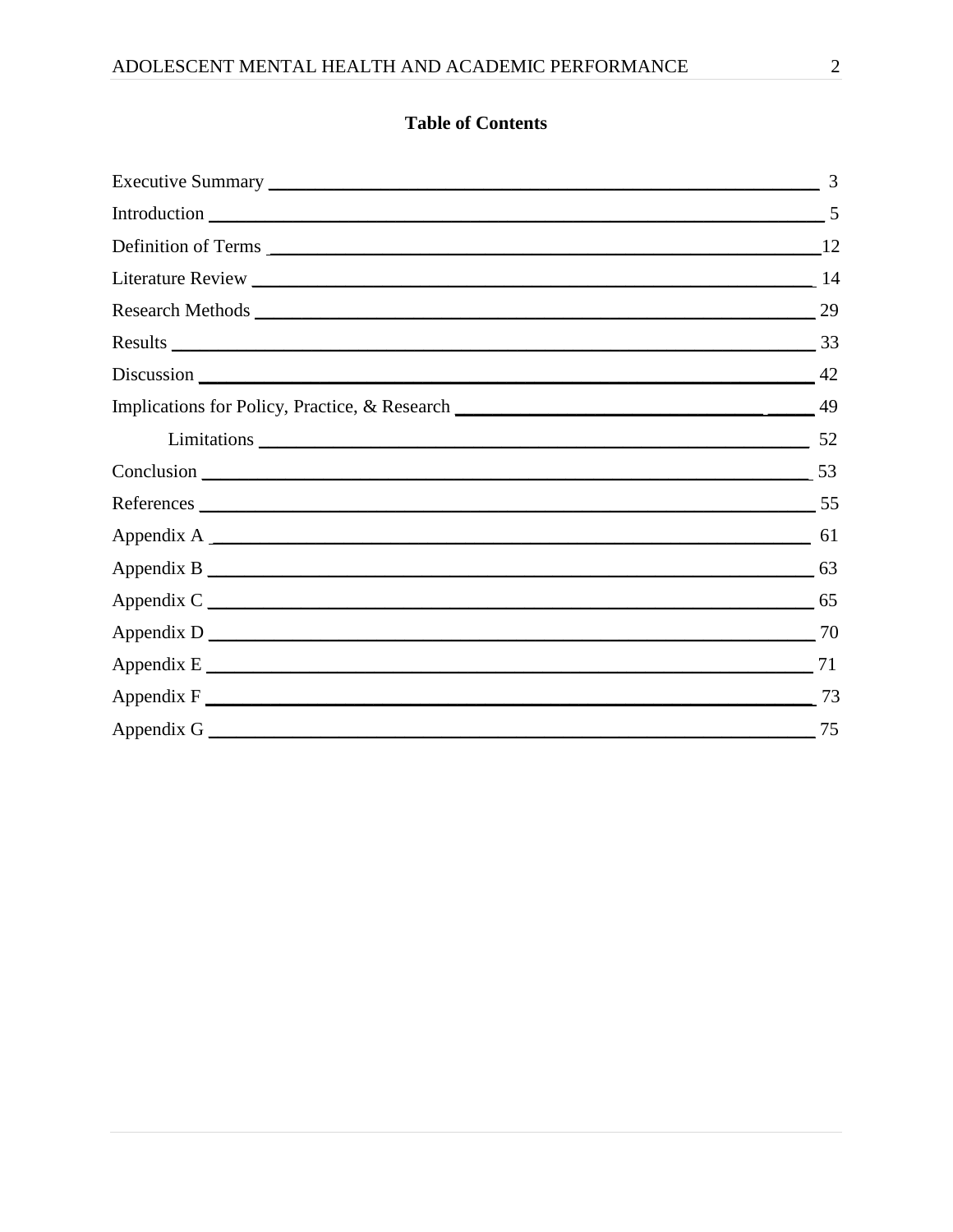**Table of Contents**

Executive Summary ........ 3

Introduction ........ 5

Definition of Terms ........ 12

Literature Review ........ 14

Research Methods ........ 29

Results ........ 33

Discussion ........ 42

Implications for Policy, Practice, & Research ........ 49

    Limitations ........ 52

Conclusion ........ 53

References ........ 55

Appendix A ........ 61

Appendix B ........ 63

Appendix C ........ 65

Appendix D ........ 70

Appendix E ........ 71

Appendix F ........ 73

Appendix G ........ 75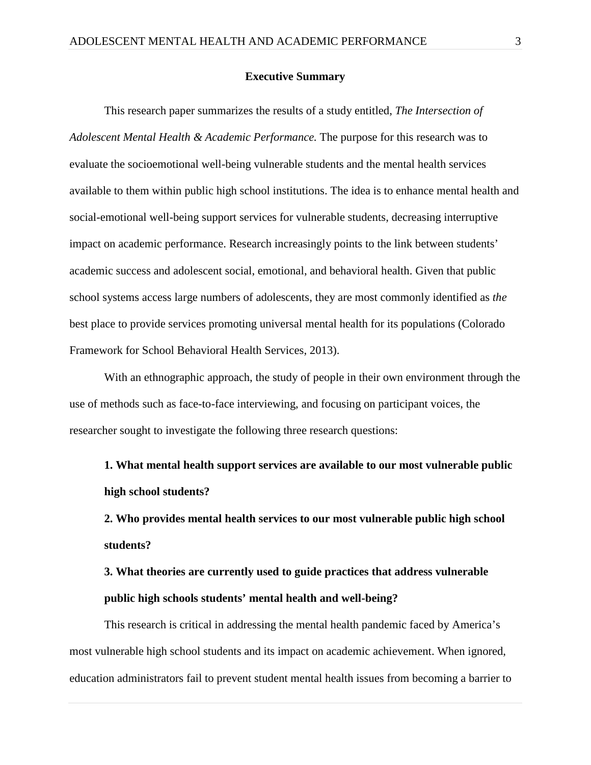## Executive Summary

This research paper summarizes the results of a study entitled, *The Intersection of Adolescent Mental Health & Academic Performance.* The purpose for this research was to evaluate the socioemotional well-being vulnerable students and the mental health services available to them within public high school institutions. The idea is to enhance mental health and social-emotional well-being support services for vulnerable students, decreasing interruptive impact on academic performance. Research increasingly points to the link between students' academic success and adolescent social, emotional, and behavioral health. Given that public school systems access large numbers of adolescents, they are most commonly identified as *the* best place to provide services promoting universal mental health for its populations (Colorado Framework for School Behavioral Health Services, 2013).

With an ethnographic approach, the study of people in their own environment through the use of methods such as face-to-face interviewing, and focusing on participant voices, the researcher sought to investigate the following three research questions:

**1. What mental health support services are available to our most vulnerable public high school students?**

**2. Who provides mental health services to our most vulnerable public high school students?**

**3. What theories are currently used to guide practices that address vulnerable public high schools students' mental health and well-being?**

This research is critical in addressing the mental health pandemic faced by America's most vulnerable high school students and its impact on academic achievement. When ignored, education administrators fail to prevent student mental health issues from becoming a barrier to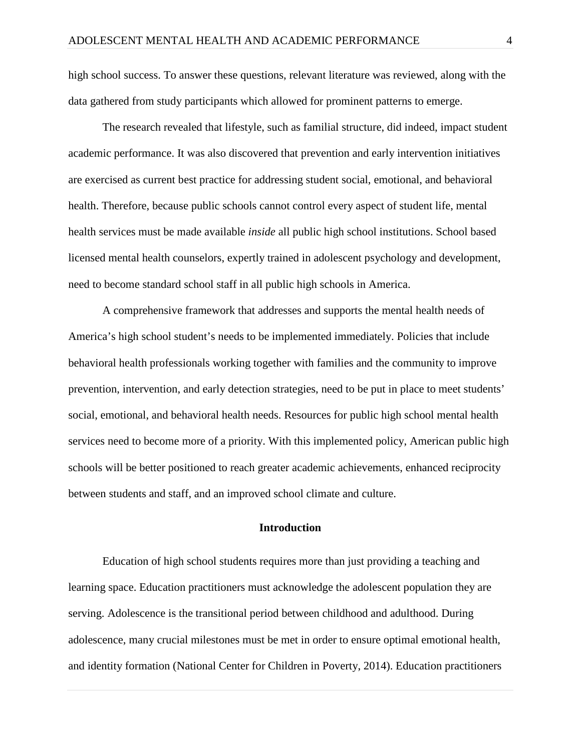high school success. To answer these questions, relevant literature was reviewed, along with the data gathered from study participants which allowed for prominent patterns to emerge.

The research revealed that lifestyle, such as familial structure, did indeed, impact student academic performance. It was also discovered that prevention and early intervention initiatives are exercised as current best practice for addressing student social, emotional, and behavioral health. Therefore, because public schools cannot control every aspect of student life, mental health services must be made available *inside* all public high school institutions. School based licensed mental health counselors, expertly trained in adolescent psychology and development, need to become standard school staff in all public high schools in America.

A comprehensive framework that addresses and supports the mental health needs of America's high school student's needs to be implemented immediately. Policies that include behavioral health professionals working together with families and the community to improve prevention, intervention, and early detection strategies, need to be put in place to meet students' social, emotional, and behavioral health needs. Resources for public high school mental health services need to become more of a priority. With this implemented policy, American public high schools will be better positioned to reach greater academic achievements, enhanced reciprocity between students and staff, and an improved school climate and culture.

## Introduction

Education of high school students requires more than just providing a teaching and learning space. Education practitioners must acknowledge the adolescent population they are serving. Adolescence is the transitional period between childhood and adulthood. During adolescence, many crucial milestones must be met in order to ensure optimal emotional health, and identity formation (National Center for Children in Poverty, 2014). Education practitioners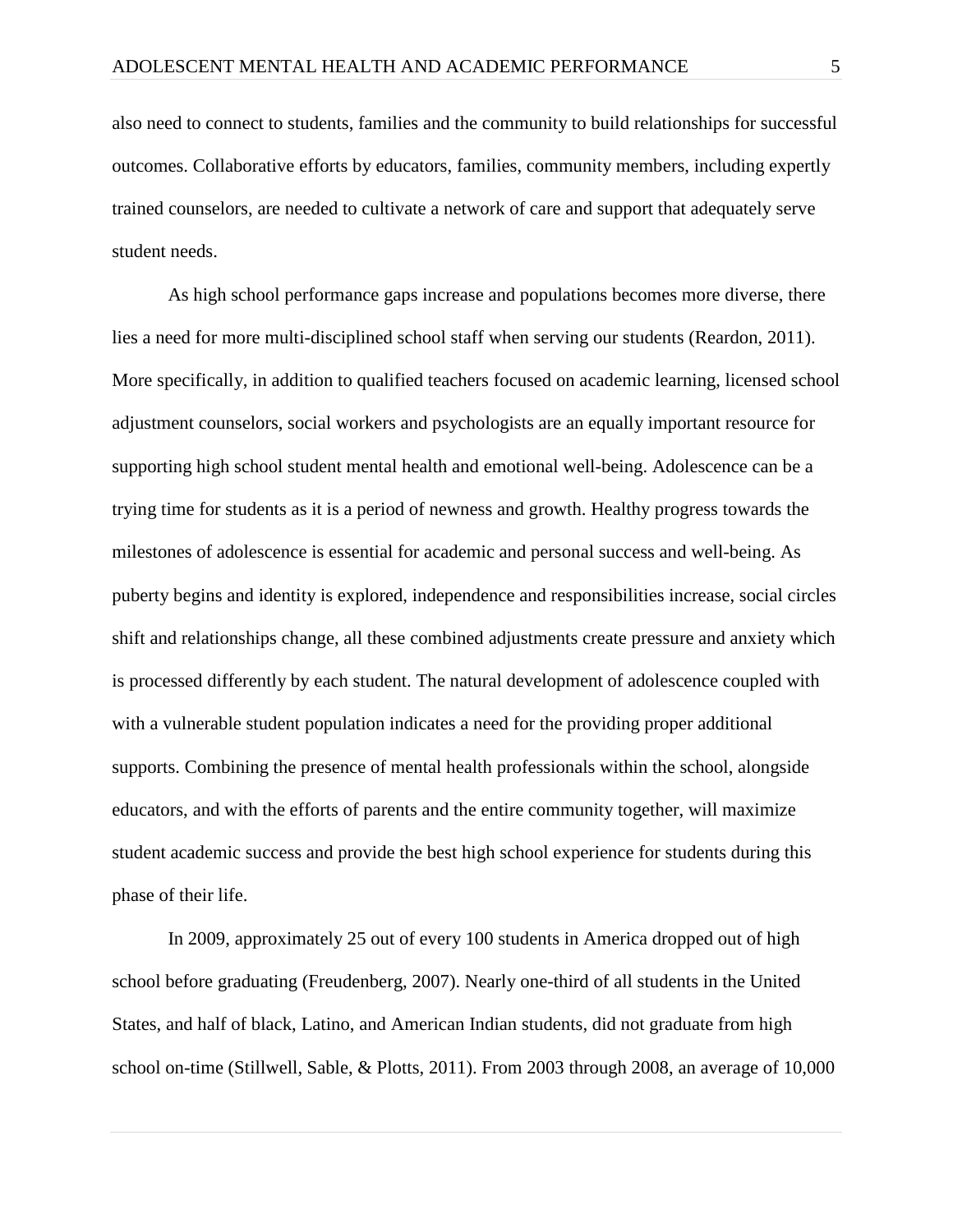also need to connect to students, families and the community to build relationships for successful outcomes. Collaborative efforts by educators, families, community members, including expertly trained counselors, are needed to cultivate a network of care and support that adequately serve student needs.

As high school performance gaps increase and populations becomes more diverse, there lies a need for more multi-disciplined school staff when serving our students (Reardon, 2011). More specifically, in addition to qualified teachers focused on academic learning, licensed school adjustment counselors, social workers and psychologists are an equally important resource for supporting high school student mental health and emotional well-being. Adolescence can be a trying time for students as it is a period of newness and growth. Healthy progress towards the milestones of adolescence is essential for academic and personal success and well-being. As puberty begins and identity is explored, independence and responsibilities increase, social circles shift and relationships change, all these combined adjustments create pressure and anxiety which is processed differently by each student. The natural development of adolescence coupled with with a vulnerable student population indicates a need for the providing proper additional supports. Combining the presence of mental health professionals within the school, alongside educators, and with the efforts of parents and the entire community together, will maximize student academic success and provide the best high school experience for students during this phase of their life.

In 2009, approximately 25 out of every 100 students in America dropped out of high school before graduating (Freudenberg, 2007). Nearly one-third of all students in the United States, and half of black, Latino, and American Indian students, did not graduate from high school on-time (Stillwell, Sable, & Plotts, 2011). From 2003 through 2008, an average of 10,000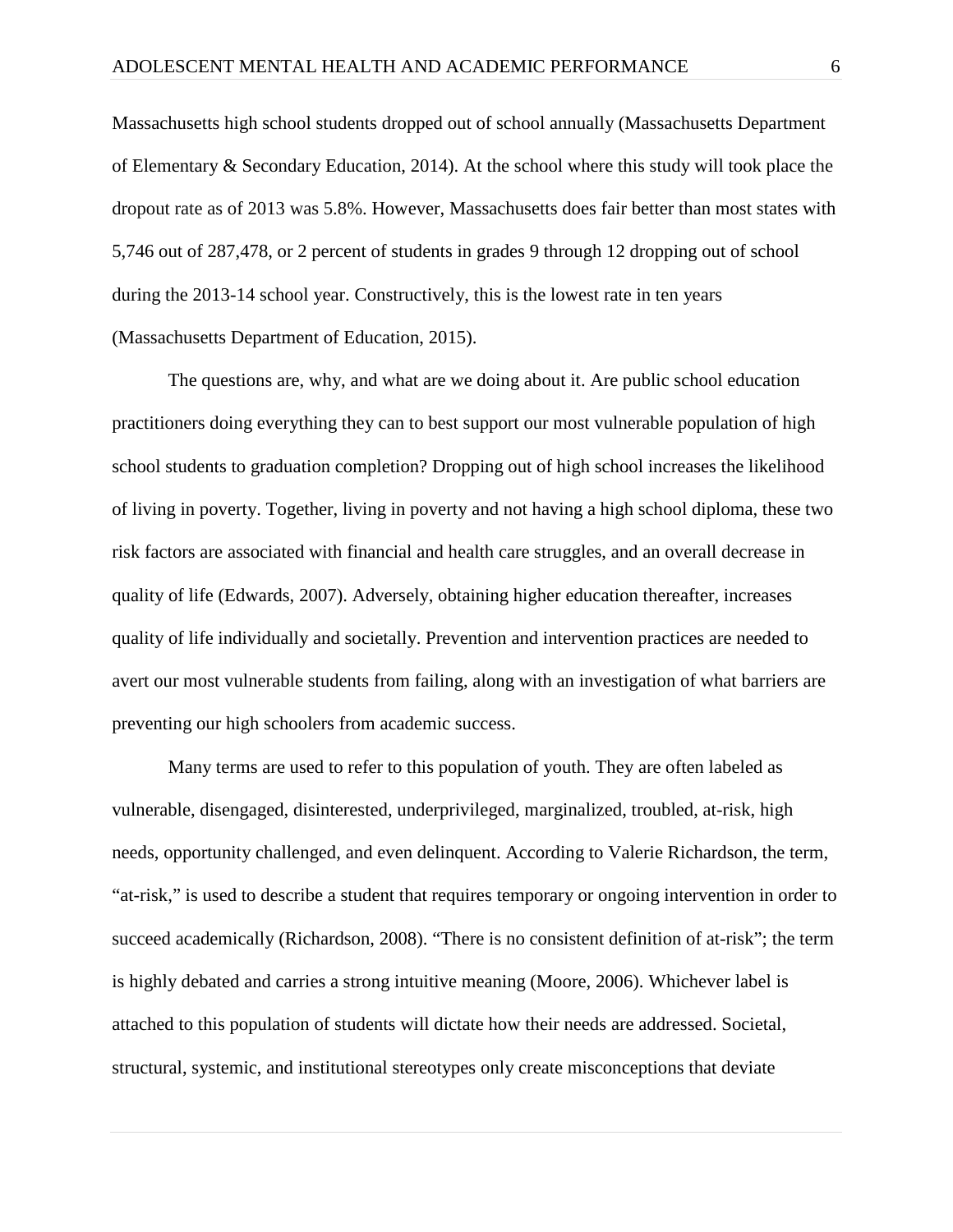Massachusetts high school students dropped out of school annually (Massachusetts Department of Elementary & Secondary Education, 2014). At the school where this study will took place the dropout rate as of 2013 was 5.8%. However, Massachusetts does fair better than most states with 5,746 out of 287,478, or 2 percent of students in grades 9 through 12 dropping out of school during the 2013-14 school year. Constructively, this is the lowest rate in ten years (Massachusetts Department of Education, 2015).

The questions are, why, and what are we doing about it. Are public school education practitioners doing everything they can to best support our most vulnerable population of high school students to graduation completion? Dropping out of high school increases the likelihood of living in poverty. Together, living in poverty and not having a high school diploma, these two risk factors are associated with financial and health care struggles, and an overall decrease in quality of life (Edwards, 2007). Adversely, obtaining higher education thereafter, increases quality of life individually and societally. Prevention and intervention practices are needed to avert our most vulnerable students from failing, along with an investigation of what barriers are preventing our high schoolers from academic success.

Many terms are used to refer to this population of youth. They are often labeled as vulnerable, disengaged, disinterested, underprivileged, marginalized, troubled, at-risk, high needs, opportunity challenged, and even delinquent. According to Valerie Richardson, the term, "at-risk," is used to describe a student that requires temporary or ongoing intervention in order to succeed academically (Richardson, 2008). "There is no consistent definition of at-risk"; the term is highly debated and carries a strong intuitive meaning (Moore, 2006). Whichever label is attached to this population of students will dictate how their needs are addressed. Societal, structural, systemic, and institutional stereotypes only create misconceptions that deviate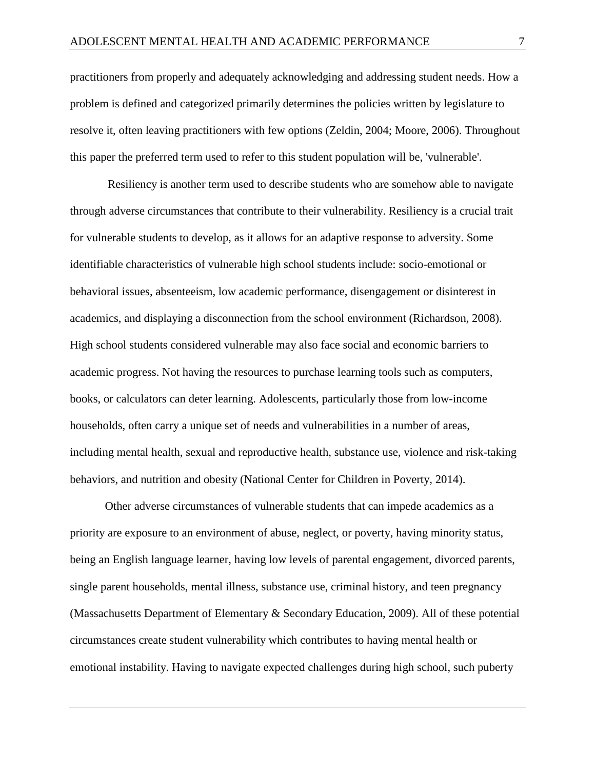practitioners from properly and adequately acknowledging and addressing student needs. How a problem is defined and categorized primarily determines the policies written by legislature to resolve it, often leaving practitioners with few options (Zeldin, 2004; Moore, 2006). Throughout this paper the preferred term used to refer to this student population will be, 'vulnerable'.

Resiliency is another term used to describe students who are somehow able to navigate through adverse circumstances that contribute to their vulnerability. Resiliency is a crucial trait for vulnerable students to develop, as it allows for an adaptive response to adversity. Some identifiable characteristics of vulnerable high school students include: socio-emotional or behavioral issues, absenteeism, low academic performance, disengagement or disinterest in academics, and displaying a disconnection from the school environment (Richardson, 2008). High school students considered vulnerable may also face social and economic barriers to academic progress. Not having the resources to purchase learning tools such as computers, books, or calculators can deter learning. Adolescents, particularly those from low-income households, often carry a unique set of needs and vulnerabilities in a number of areas, including mental health, sexual and reproductive health, substance use, violence and risk-taking behaviors, and nutrition and obesity (National Center for Children in Poverty, 2014).

Other adverse circumstances of vulnerable students that can impede academics as a priority are exposure to an environment of abuse, neglect, or poverty, having minority status, being an English language learner, having low levels of parental engagement, divorced parents, single parent households, mental illness, substance use, criminal history, and teen pregnancy (Massachusetts Department of Elementary & Secondary Education, 2009). All of these potential circumstances create student vulnerability which contributes to having mental health or emotional instability. Having to navigate expected challenges during high school, such puberty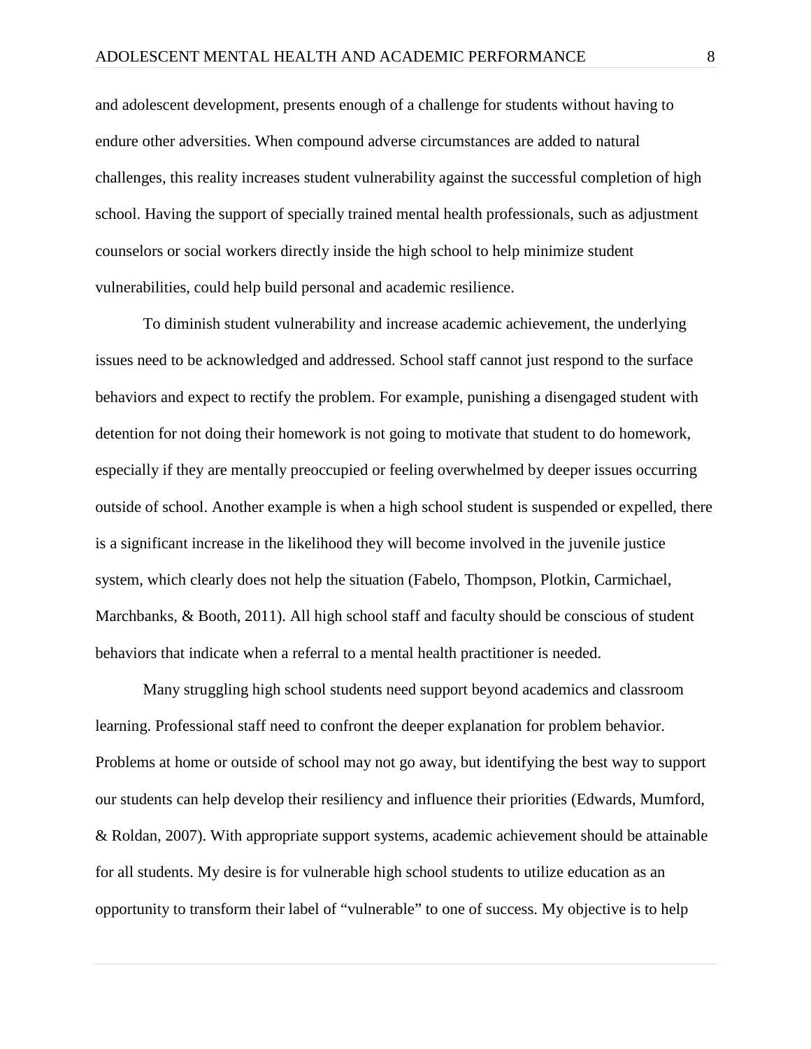and adolescent development, presents enough of a challenge for students without having to endure other adversities. When compound adverse circumstances are added to natural challenges, this reality increases student vulnerability against the successful completion of high school. Having the support of specially trained mental health professionals, such as adjustment counselors or social workers directly inside the high school to help minimize student vulnerabilities, could help build personal and academic resilience.

To diminish student vulnerability and increase academic achievement, the underlying issues need to be acknowledged and addressed. School staff cannot just respond to the surface behaviors and expect to rectify the problem. For example, punishing a disengaged student with detention for not doing their homework is not going to motivate that student to do homework, especially if they are mentally preoccupied or feeling overwhelmed by deeper issues occurring outside of school. Another example is when a high school student is suspended or expelled, there is a significant increase in the likelihood they will become involved in the juvenile justice system, which clearly does not help the situation (Fabelo, Thompson, Plotkin, Carmichael, Marchbanks, & Booth, 2011). All high school staff and faculty should be conscious of student behaviors that indicate when a referral to a mental health practitioner is needed.

Many struggling high school students need support beyond academics and classroom learning. Professional staff need to confront the deeper explanation for problem behavior. Problems at home or outside of school may not go away, but identifying the best way to support our students can help develop their resiliency and influence their priorities (Edwards, Mumford, & Roldan, 2007). With appropriate support systems, academic achievement should be attainable for all students. My desire is for vulnerable high school students to utilize education as an opportunity to transform their label of "vulnerable" to one of success. My objective is to help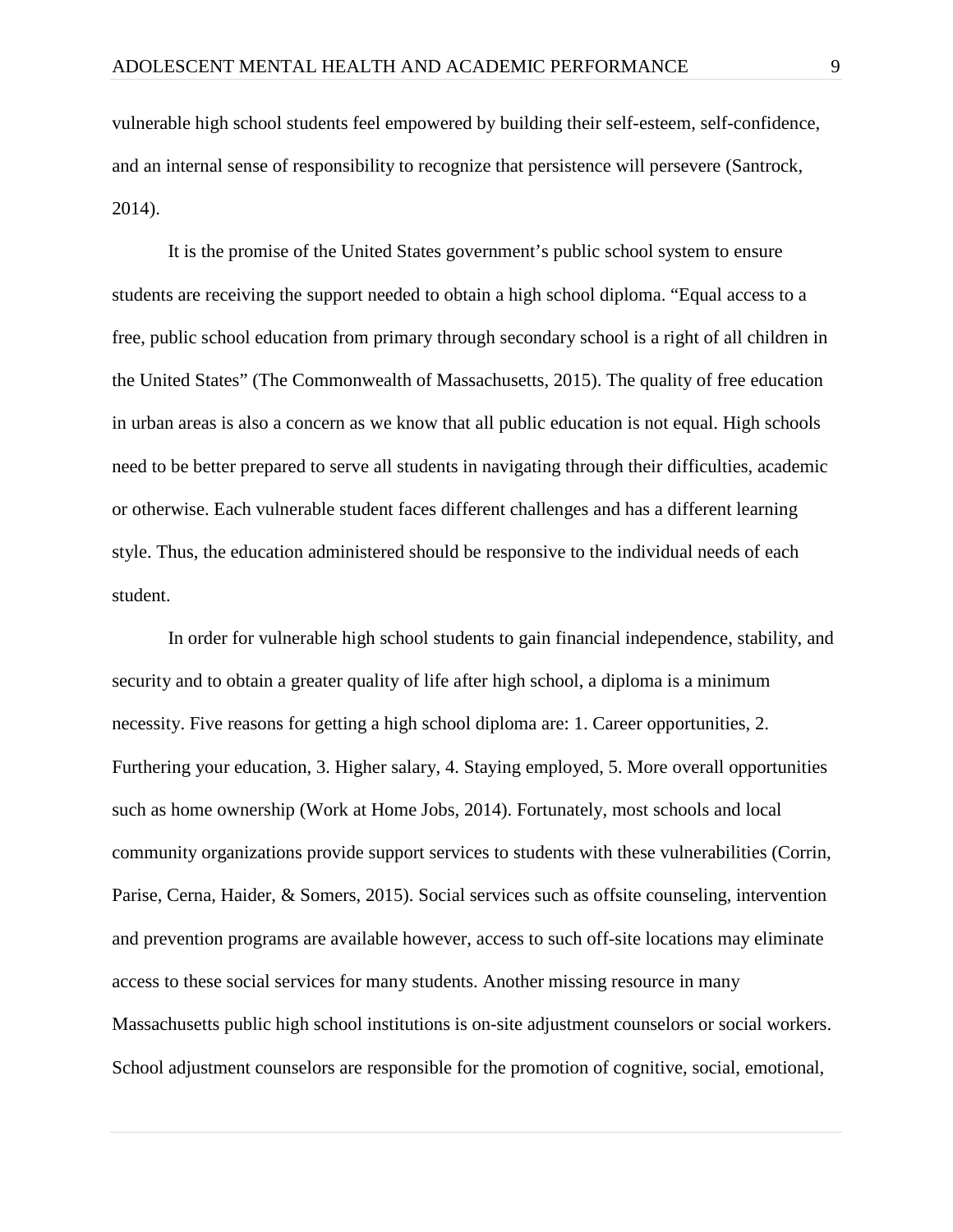vulnerable high school students feel empowered by building their self-esteem, self-confidence, and an internal sense of responsibility to recognize that persistence will persevere (Santrock, 2014).

It is the promise of the United States government's public school system to ensure students are receiving the support needed to obtain a high school diploma. "Equal access to a free, public school education from primary through secondary school is a right of all children in the United States" (The Commonwealth of Massachusetts, 2015). The quality of free education in urban areas is also a concern as we know that all public education is not equal. High schools need to be better prepared to serve all students in navigating through their difficulties, academic or otherwise. Each vulnerable student faces different challenges and has a different learning style. Thus, the education administered should be responsive to the individual needs of each student.

In order for vulnerable high school students to gain financial independence, stability, and security and to obtain a greater quality of life after high school, a diploma is a minimum necessity. Five reasons for getting a high school diploma are: 1. Career opportunities, 2. Furthering your education, 3. Higher salary, 4. Staying employed, 5. More overall opportunities such as home ownership (Work at Home Jobs, 2014). Fortunately, most schools and local community organizations provide support services to students with these vulnerabilities (Corrin, Parise, Cerna, Haider, & Somers, 2015). Social services such as offsite counseling, intervention and prevention programs are available however, access to such off-site locations may eliminate access to these social services for many students. Another missing resource in many Massachusetts public high school institutions is on-site adjustment counselors or social workers. School adjustment counselors are responsible for the promotion of cognitive, social, emotional,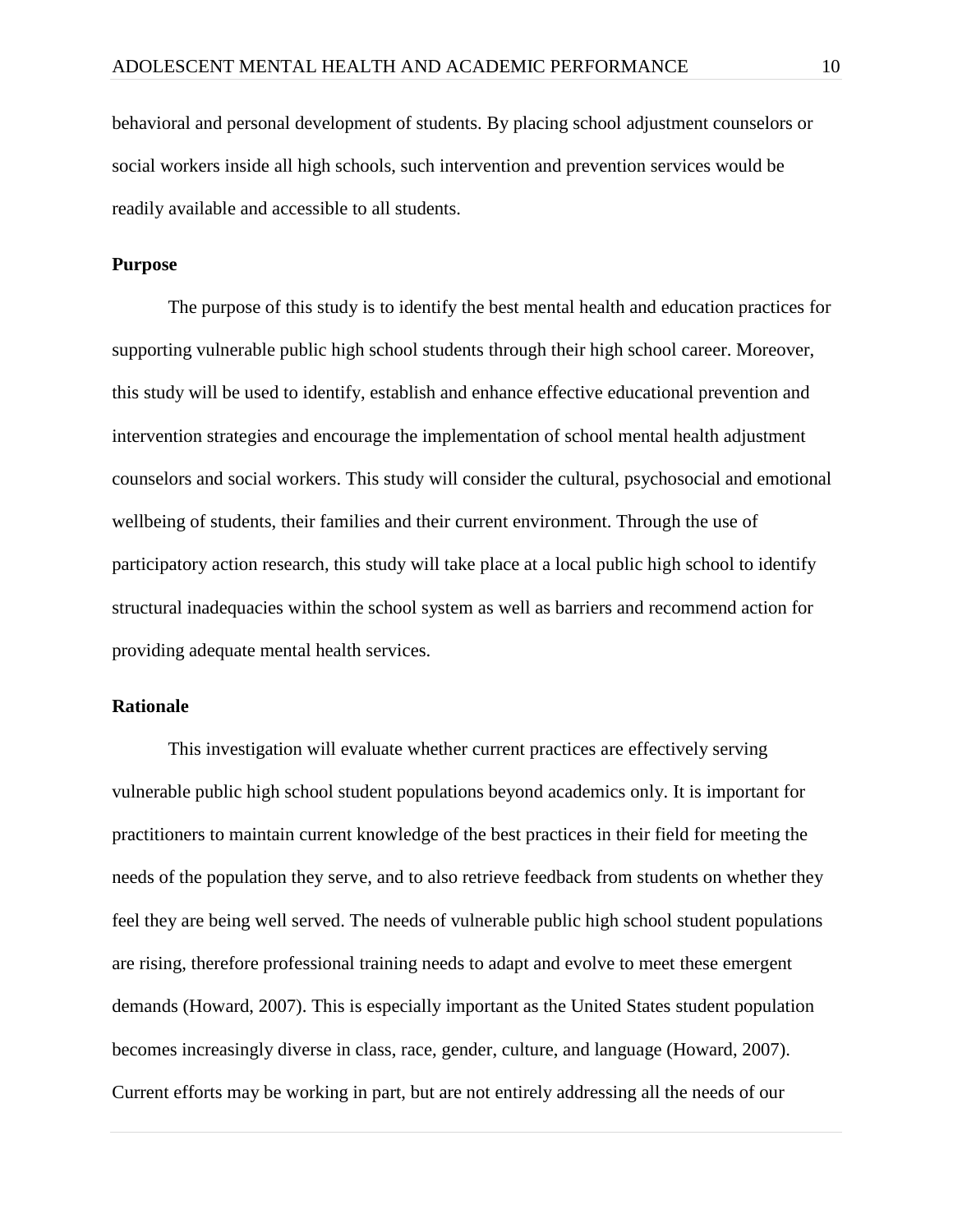behavioral and personal development of students. By placing school adjustment counselors or social workers inside all high schools, such intervention and prevention services would be readily available and accessible to all students.

## Purpose

The purpose of this study is to identify the best mental health and education practices for supporting vulnerable public high school students through their high school career. Moreover, this study will be used to identify, establish and enhance effective educational prevention and intervention strategies and encourage the implementation of school mental health adjustment counselors and social workers. This study will consider the cultural, psychosocial and emotional wellbeing of students, their families and their current environment. Through the use of participatory action research, this study will take place at a local public high school to identify structural inadequacies within the school system as well as barriers and recommend action for providing adequate mental health services.

## Rationale

This investigation will evaluate whether current practices are effectively serving vulnerable public high school student populations beyond academics only. It is important for practitioners to maintain current knowledge of the best practices in their field for meeting the needs of the population they serve, and to also retrieve feedback from students on whether they feel they are being well served. The needs of vulnerable public high school student populations are rising, therefore professional training needs to adapt and evolve to meet these emergent demands (Howard, 2007). This is especially important as the United States student population becomes increasingly diverse in class, race, gender, culture, and language (Howard, 2007). Current efforts may be working in part, but are not entirely addressing all the needs of our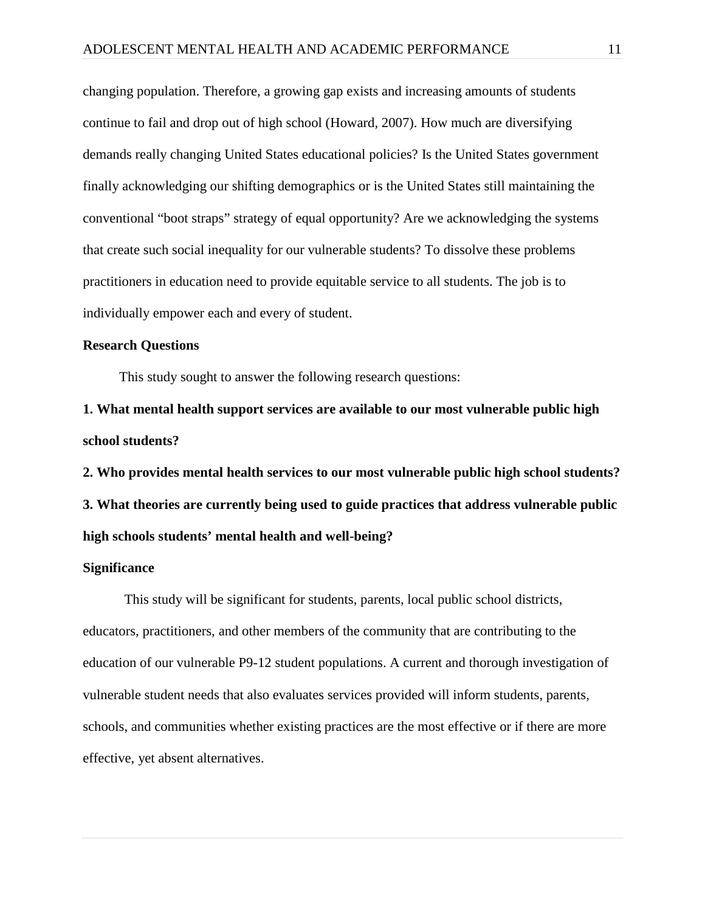changing population. Therefore, a growing gap exists and increasing amounts of students continue to fail and drop out of high school (Howard, 2007). How much are diversifying demands really changing United States educational policies? Is the United States government finally acknowledging our shifting demographics or is the United States still maintaining the conventional "boot straps" strategy of equal opportunity? Are we acknowledging the systems that create such social inequality for our vulnerable students? To dissolve these problems practitioners in education need to provide equitable service to all students. The job is to individually empower each and every of student.

## Research Questions

This study sought to answer the following research questions:

**1. What mental health support services are available to our most vulnerable public high school students?**

**2. Who provides mental health services to our most vulnerable public high school students?**

**3. What theories are currently being used to guide practices that address vulnerable public high schools students' mental health and well-being?**

## Significance

This study will be significant for students, parents, local public school districts, educators, practitioners, and other members of the community that are contributing to the education of our vulnerable P9-12 student populations. A current and thorough investigation of vulnerable student needs that also evaluates services provided will inform students, parents, schools, and communities whether existing practices are the most effective or if there are more effective, yet absent alternatives.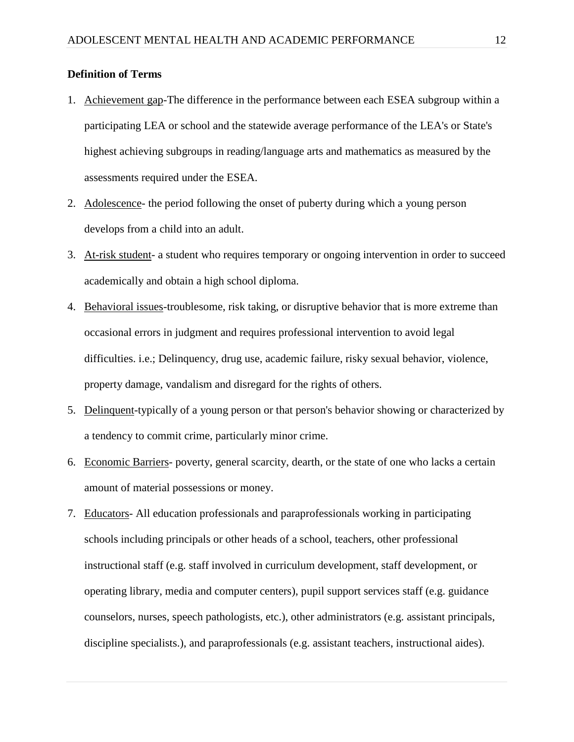**Definition of Terms**

1. Achievement gap-The difference in the performance between each ESEA subgroup within a participating LEA or school and the statewide average performance of the LEA's or State's highest achieving subgroups in reading/language arts and mathematics as measured by the assessments required under the ESEA.
2. Adolescence- the period following the onset of puberty during which a young person develops from a child into an adult.
3. At-risk student- a student who requires temporary or ongoing intervention in order to succeed academically and obtain a high school diploma.
4. Behavioral issues-troublesome, risk taking, or disruptive behavior that is more extreme than occasional errors in judgment and requires professional intervention to avoid legal difficulties. i.e.; Delinquency, drug use, academic failure, risky sexual behavior, violence, property damage, vandalism and disregard for the rights of others.
5. Delinquent-typically of a young person or that person's behavior showing or characterized by a tendency to commit crime, particularly minor crime.
6. Economic Barriers- poverty, general scarcity, dearth, or the state of one who lacks a certain amount of material possessions or money.
7. Educators- All education professionals and paraprofessionals working in participating schools including principals or other heads of a school, teachers, other professional instructional staff (e.g. staff involved in curriculum development, staff development, or operating library, media and computer centers), pupil support services staff (e.g. guidance counselors, nurses, speech pathologists, etc.), other administrators (e.g. assistant principals, discipline specialists.), and paraprofessionals (e.g. assistant teachers, instructional aides).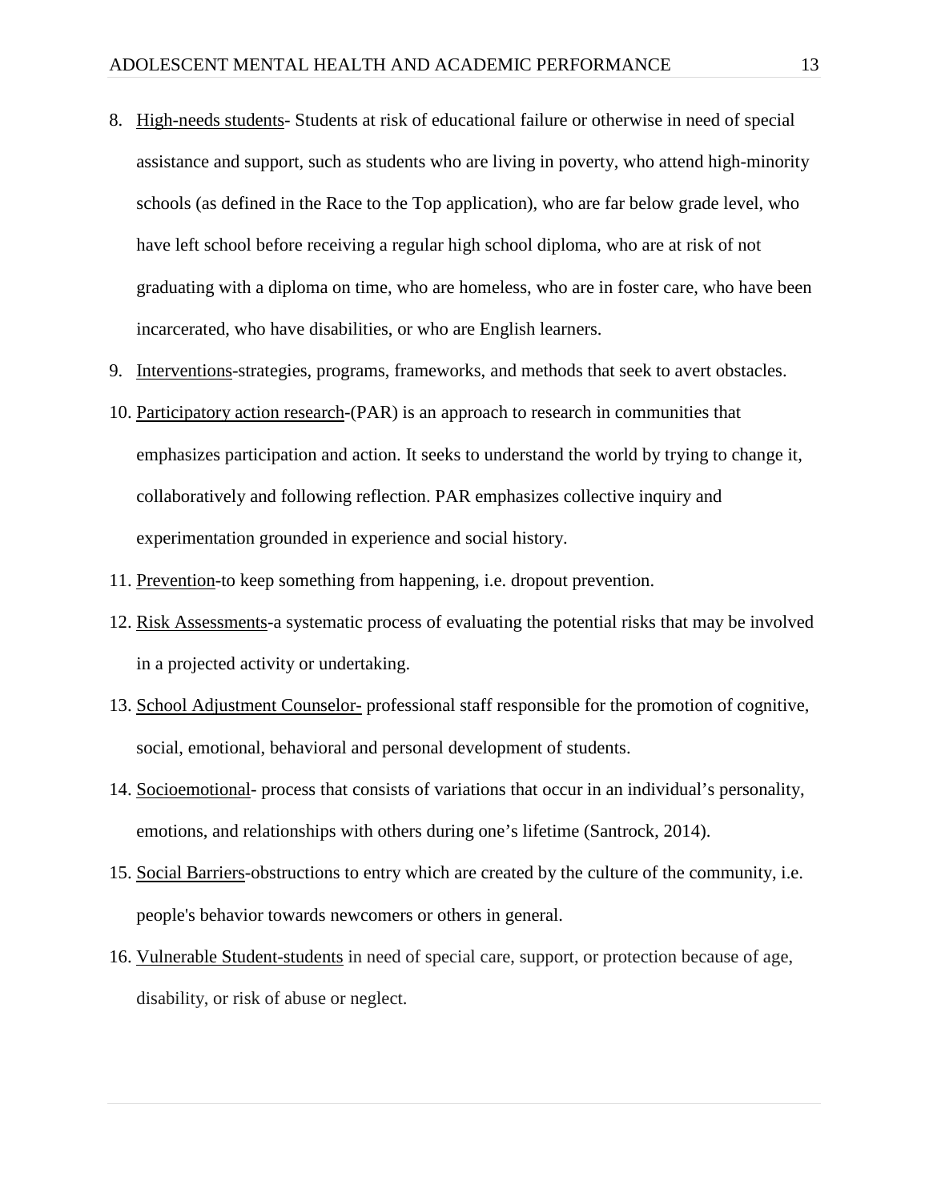8. High-needs students- Students at risk of educational failure or otherwise in need of special assistance and support, such as students who are living in poverty, who attend high-minority schools (as defined in the Race to the Top application), who are far below grade level, who have left school before receiving a regular high school diploma, who are at risk of not graduating with a diploma on time, who are homeless, who are in foster care, who have been incarcerated, who have disabilities, or who are English learners.
9. Interventions-strategies, programs, frameworks, and methods that seek to avert obstacles.
10. Participatory action research-(PAR) is an approach to research in communities that emphasizes participation and action. It seeks to understand the world by trying to change it, collaboratively and following reflection. PAR emphasizes collective inquiry and experimentation grounded in experience and social history.
11. Prevention-to keep something from happening, i.e. dropout prevention.
12. Risk Assessments-a systematic process of evaluating the potential risks that may be involved in a projected activity or undertaking.
13. School Adjustment Counselor- professional staff responsible for the promotion of cognitive, social, emotional, behavioral and personal development of students.
14. Socioemotional- process that consists of variations that occur in an individual's personality, emotions, and relationships with others during one's lifetime (Santrock, 2014).
15. Social Barriers-obstructions to entry which are created by the culture of the community, i.e. people's behavior towards newcomers or others in general.
16. Vulnerable Student-students in need of special care, support, or protection because of age, disability, or risk of abuse or neglect.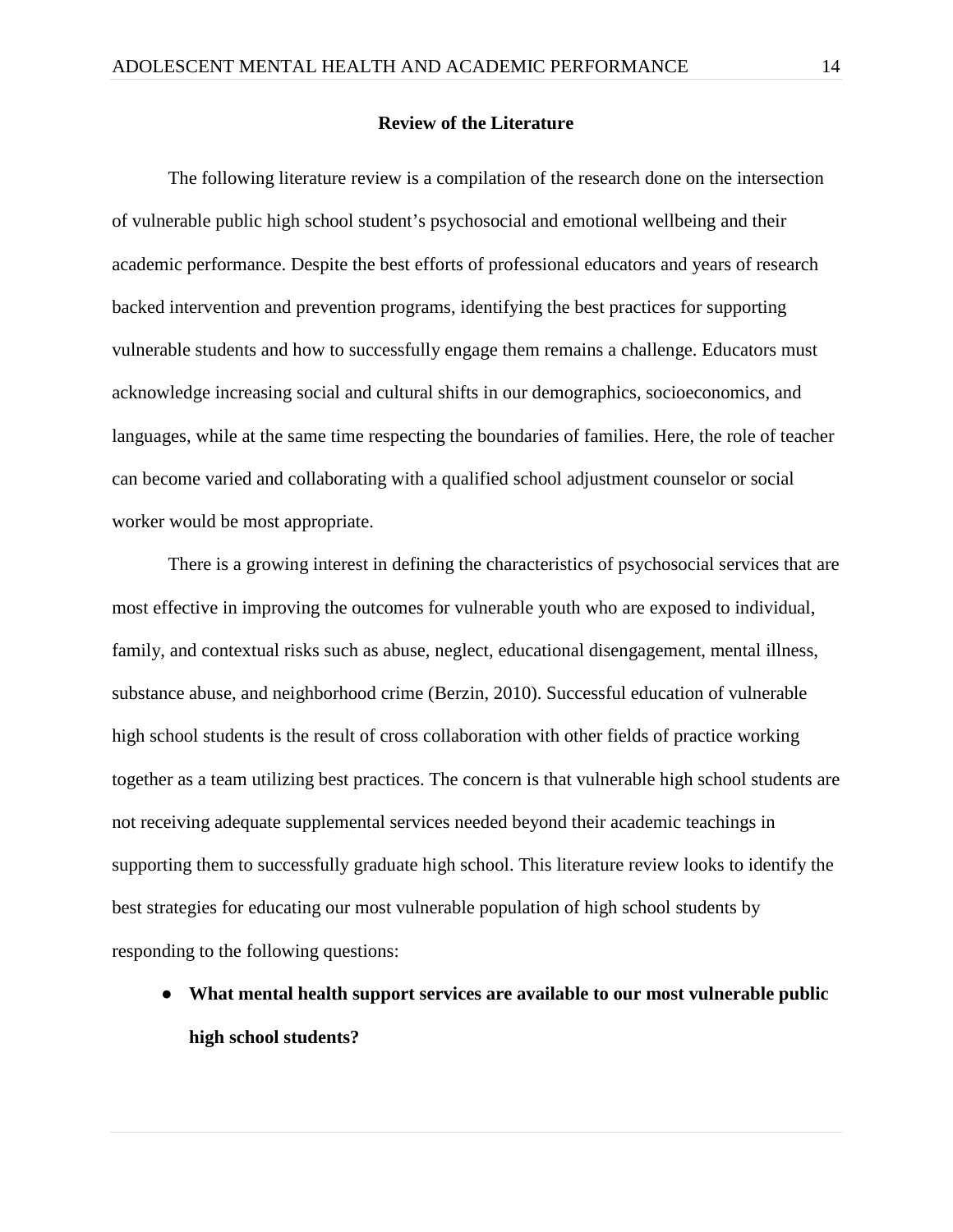## Review of the Literature

The following literature review is a compilation of the research done on the intersection of vulnerable public high school student's psychosocial and emotional wellbeing and their academic performance. Despite the best efforts of professional educators and years of research backed intervention and prevention programs, identifying the best practices for supporting vulnerable students and how to successfully engage them remains a challenge. Educators must acknowledge increasing social and cultural shifts in our demographics, socioeconomics, and languages, while at the same time respecting the boundaries of families. Here, the role of teacher can become varied and collaborating with a qualified school adjustment counselor or social worker would be most appropriate.

There is a growing interest in defining the characteristics of psychosocial services that are most effective in improving the outcomes for vulnerable youth who are exposed to individual, family, and contextual risks such as abuse, neglect, educational disengagement, mental illness, substance abuse, and neighborhood crime (Berzin, 2010). Successful education of vulnerable high school students is the result of cross collaboration with other fields of practice working together as a team utilizing best practices. The concern is that vulnerable high school students are not receiving adequate supplemental services needed beyond their academic teachings in supporting them to successfully graduate high school. This literature review looks to identify the best strategies for educating our most vulnerable population of high school students by responding to the following questions:

- **What mental health support services are available to our most vulnerable public high school students?**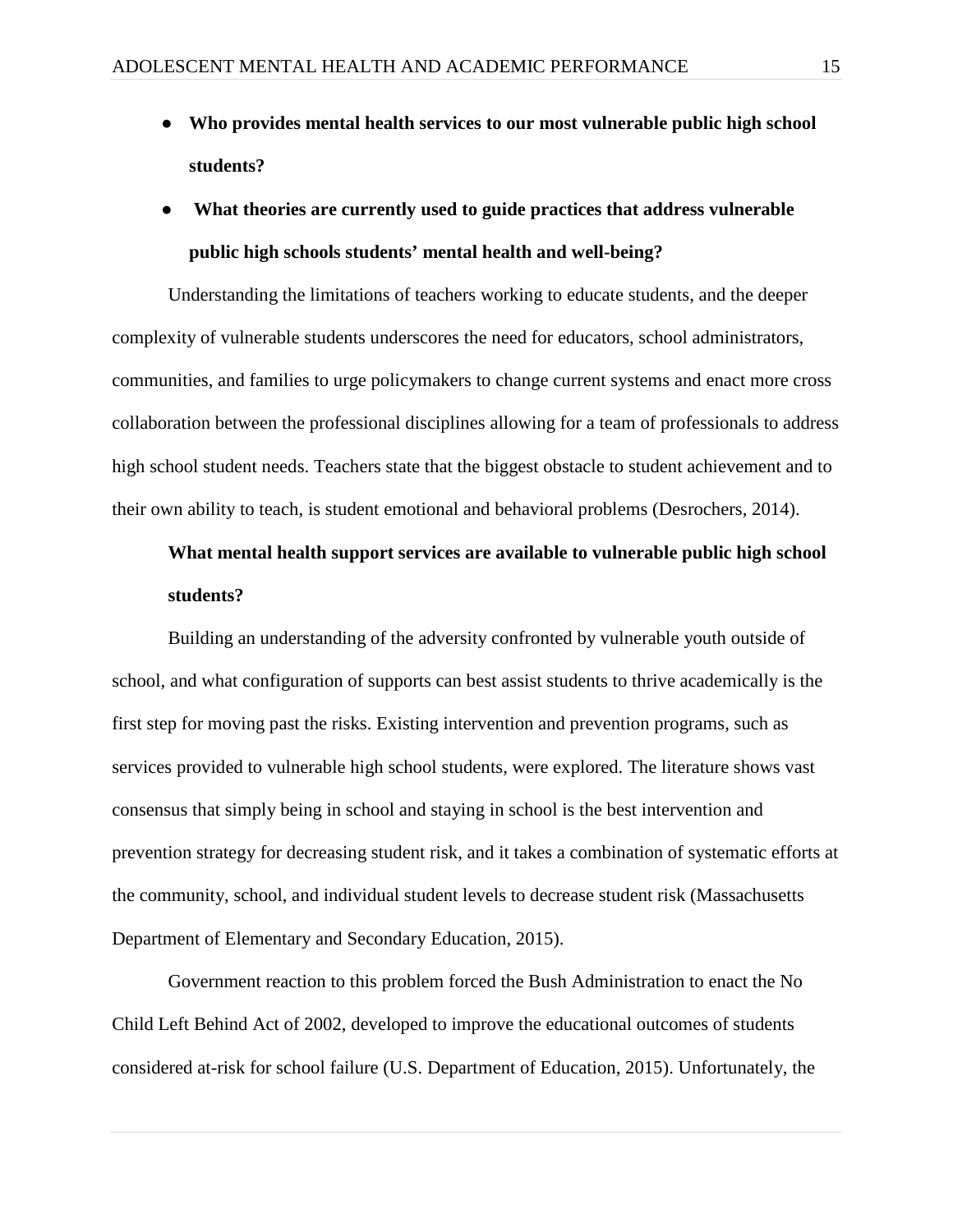- **Who provides mental health services to our most vulnerable public high school students?**
- **What theories are currently used to guide practices that address vulnerable public high schools students' mental health and well-being?**

Understanding the limitations of teachers working to educate students, and the deeper complexity of vulnerable students underscores the need for educators, school administrators, communities, and families to urge policymakers to change current systems and enact more cross collaboration between the professional disciplines allowing for a team of professionals to address high school student needs. Teachers state that the biggest obstacle to student achievement and to their own ability to teach, is student emotional and behavioral problems (Desrochers, 2014).

**What mental health support services are available to vulnerable public high school students?**

Building an understanding of the adversity confronted by vulnerable youth outside of school, and what configuration of supports can best assist students to thrive academically is the first step for moving past the risks. Existing intervention and prevention programs, such as services provided to vulnerable high school students, were explored. The literature shows vast consensus that simply being in school and staying in school is the best intervention and prevention strategy for decreasing student risk, and it takes a combination of systematic efforts at the community, school, and individual student levels to decrease student risk (Massachusetts Department of Elementary and Secondary Education, 2015).

Government reaction to this problem forced the Bush Administration to enact the No Child Left Behind Act of 2002, developed to improve the educational outcomes of students considered at-risk for school failure (U.S. Department of Education, 2015). Unfortunately, the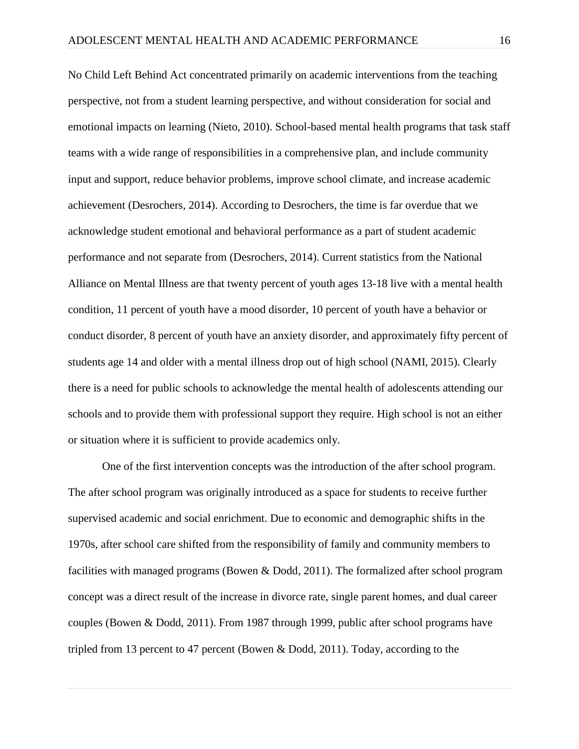No Child Left Behind Act concentrated primarily on academic interventions from the teaching perspective, not from a student learning perspective, and without consideration for social and emotional impacts on learning (Nieto, 2010). School-based mental health programs that task staff teams with a wide range of responsibilities in a comprehensive plan, and include community input and support, reduce behavior problems, improve school climate, and increase academic achievement (Desrochers, 2014). According to Desrochers, the time is far overdue that we acknowledge student emotional and behavioral performance as a part of student academic performance and not separate from (Desrochers, 2014). Current statistics from the National Alliance on Mental Illness are that twenty percent of youth ages 13-18 live with a mental health condition, 11 percent of youth have a mood disorder, 10 percent of youth have a behavior or conduct disorder, 8 percent of youth have an anxiety disorder, and approximately fifty percent of students age 14 and older with a mental illness drop out of high school (NAMI, 2015). Clearly there is a need for public schools to acknowledge the mental health of adolescents attending our schools and to provide them with professional support they require. High school is not an either or situation where it is sufficient to provide academics only.

One of the first intervention concepts was the introduction of the after school program. The after school program was originally introduced as a space for students to receive further supervised academic and social enrichment. Due to economic and demographic shifts in the 1970s, after school care shifted from the responsibility of family and community members to facilities with managed programs (Bowen & Dodd, 2011). The formalized after school program concept was a direct result of the increase in divorce rate, single parent homes, and dual career couples (Bowen & Dodd, 2011). From 1987 through 1999, public after school programs have tripled from 13 percent to 47 percent (Bowen & Dodd, 2011). Today, according to the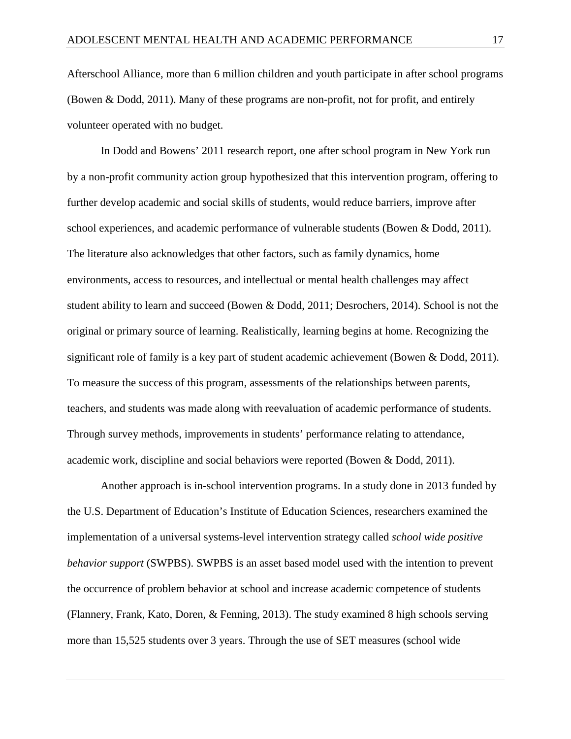Afterschool Alliance, more than 6 million children and youth participate in after school programs (Bowen & Dodd, 2011). Many of these programs are non-profit, not for profit, and entirely volunteer operated with no budget.

In Dodd and Bowens' 2011 research report, one after school program in New York run by a non-profit community action group hypothesized that this intervention program, offering to further develop academic and social skills of students, would reduce barriers, improve after school experiences, and academic performance of vulnerable students (Bowen & Dodd, 2011). The literature also acknowledges that other factors, such as family dynamics, home environments, access to resources, and intellectual or mental health challenges may affect student ability to learn and succeed (Bowen & Dodd, 2011; Desrochers, 2014). School is not the original or primary source of learning. Realistically, learning begins at home. Recognizing the significant role of family is a key part of student academic achievement (Bowen & Dodd, 2011). To measure the success of this program, assessments of the relationships between parents, teachers, and students was made along with reevaluation of academic performance of students. Through survey methods, improvements in students' performance relating to attendance, academic work, discipline and social behaviors were reported (Bowen & Dodd, 2011).

Another approach is in-school intervention programs. In a study done in 2013 funded by the U.S. Department of Education's Institute of Education Sciences, researchers examined the implementation of a universal systems-level intervention strategy called *school wide positive behavior support* (SWPBS). SWPBS is an asset based model used with the intention to prevent the occurrence of problem behavior at school and increase academic competence of students (Flannery, Frank, Kato, Doren, & Fenning, 2013). The study examined 8 high schools serving more than 15,525 students over 3 years. Through the use of SET measures (school wide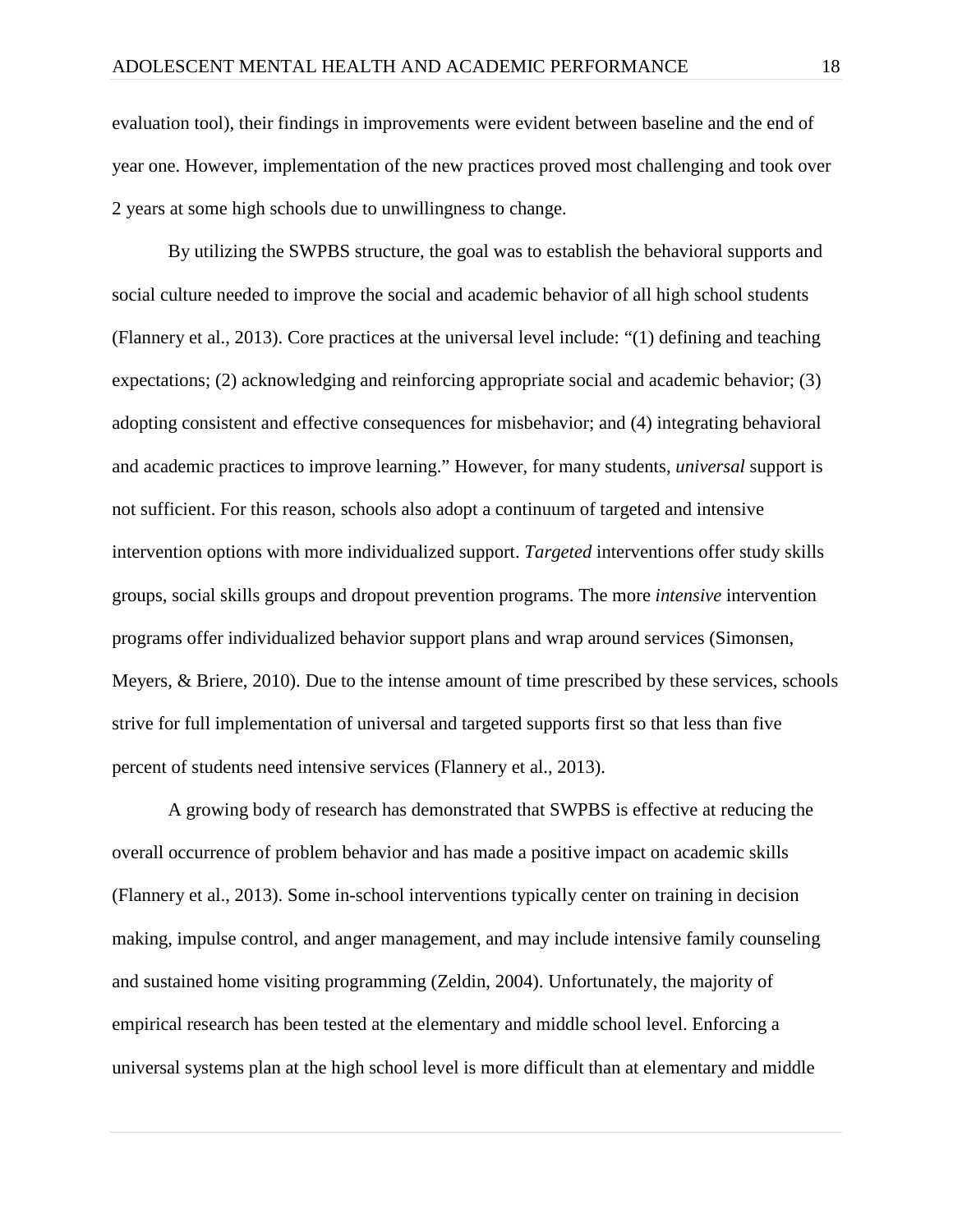evaluation tool), their findings in improvements were evident between baseline and the end of year one. However, implementation of the new practices proved most challenging and took over 2 years at some high schools due to unwillingness to change.

By utilizing the SWPBS structure, the goal was to establish the behavioral supports and social culture needed to improve the social and academic behavior of all high school students (Flannery et al., 2013). Core practices at the universal level include: "(1) defining and teaching expectations; (2) acknowledging and reinforcing appropriate social and academic behavior; (3) adopting consistent and effective consequences for misbehavior; and (4) integrating behavioral and academic practices to improve learning." However, for many students, *universal* support is not sufficient. For this reason, schools also adopt a continuum of targeted and intensive intervention options with more individualized support. *Targeted* interventions offer study skills groups, social skills groups and dropout prevention programs. The more *intensive* intervention programs offer individualized behavior support plans and wrap around services (Simonsen, Meyers, & Briere, 2010). Due to the intense amount of time prescribed by these services, schools strive for full implementation of universal and targeted supports first so that less than five percent of students need intensive services (Flannery et al., 2013).

A growing body of research has demonstrated that SWPBS is effective at reducing the overall occurrence of problem behavior and has made a positive impact on academic skills (Flannery et al., 2013). Some in-school interventions typically center on training in decision making, impulse control, and anger management, and may include intensive family counseling and sustained home visiting programming (Zeldin, 2004). Unfortunately, the majority of empirical research has been tested at the elementary and middle school level. Enforcing a universal systems plan at the high school level is more difficult than at elementary and middle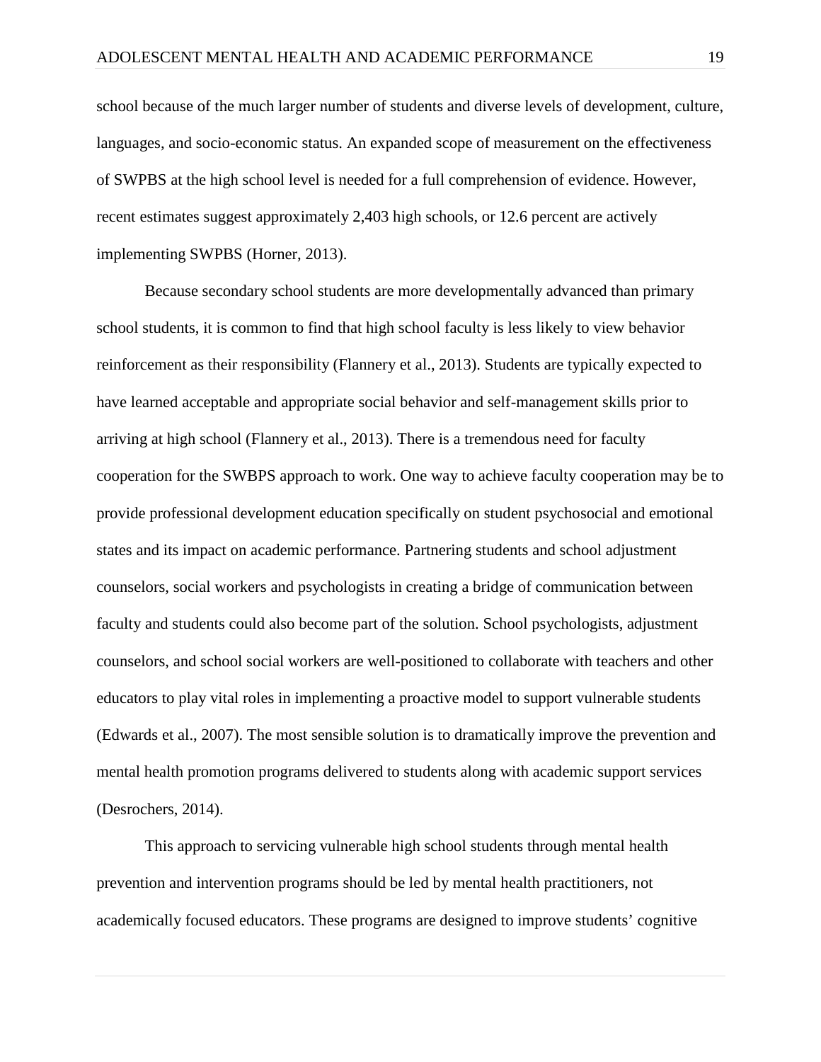school because of the much larger number of students and diverse levels of development, culture, languages, and socio-economic status. An expanded scope of measurement on the effectiveness of SWPBS at the high school level is needed for a full comprehension of evidence. However, recent estimates suggest approximately 2,403 high schools, or 12.6 percent are actively implementing SWPBS (Horner, 2013).

Because secondary school students are more developmentally advanced than primary school students, it is common to find that high school faculty is less likely to view behavior reinforcement as their responsibility (Flannery et al., 2013). Students are typically expected to have learned acceptable and appropriate social behavior and self-management skills prior to arriving at high school (Flannery et al., 2013). There is a tremendous need for faculty cooperation for the SWBPS approach to work. One way to achieve faculty cooperation may be to provide professional development education specifically on student psychosocial and emotional states and its impact on academic performance. Partnering students and school adjustment counselors, social workers and psychologists in creating a bridge of communication between faculty and students could also become part of the solution. School psychologists, adjustment counselors, and school social workers are well-positioned to collaborate with teachers and other educators to play vital roles in implementing a proactive model to support vulnerable students (Edwards et al., 2007). The most sensible solution is to dramatically improve the prevention and mental health promotion programs delivered to students along with academic support services (Desrochers, 2014).

This approach to servicing vulnerable high school students through mental health prevention and intervention programs should be led by mental health practitioners, not academically focused educators. These programs are designed to improve students' cognitive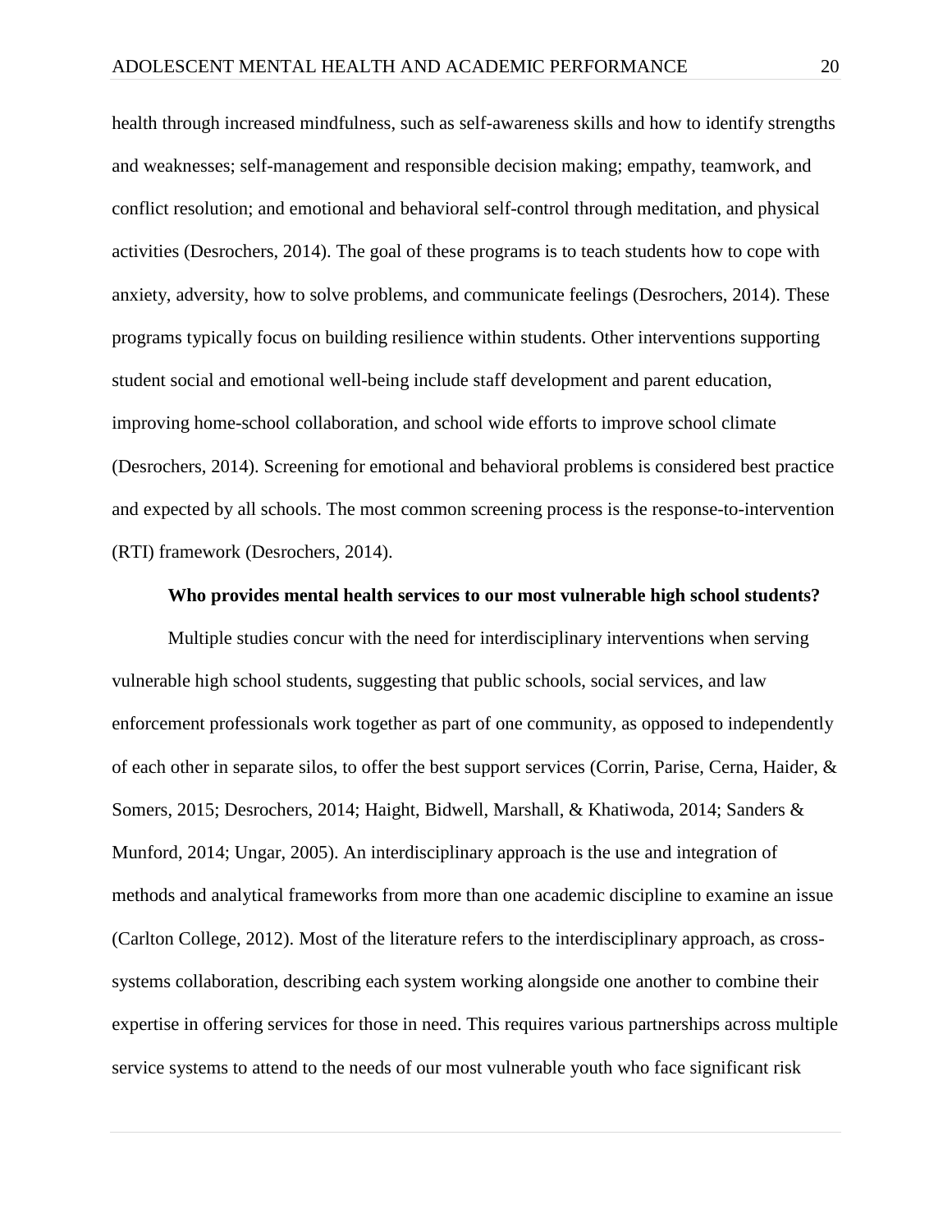health through increased mindfulness, such as self-awareness skills and how to identify strengths and weaknesses; self-management and responsible decision making; empathy, teamwork, and conflict resolution; and emotional and behavioral self-control through meditation, and physical activities (Desrochers, 2014). The goal of these programs is to teach students how to cope with anxiety, adversity, how to solve problems, and communicate feelings (Desrochers, 2014). These programs typically focus on building resilience within students. Other interventions supporting student social and emotional well-being include staff development and parent education, improving home-school collaboration, and school wide efforts to improve school climate (Desrochers, 2014). Screening for emotional and behavioral problems is considered best practice and expected by all schools. The most common screening process is the response-to-intervention (RTI) framework (Desrochers, 2014).

**Who provides mental health services to our most vulnerable high school students?**

Multiple studies concur with the need for interdisciplinary interventions when serving vulnerable high school students, suggesting that public schools, social services, and law enforcement professionals work together as part of one community, as opposed to independently of each other in separate silos, to offer the best support services (Corrin, Parise, Cerna, Haider, & Somers, 2015; Desrochers, 2014; Haight, Bidwell, Marshall, & Khatiwoda, 2014; Sanders & Munford, 2014; Ungar, 2005). An interdisciplinary approach is the use and integration of methods and analytical frameworks from more than one academic discipline to examine an issue (Carlton College, 2012). Most of the literature refers to the interdisciplinary approach, as cross-systems collaboration, describing each system working alongside one another to combine their expertise in offering services for those in need. This requires various partnerships across multiple service systems to attend to the needs of our most vulnerable youth who face significant risk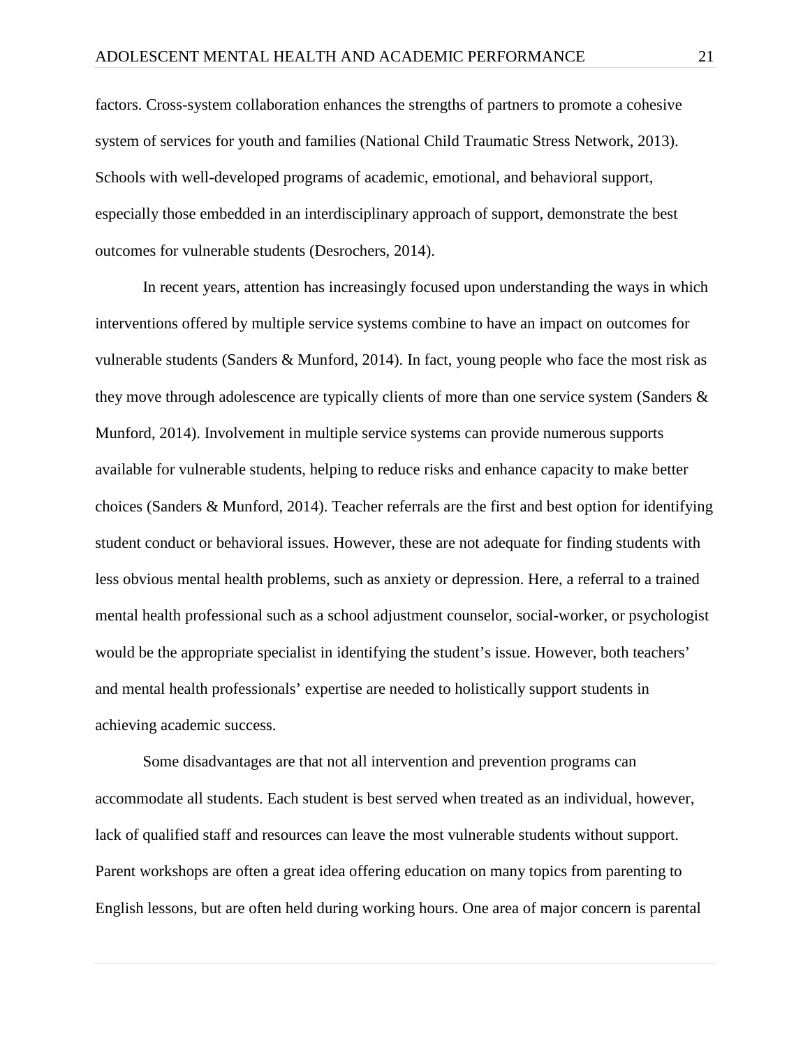factors. Cross-system collaboration enhances the strengths of partners to promote a cohesive system of services for youth and families (National Child Traumatic Stress Network, 2013). Schools with well-developed programs of academic, emotional, and behavioral support, especially those embedded in an interdisciplinary approach of support, demonstrate the best outcomes for vulnerable students (Desrochers, 2014).

In recent years, attention has increasingly focused upon understanding the ways in which interventions offered by multiple service systems combine to have an impact on outcomes for vulnerable students (Sanders & Munford, 2014). In fact, young people who face the most risk as they move through adolescence are typically clients of more than one service system (Sanders & Munford, 2014). Involvement in multiple service systems can provide numerous supports available for vulnerable students, helping to reduce risks and enhance capacity to make better choices (Sanders & Munford, 2014). Teacher referrals are the first and best option for identifying student conduct or behavioral issues. However, these are not adequate for finding students with less obvious mental health problems, such as anxiety or depression. Here, a referral to a trained mental health professional such as a school adjustment counselor, social-worker, or psychologist would be the appropriate specialist in identifying the student's issue. However, both teachers' and mental health professionals' expertise are needed to holistically support students in achieving academic success.

Some disadvantages are that not all intervention and prevention programs can accommodate all students. Each student is best served when treated as an individual, however, lack of qualified staff and resources can leave the most vulnerable students without support. Parent workshops are often a great idea offering education on many topics from parenting to English lessons, but are often held during working hours. One area of major concern is parental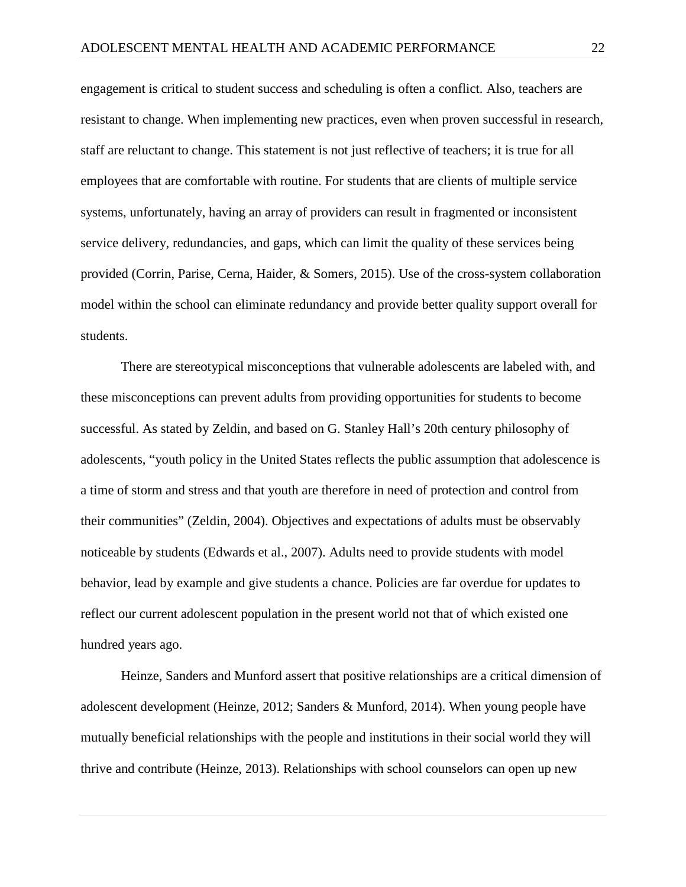engagement is critical to student success and scheduling is often a conflict. Also, teachers are resistant to change. When implementing new practices, even when proven successful in research, staff are reluctant to change. This statement is not just reflective of teachers; it is true for all employees that are comfortable with routine. For students that are clients of multiple service systems, unfortunately, having an array of providers can result in fragmented or inconsistent service delivery, redundancies, and gaps, which can limit the quality of these services being provided (Corrin, Parise, Cerna, Haider, & Somers, 2015). Use of the cross-system collaboration model within the school can eliminate redundancy and provide better quality support overall for students.

There are stereotypical misconceptions that vulnerable adolescents are labeled with, and these misconceptions can prevent adults from providing opportunities for students to become successful. As stated by Zeldin, and based on G. Stanley Hall's 20th century philosophy of adolescents, "youth policy in the United States reflects the public assumption that adolescence is a time of storm and stress and that youth are therefore in need of protection and control from their communities" (Zeldin, 2004). Objectives and expectations of adults must be observably noticeable by students (Edwards et al., 2007). Adults need to provide students with model behavior, lead by example and give students a chance. Policies are far overdue for updates to reflect our current adolescent population in the present world not that of which existed one hundred years ago.

Heinze, Sanders and Munford assert that positive relationships are a critical dimension of adolescent development (Heinze, 2012; Sanders & Munford, 2014). When young people have mutually beneficial relationships with the people and institutions in their social world they will thrive and contribute (Heinze, 2013). Relationships with school counselors can open up new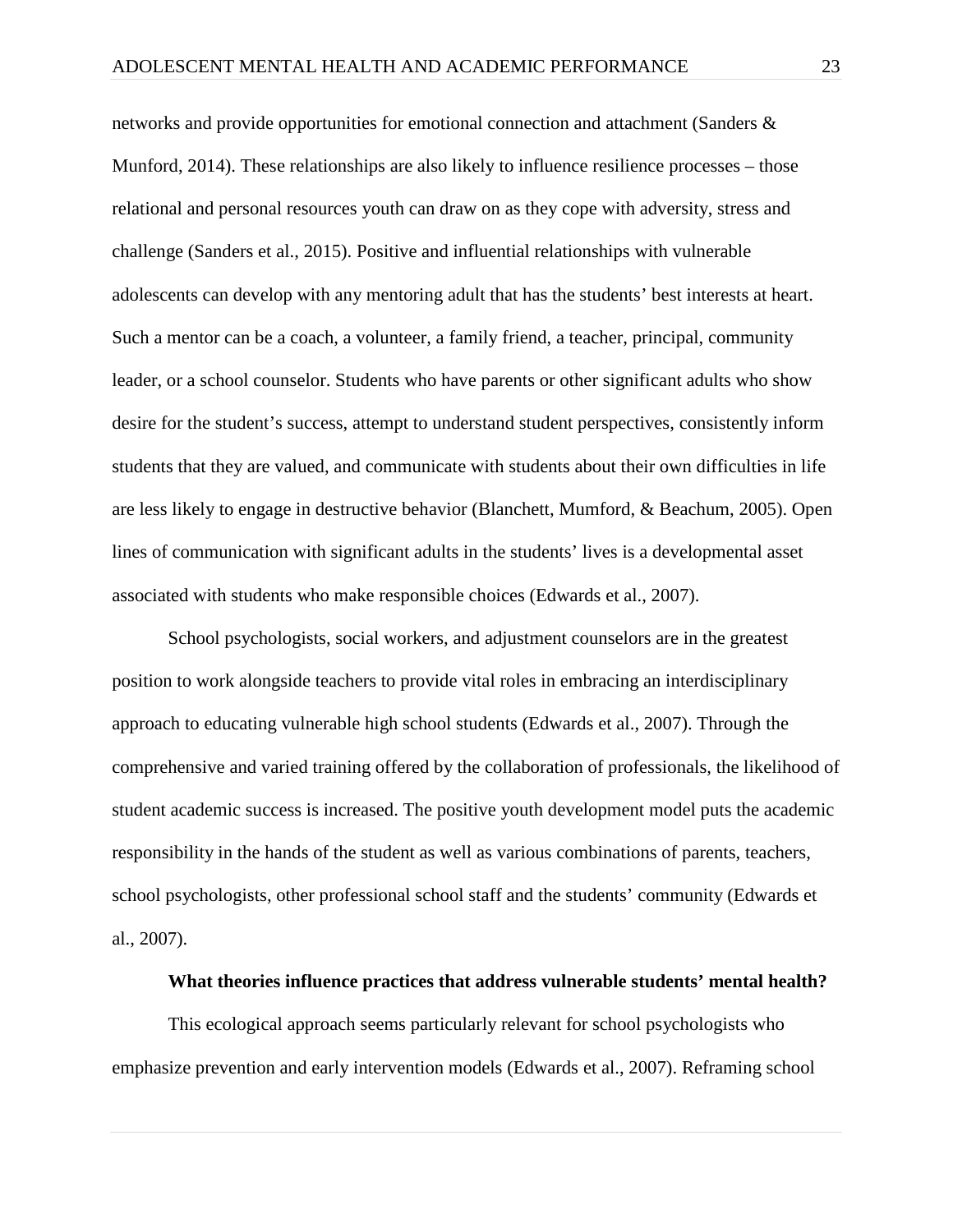networks and provide opportunities for emotional connection and attachment (Sanders & Munford, 2014). These relationships are also likely to influence resilience processes – those relational and personal resources youth can draw on as they cope with adversity, stress and challenge (Sanders et al., 2015). Positive and influential relationships with vulnerable adolescents can develop with any mentoring adult that has the students' best interests at heart. Such a mentor can be a coach, a volunteer, a family friend, a teacher, principal, community leader, or a school counselor. Students who have parents or other significant adults who show desire for the student's success, attempt to understand student perspectives, consistently inform students that they are valued, and communicate with students about their own difficulties in life are less likely to engage in destructive behavior (Blanchett, Mumford, & Beachum, 2005). Open lines of communication with significant adults in the students' lives is a developmental asset associated with students who make responsible choices (Edwards et al., 2007).

School psychologists, social workers, and adjustment counselors are in the greatest position to work alongside teachers to provide vital roles in embracing an interdisciplinary approach to educating vulnerable high school students (Edwards et al., 2007). Through the comprehensive and varied training offered by the collaboration of professionals, the likelihood of student academic success is increased. The positive youth development model puts the academic responsibility in the hands of the student as well as various combinations of parents, teachers, school psychologists, other professional school staff and the students' community (Edwards et al., 2007).

### What theories influence practices that address vulnerable students' mental health?

This ecological approach seems particularly relevant for school psychologists who emphasize prevention and early intervention models (Edwards et al., 2007). Reframing school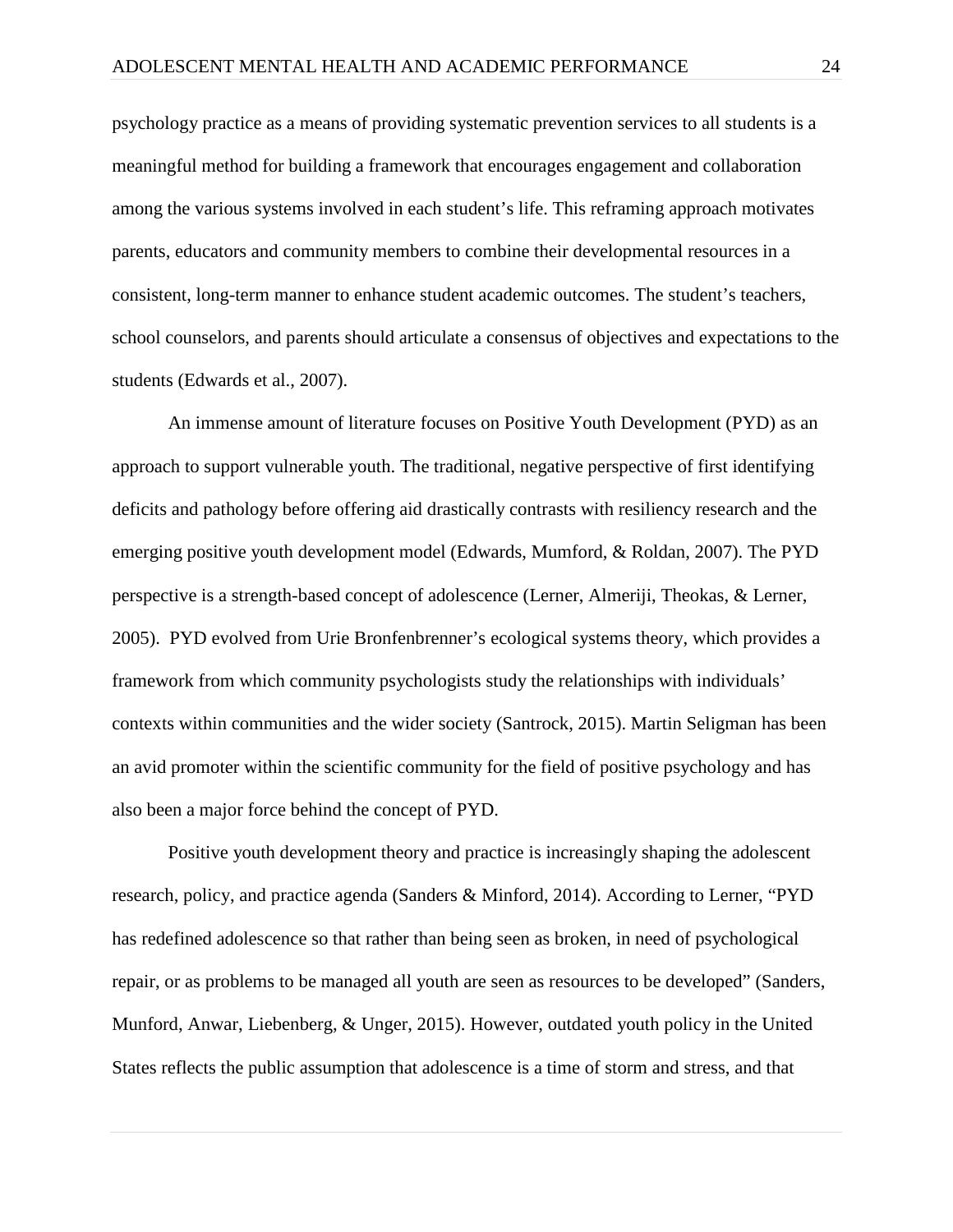psychology practice as a means of providing systematic prevention services to all students is a meaningful method for building a framework that encourages engagement and collaboration among the various systems involved in each student's life. This reframing approach motivates parents, educators and community members to combine their developmental resources in a consistent, long-term manner to enhance student academic outcomes. The student's teachers, school counselors, and parents should articulate a consensus of objectives and expectations to the students (Edwards et al., 2007).

An immense amount of literature focuses on Positive Youth Development (PYD) as an approach to support vulnerable youth. The traditional, negative perspective of first identifying deficits and pathology before offering aid drastically contrasts with resiliency research and the emerging positive youth development model (Edwards, Mumford, & Roldan, 2007). The PYD perspective is a strength-based concept of adolescence (Lerner, Almeriji, Theokas, & Lerner, 2005). PYD evolved from Urie Bronfenbrenner's ecological systems theory, which provides a framework from which community psychologists study the relationships with individuals' contexts within communities and the wider society (Santrock, 2015). Martin Seligman has been an avid promoter within the scientific community for the field of positive psychology and has also been a major force behind the concept of PYD.

Positive youth development theory and practice is increasingly shaping the adolescent research, policy, and practice agenda (Sanders & Minford, 2014). According to Lerner, "PYD has redefined adolescence so that rather than being seen as broken, in need of psychological repair, or as problems to be managed all youth are seen as resources to be developed" (Sanders, Munford, Anwar, Liebenberg, & Unger, 2015). However, outdated youth policy in the United States reflects the public assumption that adolescence is a time of storm and stress, and that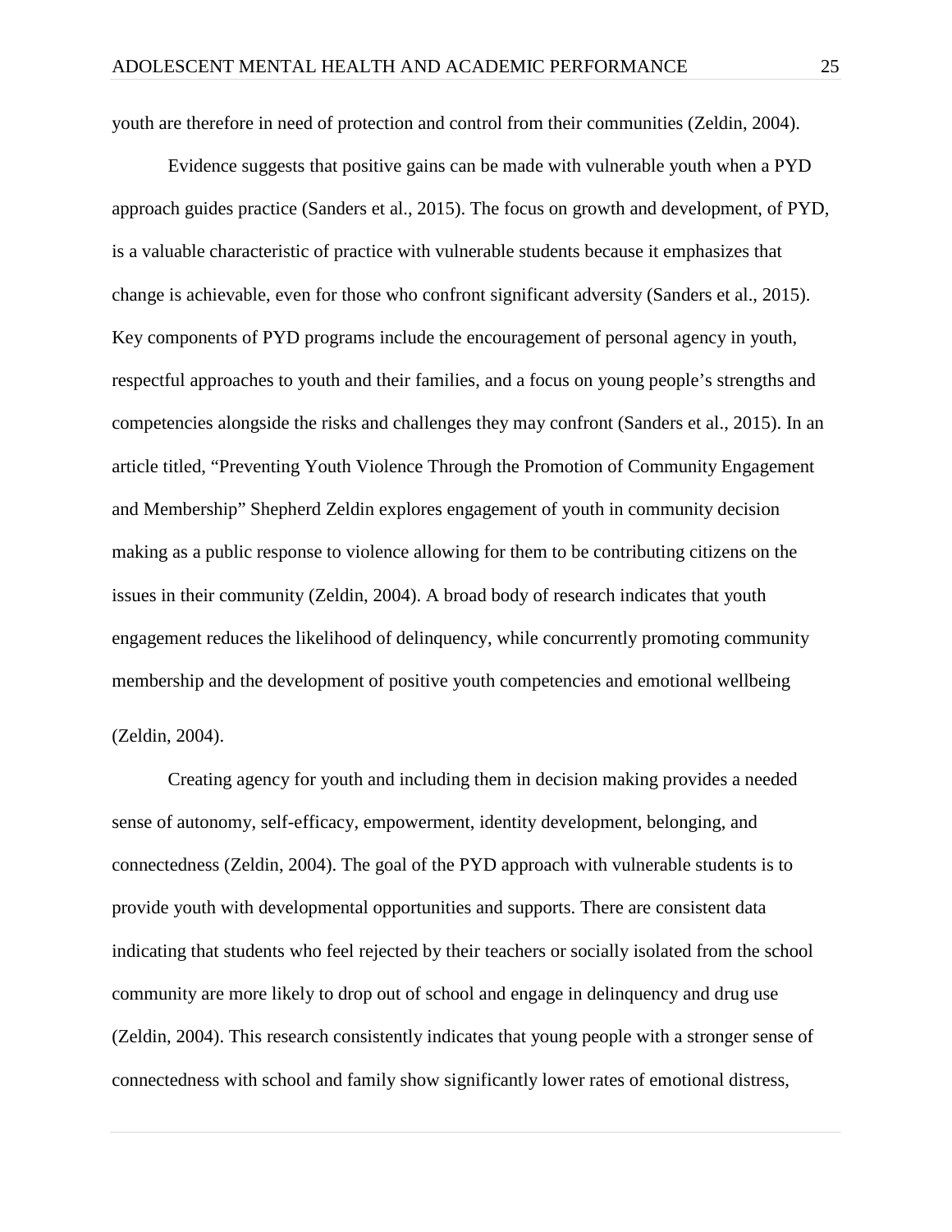youth are therefore in need of protection and control from their communities (Zeldin, 2004).

Evidence suggests that positive gains can be made with vulnerable youth when a PYD approach guides practice (Sanders et al., 2015). The focus on growth and development, of PYD, is a valuable characteristic of practice with vulnerable students because it emphasizes that change is achievable, even for those who confront significant adversity (Sanders et al., 2015). Key components of PYD programs include the encouragement of personal agency in youth, respectful approaches to youth and their families, and a focus on young people's strengths and competencies alongside the risks and challenges they may confront (Sanders et al., 2015). In an article titled, "Preventing Youth Violence Through the Promotion of Community Engagement and Membership" Shepherd Zeldin explores engagement of youth in community decision making as a public response to violence allowing for them to be contributing citizens on the issues in their community (Zeldin, 2004). A broad body of research indicates that youth engagement reduces the likelihood of delinquency, while concurrently promoting community membership and the development of positive youth competencies and emotional wellbeing (Zeldin, 2004).

Creating agency for youth and including them in decision making provides a needed sense of autonomy, self-efficacy, empowerment, identity development, belonging, and connectedness (Zeldin, 2004). The goal of the PYD approach with vulnerable students is to provide youth with developmental opportunities and supports. There are consistent data indicating that students who feel rejected by their teachers or socially isolated from the school community are more likely to drop out of school and engage in delinquency and drug use (Zeldin, 2004). This research consistently indicates that young people with a stronger sense of connectedness with school and family show significantly lower rates of emotional distress,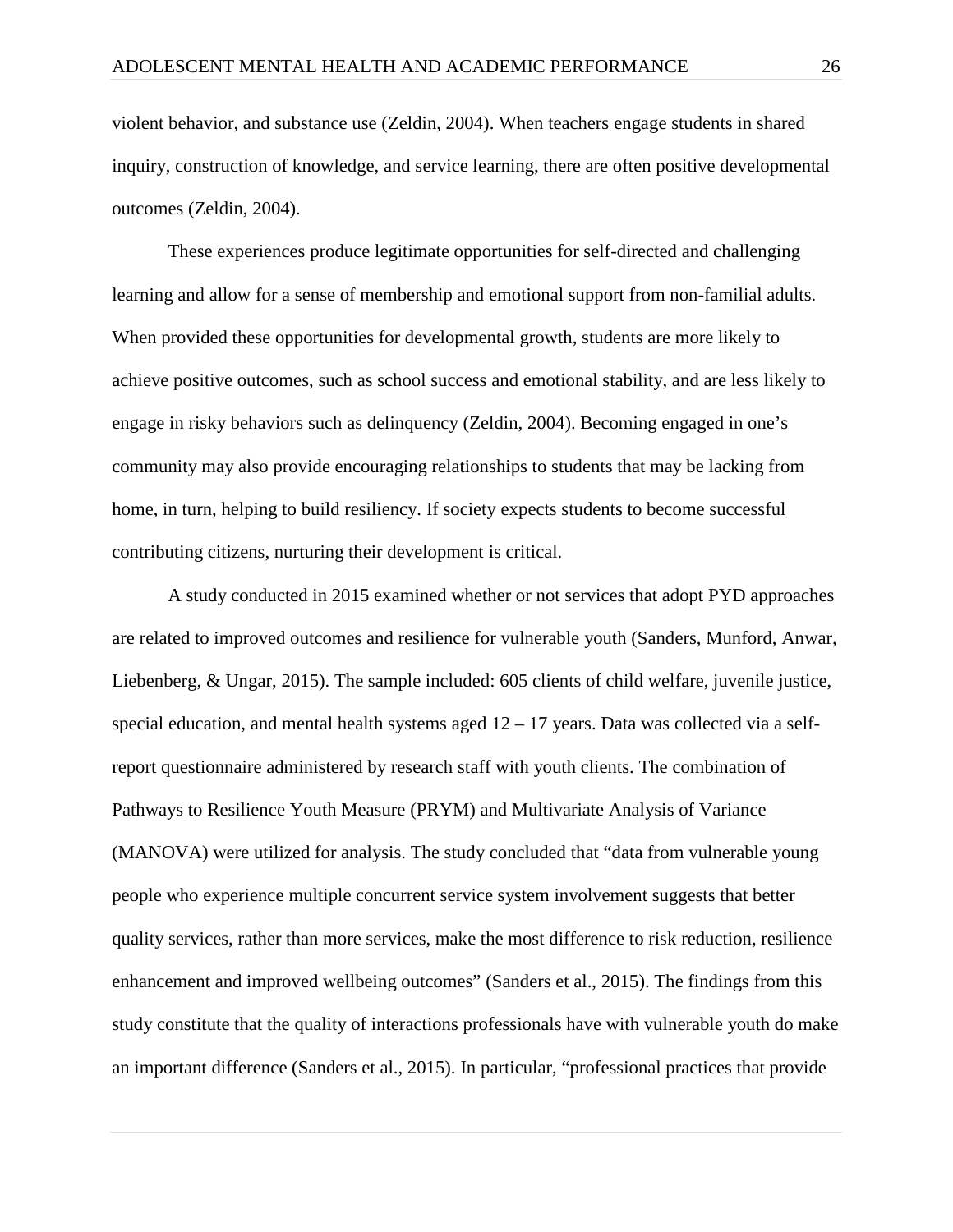violent behavior, and substance use (Zeldin, 2004). When teachers engage students in shared inquiry, construction of knowledge, and service learning, there are often positive developmental outcomes (Zeldin, 2004).

These experiences produce legitimate opportunities for self-directed and challenging learning and allow for a sense of membership and emotional support from non-familial adults. When provided these opportunities for developmental growth, students are more likely to achieve positive outcomes, such as school success and emotional stability, and are less likely to engage in risky behaviors such as delinquency (Zeldin, 2004). Becoming engaged in one's community may also provide encouraging relationships to students that may be lacking from home, in turn, helping to build resiliency. If society expects students to become successful contributing citizens, nurturing their development is critical.

A study conducted in 2015 examined whether or not services that adopt PYD approaches are related to improved outcomes and resilience for vulnerable youth (Sanders, Munford, Anwar, Liebenberg, & Ungar, 2015). The sample included: 605 clients of child welfare, juvenile justice, special education, and mental health systems aged 12 – 17 years. Data was collected via a self-report questionnaire administered by research staff with youth clients. The combination of Pathways to Resilience Youth Measure (PRYM) and Multivariate Analysis of Variance (MANOVA) were utilized for analysis. The study concluded that "data from vulnerable young people who experience multiple concurrent service system involvement suggests that better quality services, rather than more services, make the most difference to risk reduction, resilience enhancement and improved wellbeing outcomes" (Sanders et al., 2015). The findings from this study constitute that the quality of interactions professionals have with vulnerable youth do make an important difference (Sanders et al., 2015). In particular, "professional practices that provide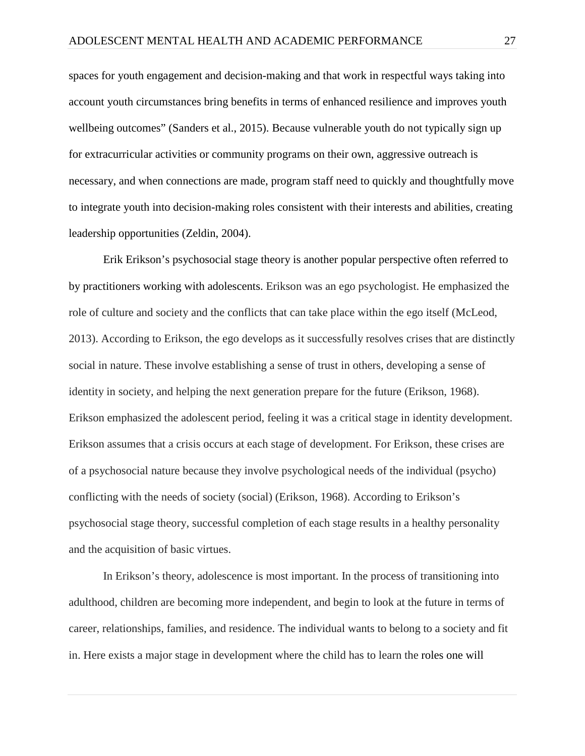spaces for youth engagement and decision-making and that work in respectful ways taking into account youth circumstances bring benefits in terms of enhanced resilience and improves youth wellbeing outcomes" (Sanders et al., 2015). Because vulnerable youth do not typically sign up for extracurricular activities or community programs on their own, aggressive outreach is necessary, and when connections are made, program staff need to quickly and thoughtfully move to integrate youth into decision-making roles consistent with their interests and abilities, creating leadership opportunities (Zeldin, 2004).

Erik Erikson's psychosocial stage theory is another popular perspective often referred to by practitioners working with adolescents. Erikson was an ego psychologist. He emphasized the role of culture and society and the conflicts that can take place within the ego itself (McLeod, 2013). According to Erikson, the ego develops as it successfully resolves crises that are distinctly social in nature. These involve establishing a sense of trust in others, developing a sense of identity in society, and helping the next generation prepare for the future (Erikson, 1968). Erikson emphasized the adolescent period, feeling it was a critical stage in identity development. Erikson assumes that a crisis occurs at each stage of development. For Erikson, these crises are of a psychosocial nature because they involve psychological needs of the individual (psycho) conflicting with the needs of society (social) (Erikson, 1968). According to Erikson's psychosocial stage theory, successful completion of each stage results in a healthy personality and the acquisition of basic virtues.

In Erikson's theory, adolescence is most important. In the process of transitioning into adulthood, children are becoming more independent, and begin to look at the future in terms of career, relationships, families, and residence. The individual wants to belong to a society and fit in. Here exists a major stage in development where the child has to learn the roles one will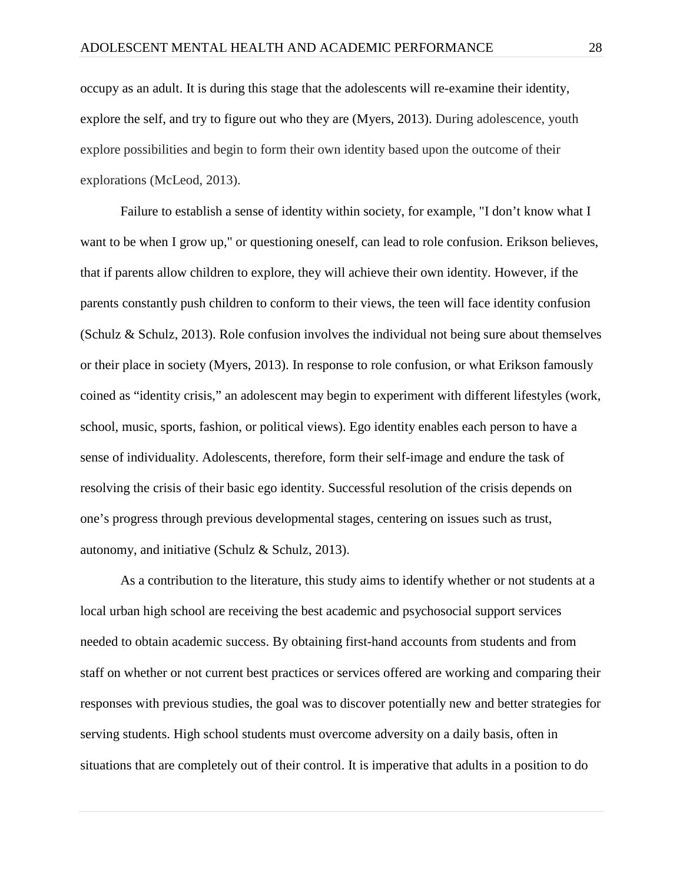occupy as an adult. It is during this stage that the adolescents will re-examine their identity, explore the self, and try to figure out who they are (Myers, 2013). During adolescence, youth explore possibilities and begin to form their own identity based upon the outcome of their explorations (McLeod, 2013).

Failure to establish a sense of identity within society, for example, "I don't know what I want to be when I grow up," or questioning oneself, can lead to role confusion. Erikson believes, that if parents allow children to explore, they will achieve their own identity. However, if the parents constantly push children to conform to their views, the teen will face identity confusion (Schulz & Schulz, 2013). Role confusion involves the individual not being sure about themselves or their place in society (Myers, 2013). In response to role confusion, or what Erikson famously coined as "identity crisis," an adolescent may begin to experiment with different lifestyles (work, school, music, sports, fashion, or political views). Ego identity enables each person to have a sense of individuality. Adolescents, therefore, form their self-image and endure the task of resolving the crisis of their basic ego identity. Successful resolution of the crisis depends on one's progress through previous developmental stages, centering on issues such as trust, autonomy, and initiative (Schulz & Schulz, 2013).

As a contribution to the literature, this study aims to identify whether or not students at a local urban high school are receiving the best academic and psychosocial support services needed to obtain academic success. By obtaining first-hand accounts from students and from staff on whether or not current best practices or services offered are working and comparing their responses with previous studies, the goal was to discover potentially new and better strategies for serving students. High school students must overcome adversity on a daily basis, often in situations that are completely out of their control. It is imperative that adults in a position to do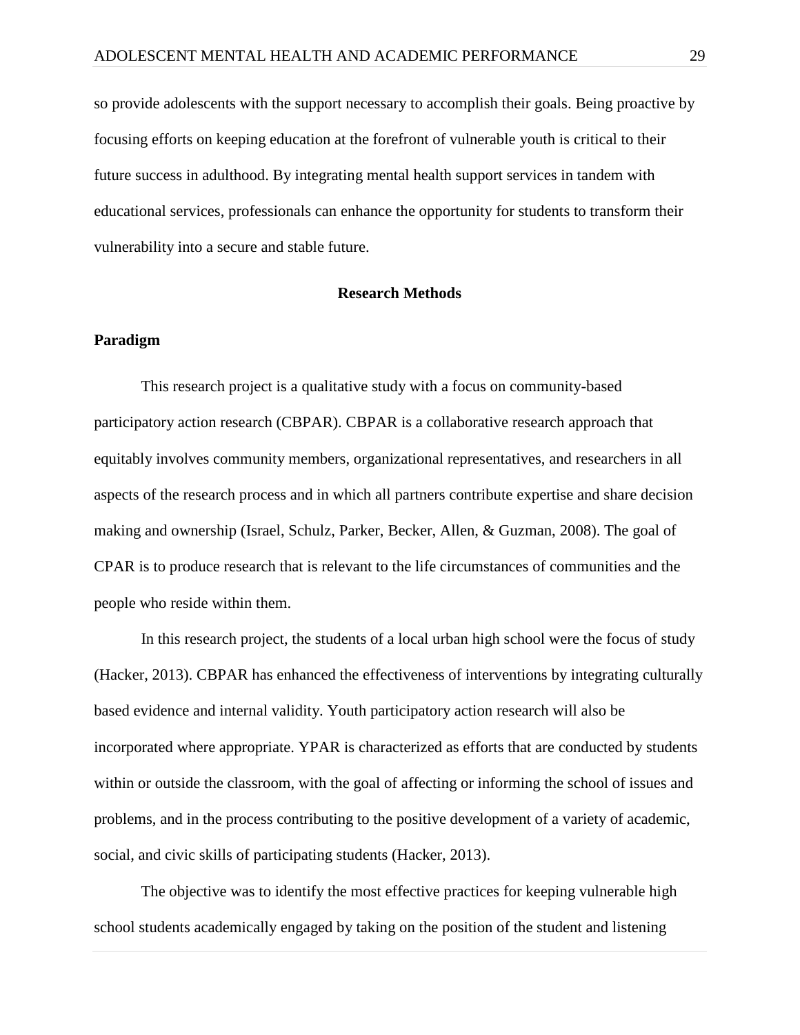so provide adolescents with the support necessary to accomplish their goals. Being proactive by focusing efforts on keeping education at the forefront of vulnerable youth is critical to their future success in adulthood. By integrating mental health support services in tandem with educational services, professionals can enhance the opportunity for students to transform their vulnerability into a secure and stable future.

## Research Methods

### Paradigm

This research project is a qualitative study with a focus on community-based participatory action research (CBPAR). CBPAR is a collaborative research approach that equitably involves community members, organizational representatives, and researchers in all aspects of the research process and in which all partners contribute expertise and share decision making and ownership (Israel, Schulz, Parker, Becker, Allen, & Guzman, 2008). The goal of CPAR is to produce research that is relevant to the life circumstances of communities and the people who reside within them.

In this research project, the students of a local urban high school were the focus of study (Hacker, 2013). CBPAR has enhanced the effectiveness of interventions by integrating culturally based evidence and internal validity. Youth participatory action research will also be incorporated where appropriate. YPAR is characterized as efforts that are conducted by students within or outside the classroom, with the goal of affecting or informing the school of issues and problems, and in the process contributing to the positive development of a variety of academic, social, and civic skills of participating students (Hacker, 2013).

The objective was to identify the most effective practices for keeping vulnerable high school students academically engaged by taking on the position of the student and listening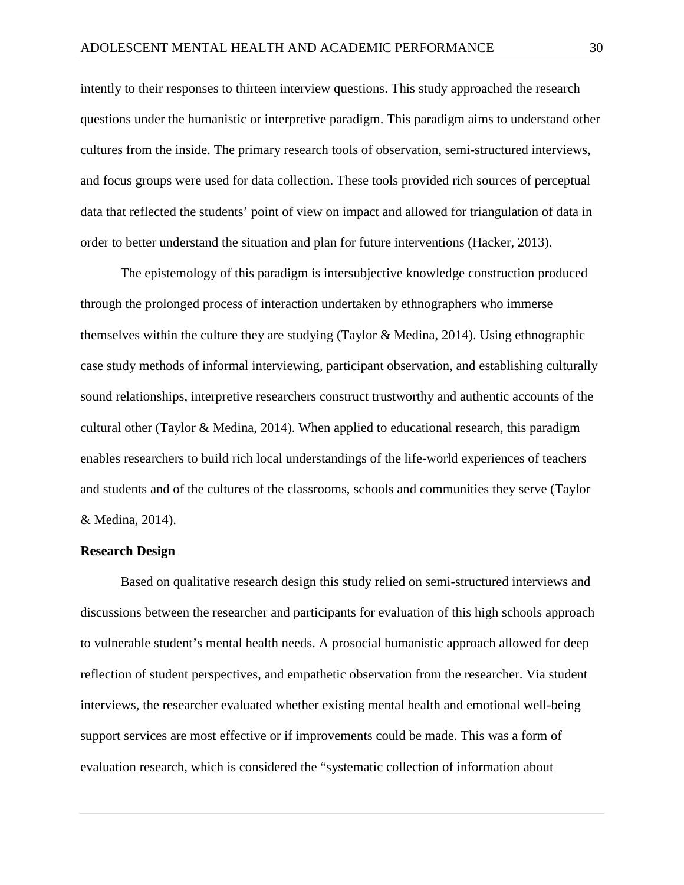intently to their responses to thirteen interview questions. This study approached the research questions under the humanistic or interpretive paradigm. This paradigm aims to understand other cultures from the inside. The primary research tools of observation, semi-structured interviews, and focus groups were used for data collection. These tools provided rich sources of perceptual data that reflected the students' point of view on impact and allowed for triangulation of data in order to better understand the situation and plan for future interventions (Hacker, 2013).

The epistemology of this paradigm is intersubjective knowledge construction produced through the prolonged process of interaction undertaken by ethnographers who immerse themselves within the culture they are studying (Taylor & Medina, 2014). Using ethnographic case study methods of informal interviewing, participant observation, and establishing culturally sound relationships, interpretive researchers construct trustworthy and authentic accounts of the cultural other (Taylor & Medina, 2014). When applied to educational research, this paradigm enables researchers to build rich local understandings of the life-world experiences of teachers and students and of the cultures of the classrooms, schools and communities they serve (Taylor & Medina, 2014).

**Research Design**

Based on qualitative research design this study relied on semi-structured interviews and discussions between the researcher and participants for evaluation of this high schools approach to vulnerable student's mental health needs. A prosocial humanistic approach allowed for deep reflection of student perspectives, and empathetic observation from the researcher. Via student interviews, the researcher evaluated whether existing mental health and emotional well-being support services are most effective or if improvements could be made. This was a form of evaluation research, which is considered the "systematic collection of information about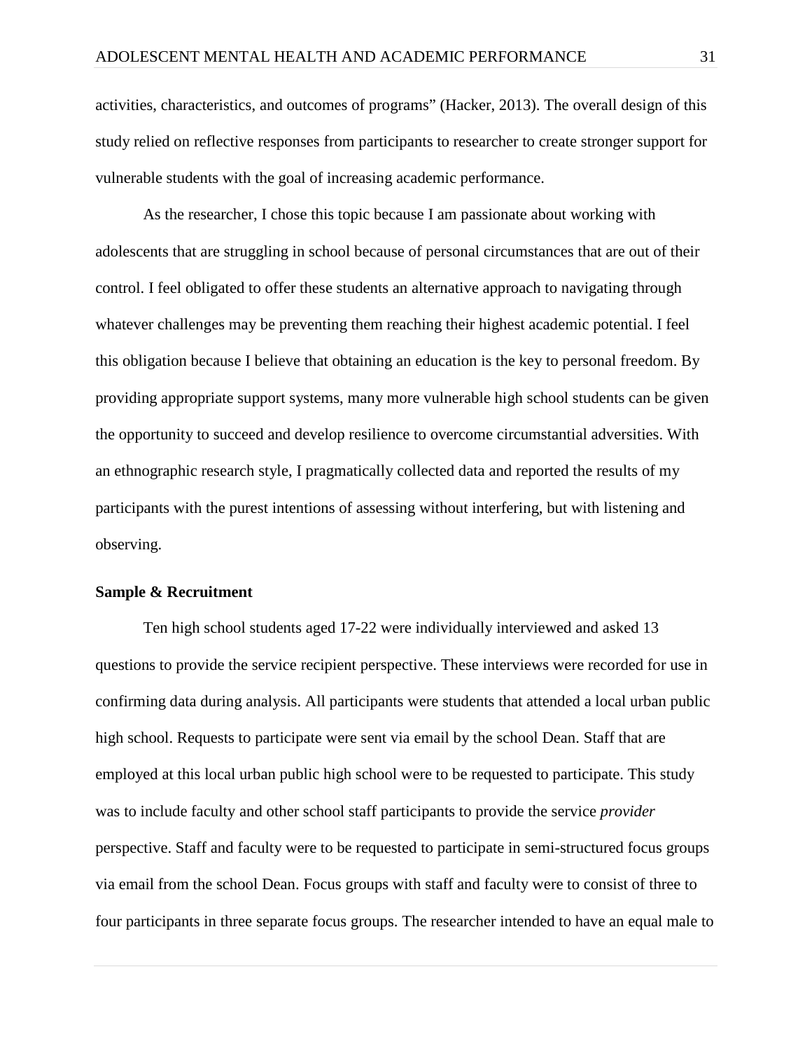activities, characteristics, and outcomes of programs" (Hacker, 2013). The overall design of this study relied on reflective responses from participants to researcher to create stronger support for vulnerable students with the goal of increasing academic performance.

As the researcher, I chose this topic because I am passionate about working with adolescents that are struggling in school because of personal circumstances that are out of their control. I feel obligated to offer these students an alternative approach to navigating through whatever challenges may be preventing them reaching their highest academic potential. I feel this obligation because I believe that obtaining an education is the key to personal freedom. By providing appropriate support systems, many more vulnerable high school students can be given the opportunity to succeed and develop resilience to overcome circumstantial adversities. With an ethnographic research style, I pragmatically collected data and reported the results of my participants with the purest intentions of assessing without interfering, but with listening and observing.

**Sample & Recruitment**

Ten high school students aged 17-22 were individually interviewed and asked 13 questions to provide the service recipient perspective. These interviews were recorded for use in confirming data during analysis. All participants were students that attended a local urban public high school. Requests to participate were sent via email by the school Dean. Staff that are employed at this local urban public high school were to be requested to participate. This study was to include faculty and other school staff participants to provide the service *provider* perspective. Staff and faculty were to be requested to participate in semi-structured focus groups via email from the school Dean. Focus groups with staff and faculty were to consist of three to four participants in three separate focus groups. The researcher intended to have an equal male to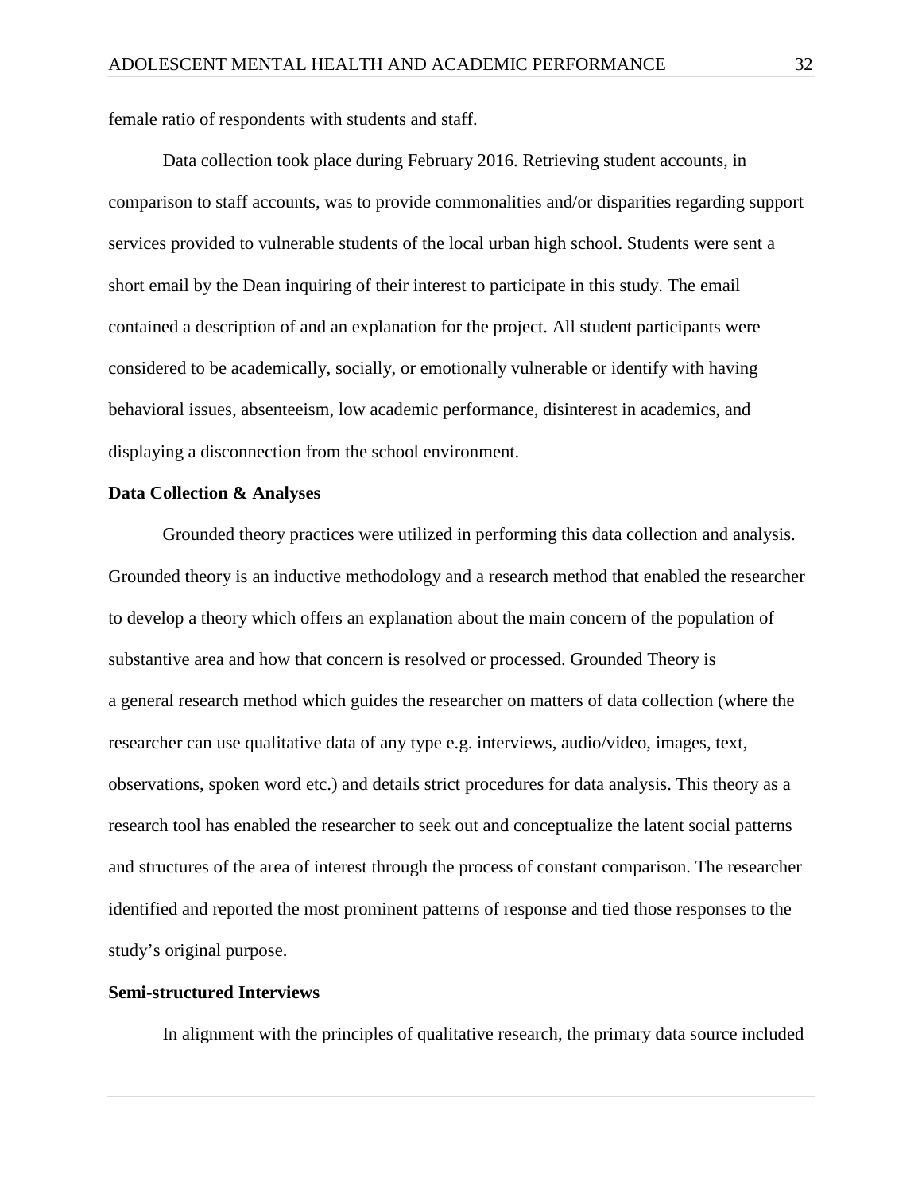female ratio of respondents with students and staff.

Data collection took place during February 2016. Retrieving student accounts, in comparison to staff accounts, was to provide commonalities and/or disparities regarding support services provided to vulnerable students of the local urban high school. Students were sent a short email by the Dean inquiring of their interest to participate in this study. The email contained a description of and an explanation for the project. All student participants were considered to be academically, socially, or emotionally vulnerable or identify with having behavioral issues, absenteeism, low academic performance, disinterest in academics, and displaying a disconnection from the school environment.

**Data Collection & Analyses**

Grounded theory practices were utilized in performing this data collection and analysis. Grounded theory is an inductive methodology and a research method that enabled the researcher to develop a theory which offers an explanation about the main concern of the population of substantive area and how that concern is resolved or processed. Grounded Theory is a general research method which guides the researcher on matters of data collection (where the researcher can use qualitative data of any type e.g. interviews, audio/video, images, text, observations, spoken word etc.) and details strict procedures for data analysis. This theory as a research tool has enabled the researcher to seek out and conceptualize the latent social patterns and structures of the area of interest through the process of constant comparison. The researcher identified and reported the most prominent patterns of response and tied those responses to the study's original purpose.

**Semi-structured Interviews**

In alignment with the principles of qualitative research, the primary data source included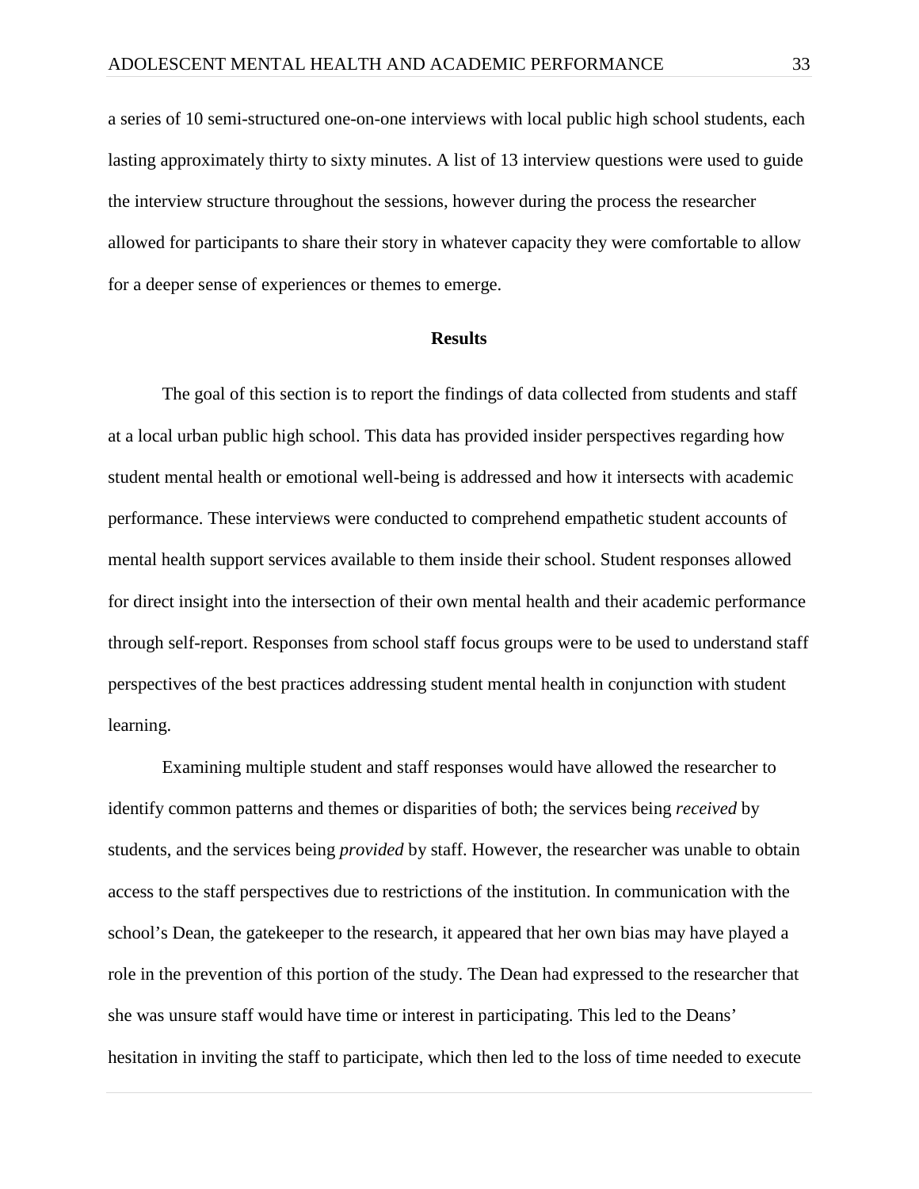a series of 10 semi-structured one-on-one interviews with local public high school students, each lasting approximately thirty to sixty minutes. A list of 13 interview questions were used to guide the interview structure throughout the sessions, however during the process the researcher allowed for participants to share their story in whatever capacity they were comfortable to allow for a deeper sense of experiences or themes to emerge.

## Results

The goal of this section is to report the findings of data collected from students and staff at a local urban public high school. This data has provided insider perspectives regarding how student mental health or emotional well-being is addressed and how it intersects with academic performance. These interviews were conducted to comprehend empathetic student accounts of mental health support services available to them inside their school. Student responses allowed for direct insight into the intersection of their own mental health and their academic performance through self-report. Responses from school staff focus groups were to be used to understand staff perspectives of the best practices addressing student mental health in conjunction with student learning.

Examining multiple student and staff responses would have allowed the researcher to identify common patterns and themes or disparities of both; the services being *received* by students, and the services being *provided* by staff. However, the researcher was unable to obtain access to the staff perspectives due to restrictions of the institution. In communication with the school's Dean, the gatekeeper to the research, it appeared that her own bias may have played a role in the prevention of this portion of the study. The Dean had expressed to the researcher that she was unsure staff would have time or interest in participating. This led to the Deans' hesitation in inviting the staff to participate, which then led to the loss of time needed to execute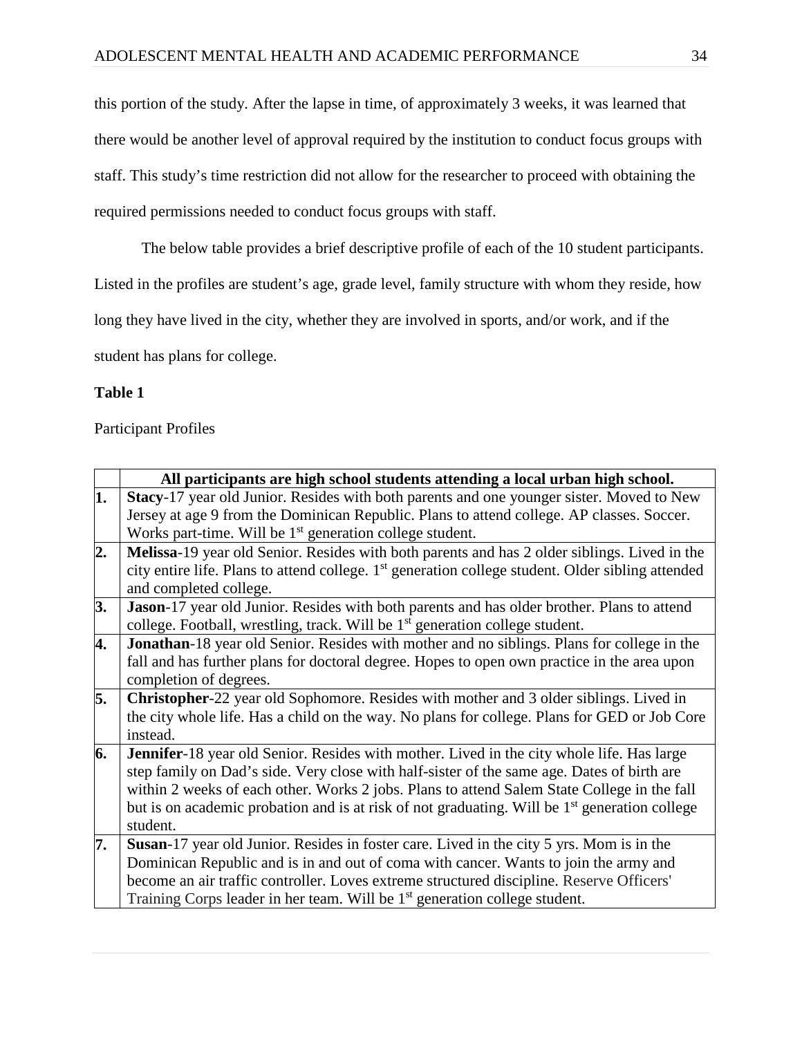this portion of the study. After the lapse in time, of approximately 3 weeks, it was learned that there would be another level of approval required by the institution to conduct focus groups with staff. This study's time restriction did not allow for the researcher to proceed with obtaining the required permissions needed to conduct focus groups with staff.

The below table provides a brief descriptive profile of each of the 10 student participants. Listed in the profiles are student's age, grade level, family structure with whom they reside, how long they have lived in the city, whether they are involved in sports, and/or work, and if the student has plans for college.

**Table 1**

Participant Profiles

| | **All participants are high school students attending a local urban high school.** |
|---|---|
| **1.** | **Stacy**-17 year old Junior. Resides with both parents and one younger sister. Moved to New Jersey at age 9 from the Dominican Republic. Plans to attend college. AP classes. Soccer. Works part-time. Will be 1st generation college student. |
| **2.** | **Melissa**-19 year old Senior. Resides with both parents and has 2 older siblings. Lived in the city entire life. Plans to attend college. 1st generation college student. Older sibling attended and completed college. |
| **3.** | **Jason**-17 year old Junior. Resides with both parents and has older brother. Plans to attend college. Football, wrestling, track. Will be 1st generation college student. |
| **4.** | **Jonathan**-18 year old Senior. Resides with mother and no siblings. Plans for college in the fall and has further plans for doctoral degree. Hopes to open own practice in the area upon completion of degrees. |
| **5.** | **Christopher**-22 year old Sophomore. Resides with mother and 3 older siblings. Lived in the city whole life. Has a child on the way. No plans for college. Plans for GED or Job Core instead. |
| **6.** | **Jennifer**-18 year old Senior. Resides with mother. Lived in the city whole life. Has large step family on Dad's side. Very close with half-sister of the same age. Dates of birth are within 2 weeks of each other. Works 2 jobs. Plans to attend Salem State College in the fall but is on academic probation and is at risk of not graduating. Will be 1st generation college student. |
| **7.** | **Susan**-17 year old Junior. Resides in foster care. Lived in the city 5 yrs. Mom is in the Dominican Republic and is in and out of coma with cancer. Wants to join the army and become an air traffic controller. Loves extreme structured discipline. Reserve Officers' Training Corps leader in her team. Will be 1st generation college student. |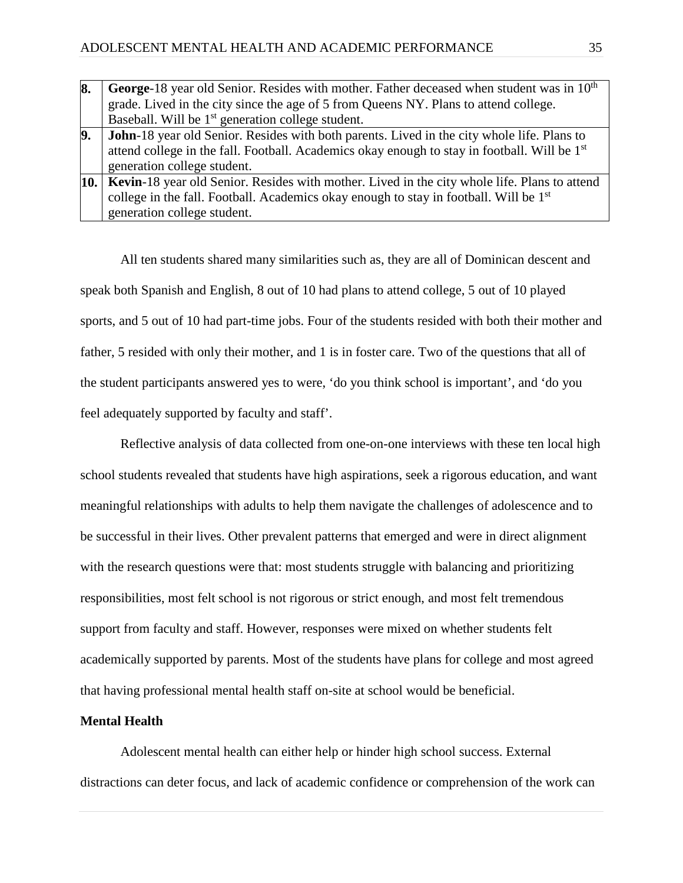| | |
|---|---|
| **8.** | **George**-18 year old Senior. Resides with mother. Father deceased when student was in 10th grade. Lived in the city since the age of 5 from Queens NY. Plans to attend college. Baseball. Will be 1st generation college student. |
| **9.** | **John**-18 year old Senior. Resides with both parents. Lived in the city whole life. Plans to attend college in the fall. Football. Academics okay enough to stay in football. Will be 1st generation college student. |
| **10.** | **Kevin**-18 year old Senior. Resides with mother. Lived in the city whole life. Plans to attend college in the fall. Football. Academics okay enough to stay in football. Will be 1st generation college student. |

All ten students shared many similarities such as, they are all of Dominican descent and speak both Spanish and English, 8 out of 10 had plans to attend college, 5 out of 10 played sports, and 5 out of 10 had part-time jobs. Four of the students resided with both their mother and father, 5 resided with only their mother, and 1 is in foster care. Two of the questions that all of the student participants answered yes to were, 'do you think school is important', and 'do you feel adequately supported by faculty and staff'.

Reflective analysis of data collected from one-on-one interviews with these ten local high school students revealed that students have high aspirations, seek a rigorous education, and want meaningful relationships with adults to help them navigate the challenges of adolescence and to be successful in their lives. Other prevalent patterns that emerged and were in direct alignment with the research questions were that: most students struggle with balancing and prioritizing responsibilities, most felt school is not rigorous or strict enough, and most felt tremendous support from faculty and staff. However, responses were mixed on whether students felt academically supported by parents. Most of the students have plans for college and most agreed that having professional mental health staff on-site at school would be beneficial.

**Mental Health**

Adolescent mental health can either help or hinder high school success. External distractions can deter focus, and lack of academic confidence or comprehension of the work can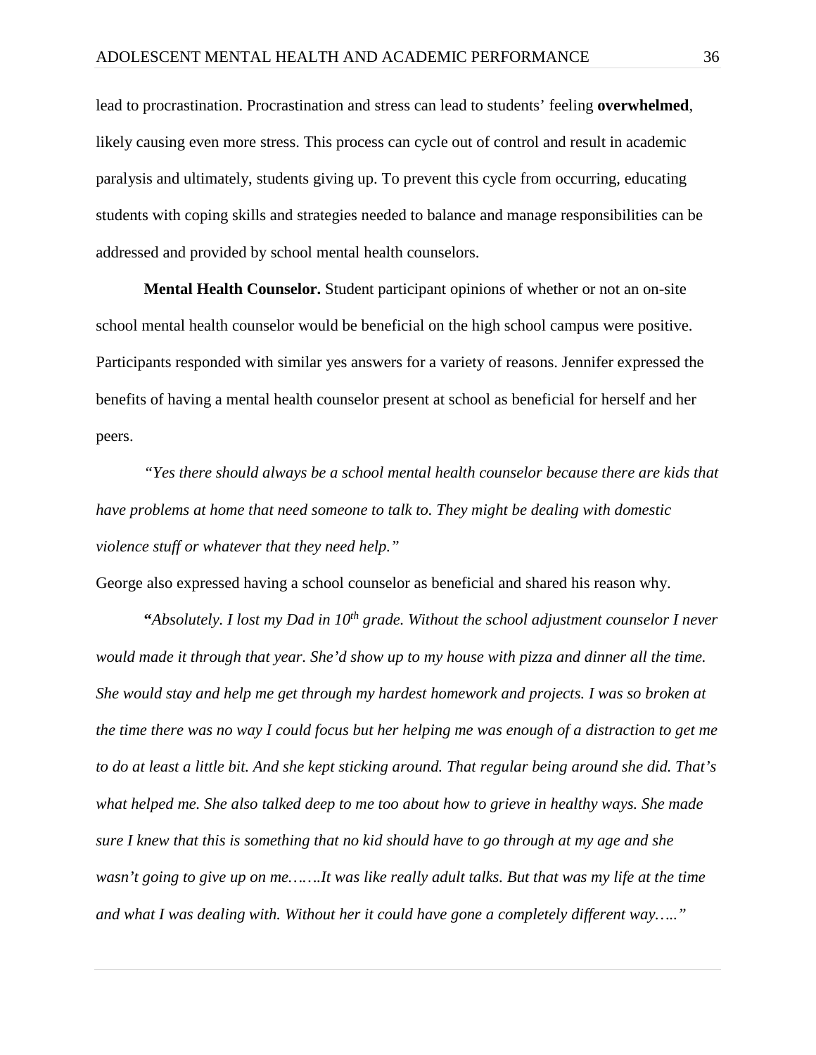lead to procrastination. Procrastination and stress can lead to students' feeling **overwhelmed**, likely causing even more stress. This process can cycle out of control and result in academic paralysis and ultimately, students giving up. To prevent this cycle from occurring, educating students with coping skills and strategies needed to balance and manage responsibilities can be addressed and provided by school mental health counselors.

**Mental Health Counselor.** Student participant opinions of whether or not an on-site school mental health counselor would be beneficial on the high school campus were positive. Participants responded with similar yes answers for a variety of reasons. Jennifer expressed the benefits of having a mental health counselor present at school as beneficial for herself and her peers.

*"Yes there should always be a school mental health counselor because there are kids that have problems at home that need someone to talk to. They might be dealing with domestic violence stuff or whatever that they need help."*

George also expressed having a school counselor as beneficial and shared his reason why.

*"Absolutely. I lost my Dad in 10th grade. Without the school adjustment counselor I never would made it through that year. She'd show up to my house with pizza and dinner all the time. She would stay and help me get through my hardest homework and projects. I was so broken at the time there was no way I could focus but her helping me was enough of a distraction to get me to do at least a little bit. And she kept sticking around. That regular being around she did. That's what helped me. She also talked deep to me too about how to grieve in healthy ways. She made sure I knew that this is something that no kid should have to go through at my age and she wasn't going to give up on me.……It was like really adult talks. But that was my life at the time and what I was dealing with. Without her it could have gone a completely different way….."*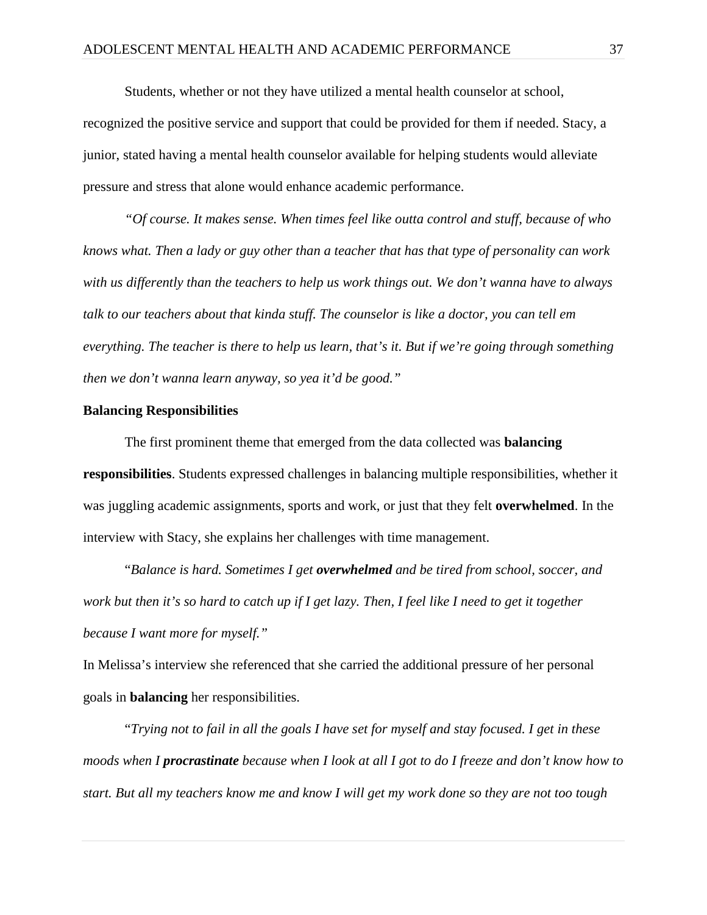Students, whether or not they have utilized a mental health counselor at school, recognized the positive service and support that could be provided for them if needed. Stacy, a junior, stated having a mental health counselor available for helping students would alleviate pressure and stress that alone would enhance academic performance.

*"Of course. It makes sense. When times feel like outta control and stuff, because of who knows what. Then a lady or guy other than a teacher that has that type of personality can work with us differently than the teachers to help us work things out. We don't wanna have to always talk to our teachers about that kinda stuff. The counselor is like a doctor, you can tell em everything. The teacher is there to help us learn, that's it. But if we're going through something then we don't wanna learn anyway, so yea it'd be good."*

**Balancing Responsibilities**

The first prominent theme that emerged from the data collected was **balancing responsibilities**. Students expressed challenges in balancing multiple responsibilities, whether it was juggling academic assignments, sports and work, or just that they felt **overwhelmed**. In the interview with Stacy, she explains her challenges with time management.

"*Balance is hard. Sometimes I get **overwhelmed** and be tired from school, soccer, and work but then it's so hard to catch up if I get lazy. Then, I feel like I need to get it together because I want more for myself."*

In Melissa's interview she referenced that she carried the additional pressure of her personal goals in **balancing** her responsibilities.

"*Trying not to fail in all the goals I have set for myself and stay focused. I get in these moods when I **procrastinate** because when I look at all I got to do I freeze and don't know how to start. But all my teachers know me and know I will get my work done so they are not too tough*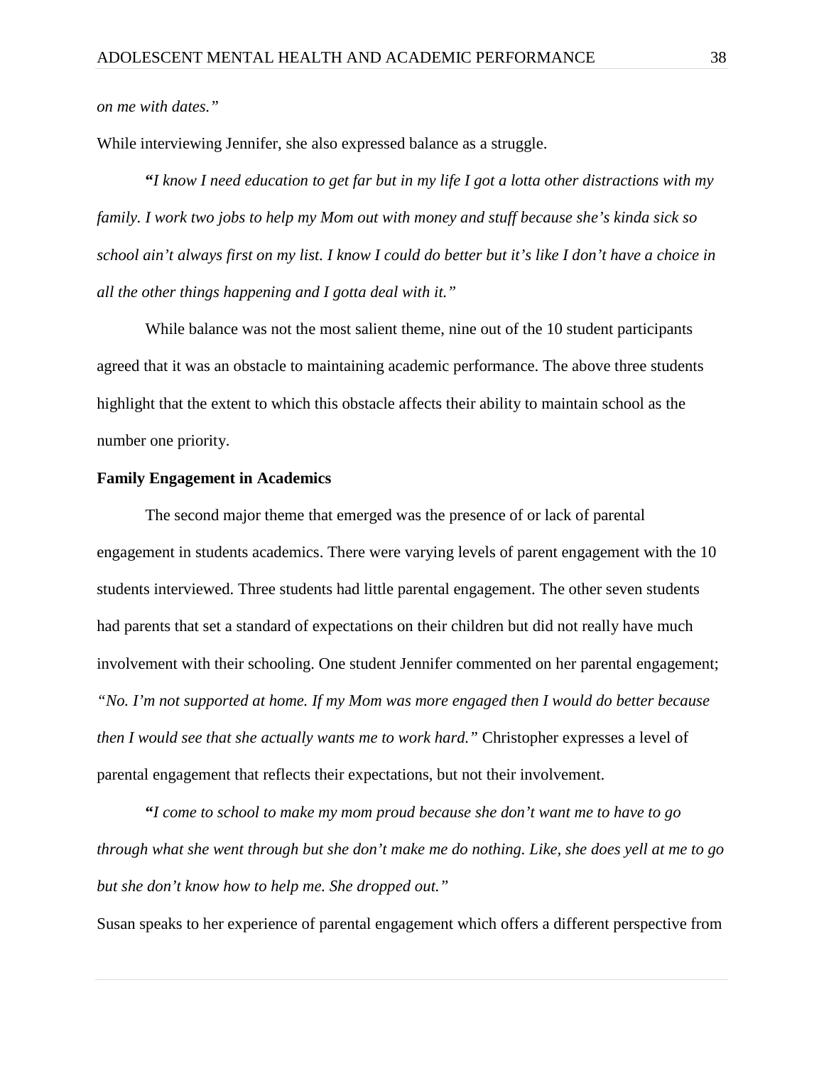*on me with dates."*

While interviewing Jennifer, she also expressed balance as a struggle.

**"***I know I need education to get far but in my life I got a lotta other distractions with my family. I work two jobs to help my Mom out with money and stuff because she's kinda sick so school ain't always first on my list. I know I could do better but it's like I don't have a choice in all the other things happening and I gotta deal with it."*

While balance was not the most salient theme, nine out of the 10 student participants agreed that it was an obstacle to maintaining academic performance. The above three students highlight that the extent to which this obstacle affects their ability to maintain school as the number one priority.

**Family Engagement in Academics**

The second major theme that emerged was the presence of or lack of parental engagement in students academics. There were varying levels of parent engagement with the 10 students interviewed. Three students had little parental engagement. The other seven students had parents that set a standard of expectations on their children but did not really have much involvement with their schooling. One student Jennifer commented on her parental engagement; *"No. I'm not supported at home. If my Mom was more engaged then I would do better because then I would see that she actually wants me to work hard."* Christopher expresses a level of parental engagement that reflects their expectations, but not their involvement.

**"***I come to school to make my mom proud because she don't want me to have to go through what she went through but she don't make me do nothing. Like, she does yell at me to go but she don't know how to help me. She dropped out."*

Susan speaks to her experience of parental engagement which offers a different perspective from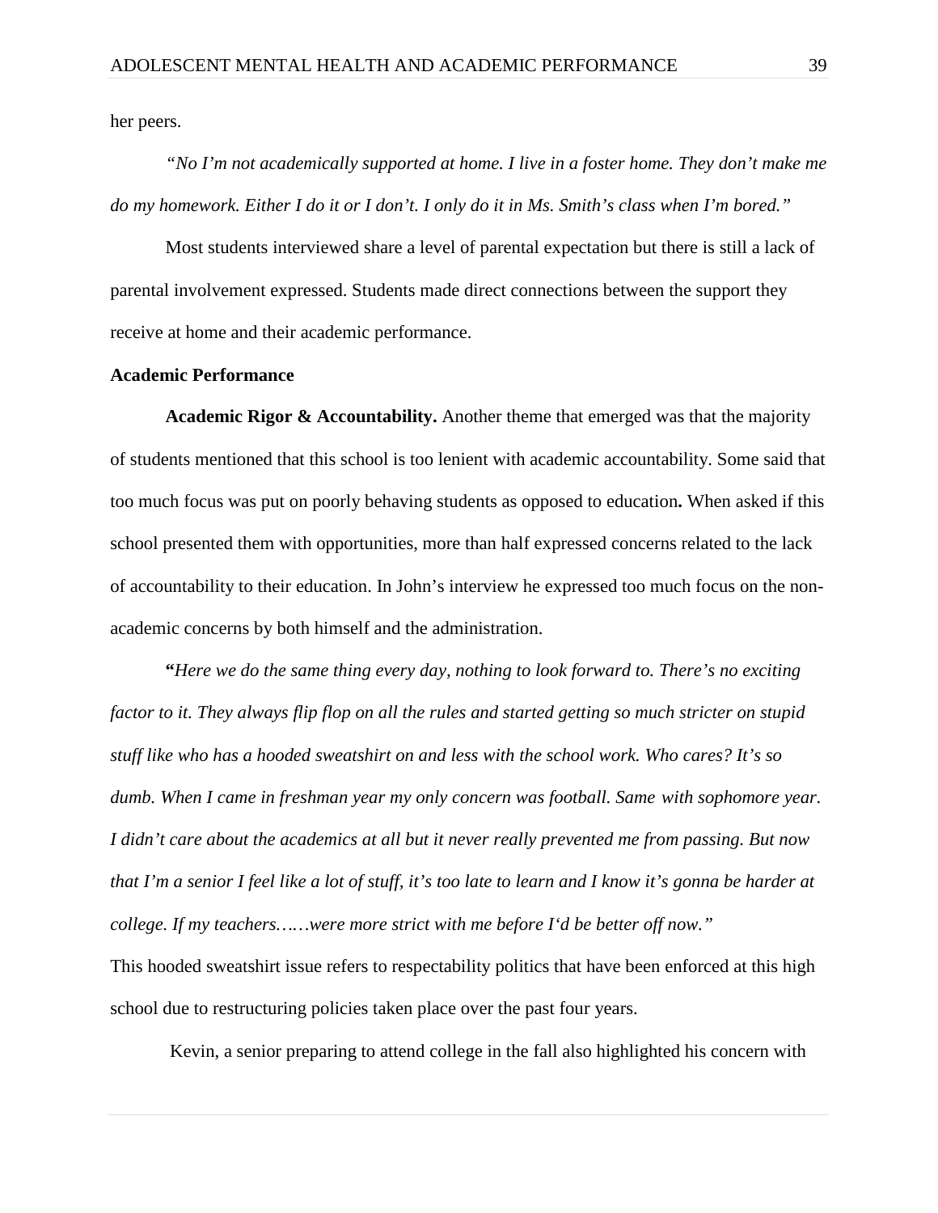her peers.

*"No I'm not academically supported at home. I live in a foster home. They don't make me do my homework. Either I do it or I don't. I only do it in Ms. Smith's class when I'm bored."*

Most students interviewed share a level of parental expectation but there is still a lack of parental involvement expressed. Students made direct connections between the support they receive at home and their academic performance.

**Academic Performance**

**Academic Rigor & Accountability.** Another theme that emerged was that the majority of students mentioned that this school is too lenient with academic accountability. Some said that too much focus was put on poorly behaving students as opposed to education**.** When asked if this school presented them with opportunities, more than half expressed concerns related to the lack of accountability to their education. In John's interview he expressed too much focus on the non-academic concerns by both himself and the administration.

**"***Here we do the same thing every day, nothing to look forward to. There's no exciting factor to it. They always flip flop on all the rules and started getting so much stricter on stupid stuff like who has a hooded sweatshirt on and less with the school work. Who cares? It's so dumb. When I came in freshman year my only concern was football. Same with sophomore year. I didn't care about the academics at all but it never really prevented me from passing. But now that I'm a senior I feel like a lot of stuff, it's too late to learn and I know it's gonna be harder at college. If my teachers……were more strict with me before I'd be better off now."*

This hooded sweatshirt issue refers to respectability politics that have been enforced at this high school due to restructuring policies taken place over the past four years.

Kevin, a senior preparing to attend college in the fall also highlighted his concern with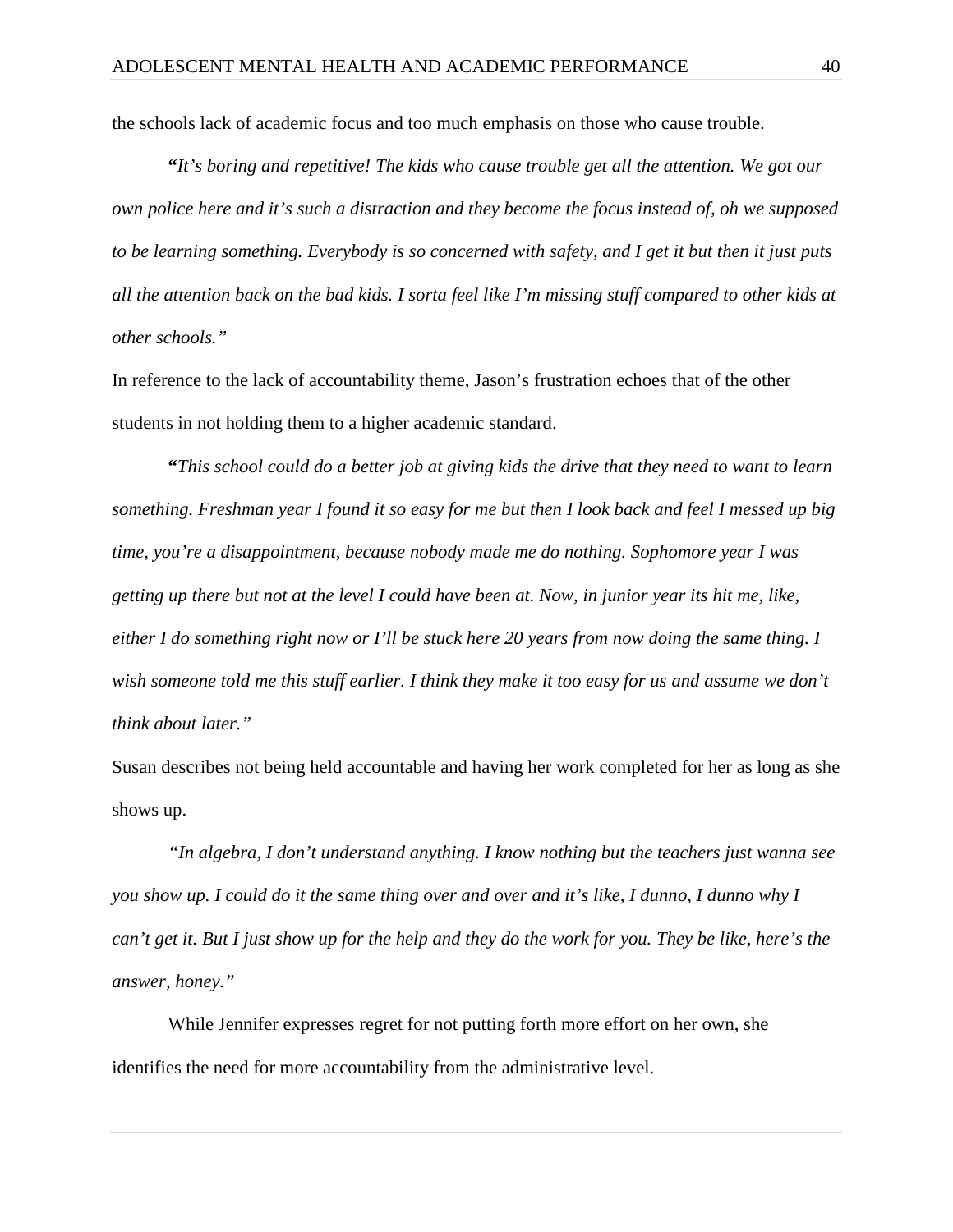the schools lack of academic focus and too much emphasis on those who cause trouble.

**"***It's boring and repetitive! The kids who cause trouble get all the attention. We got our own police here and it's such a distraction and they become the focus instead of, oh we supposed to be learning something. Everybody is so concerned with safety, and I get it but then it just puts all the attention back on the bad kids. I sorta feel like I'm missing stuff compared to other kids at other schools."*

In reference to the lack of accountability theme, Jason's frustration echoes that of the other students in not holding them to a higher academic standard.

**"***This school could do a better job at giving kids the drive that they need to want to learn something. Freshman year I found it so easy for me but then I look back and feel I messed up big time, you're a disappointment, because nobody made me do nothing. Sophomore year I was getting up there but not at the level I could have been at. Now, in junior year its hit me, like, either I do something right now or I'll be stuck here 20 years from now doing the same thing. I wish someone told me this stuff earlier. I think they make it too easy for us and assume we don't think about later."*

Susan describes not being held accountable and having her work completed for her as long as she shows up.

*"In algebra, I don't understand anything. I know nothing but the teachers just wanna see you show up. I could do it the same thing over and over and it's like, I dunno, I dunno why I can't get it. But I just show up for the help and they do the work for you. They be like, here's the answer, honey."*

While Jennifer expresses regret for not putting forth more effort on her own, she identifies the need for more accountability from the administrative level.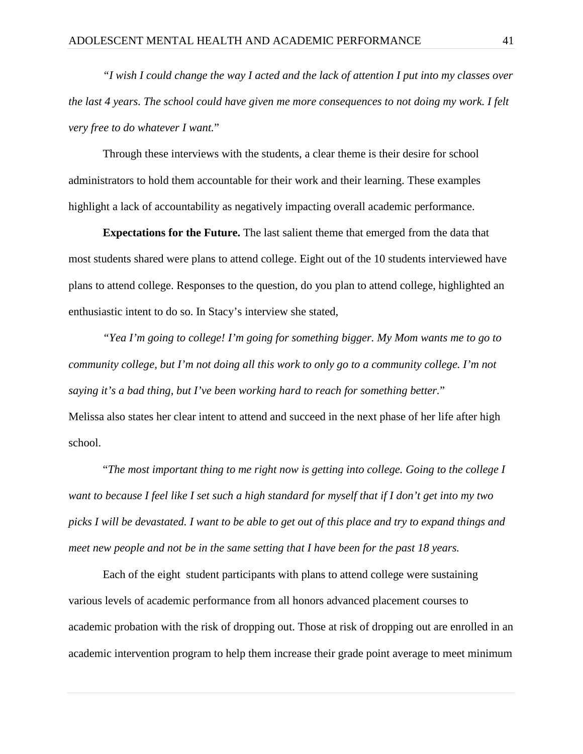*"I wish I could change the way I acted and the lack of attention I put into my classes over the last 4 years. The school could have given me more consequences to not doing my work. I felt very free to do whatever I want.*"

Through these interviews with the students, a clear theme is their desire for school administrators to hold them accountable for their work and their learning. These examples highlight a lack of accountability as negatively impacting overall academic performance.

**Expectations for the Future.** The last salient theme that emerged from the data that most students shared were plans to attend college. Eight out of the 10 students interviewed have plans to attend college. Responses to the question, do you plan to attend college, highlighted an enthusiastic intent to do so. In Stacy's interview she stated,

*"Yea I'm going to college! I'm going for something bigger. My Mom wants me to go to community college, but I'm not doing all this work to only go to a community college. I'm not saying it's a bad thing, but I've been working hard to reach for something better.*"

Melissa also states her clear intent to attend and succeed in the next phase of her life after high school.

"*The most important thing to me right now is getting into college. Going to the college I want to because I feel like I set such a high standard for myself that if I don't get into my two picks I will be devastated. I want to be able to get out of this place and try to expand things and meet new people and not be in the same setting that I have been for the past 18 years.*

Each of the eight student participants with plans to attend college were sustaining various levels of academic performance from all honors advanced placement courses to academic probation with the risk of dropping out. Those at risk of dropping out are enrolled in an academic intervention program to help them increase their grade point average to meet minimum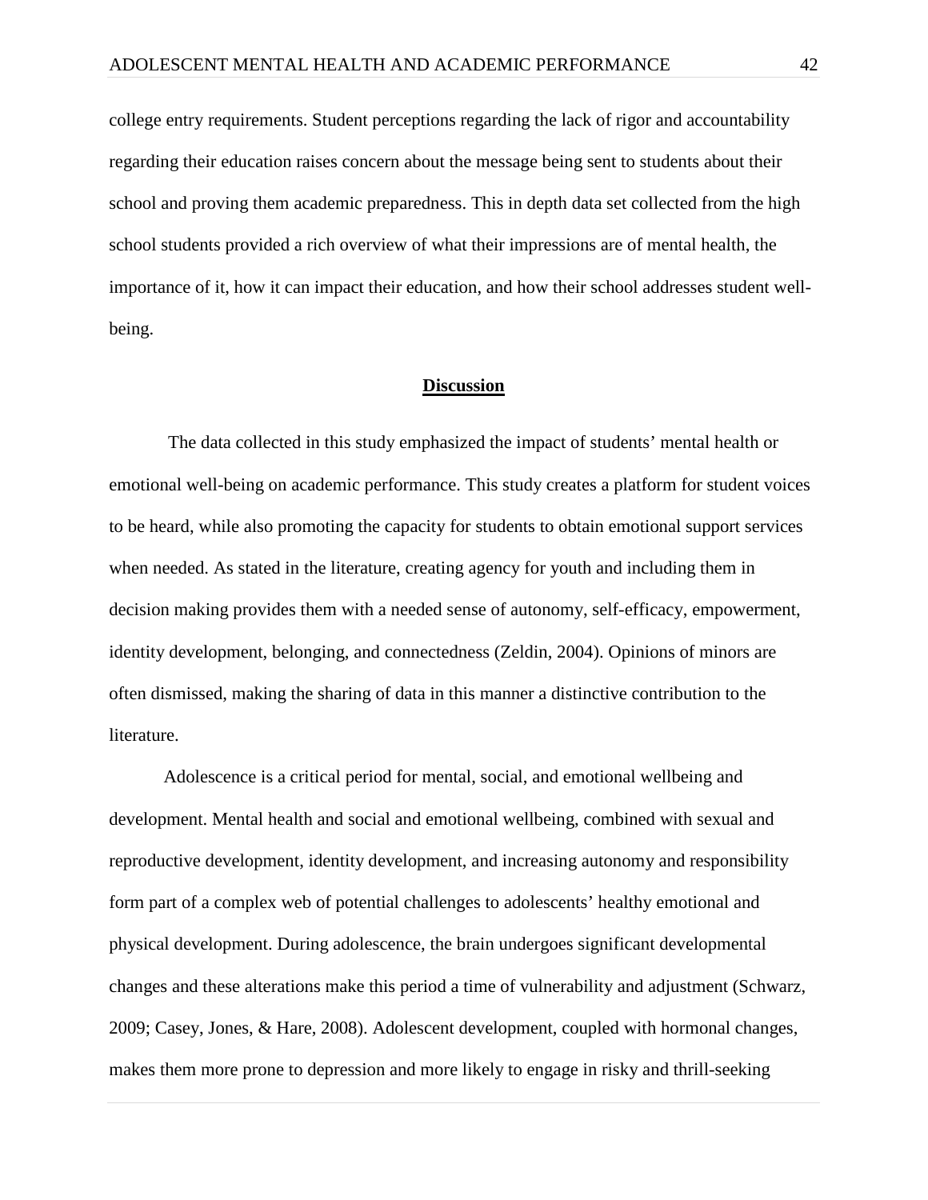college entry requirements. Student perceptions regarding the lack of rigor and accountability regarding their education raises concern about the message being sent to students about their school and proving them academic preparedness. This in depth data set collected from the high school students provided a rich overview of what their impressions are of mental health, the importance of it, how it can impact their education, and how their school addresses student well-being.

## Discussion

The data collected in this study emphasized the impact of students' mental health or emotional well-being on academic performance. This study creates a platform for student voices to be heard, while also promoting the capacity for students to obtain emotional support services when needed. As stated in the literature, creating agency for youth and including them in decision making provides them with a needed sense of autonomy, self-efficacy, empowerment, identity development, belonging, and connectedness (Zeldin, 2004). Opinions of minors are often dismissed, making the sharing of data in this manner a distinctive contribution to the literature.

Adolescence is a critical period for mental, social, and emotional wellbeing and development. Mental health and social and emotional wellbeing, combined with sexual and reproductive development, identity development, and increasing autonomy and responsibility form part of a complex web of potential challenges to adolescents' healthy emotional and physical development. During adolescence, the brain undergoes significant developmental changes and these alterations make this period a time of vulnerability and adjustment (Schwarz, 2009; Casey, Jones, & Hare, 2008). Adolescent development, coupled with hormonal changes, makes them more prone to depression and more likely to engage in risky and thrill-seeking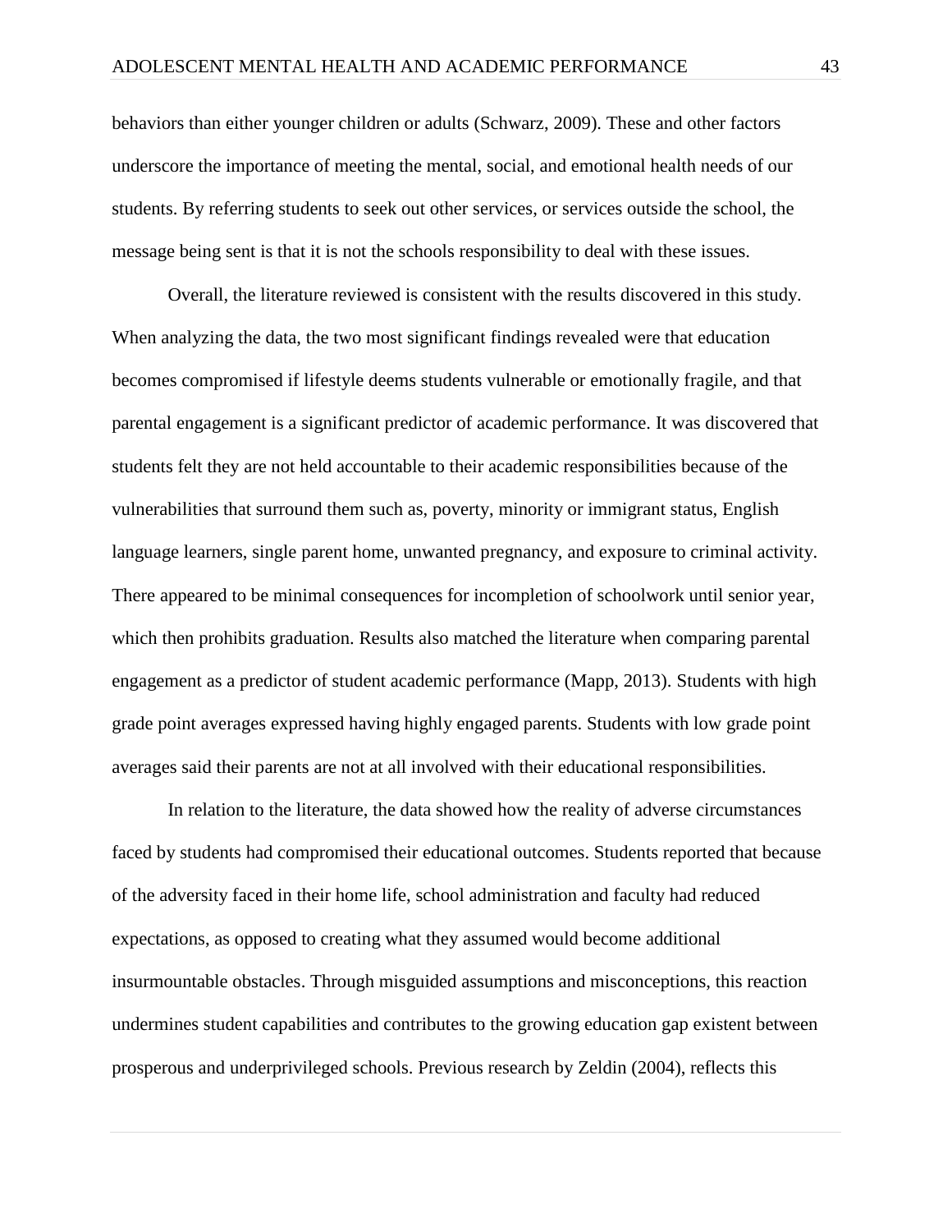behaviors than either younger children or adults (Schwarz, 2009). These and other factors underscore the importance of meeting the mental, social, and emotional health needs of our students. By referring students to seek out other services, or services outside the school, the message being sent is that it is not the schools responsibility to deal with these issues.

Overall, the literature reviewed is consistent with the results discovered in this study. When analyzing the data, the two most significant findings revealed were that education becomes compromised if lifestyle deems students vulnerable or emotionally fragile, and that parental engagement is a significant predictor of academic performance. It was discovered that students felt they are not held accountable to their academic responsibilities because of the vulnerabilities that surround them such as, poverty, minority or immigrant status, English language learners, single parent home, unwanted pregnancy, and exposure to criminal activity. There appeared to be minimal consequences for incompletion of schoolwork until senior year, which then prohibits graduation. Results also matched the literature when comparing parental engagement as a predictor of student academic performance (Mapp, 2013). Students with high grade point averages expressed having highly engaged parents. Students with low grade point averages said their parents are not at all involved with their educational responsibilities.

In relation to the literature, the data showed how the reality of adverse circumstances faced by students had compromised their educational outcomes. Students reported that because of the adversity faced in their home life, school administration and faculty had reduced expectations, as opposed to creating what they assumed would become additional insurmountable obstacles. Through misguided assumptions and misconceptions, this reaction undermines student capabilities and contributes to the growing education gap existent between prosperous and underprivileged schools. Previous research by Zeldin (2004), reflects this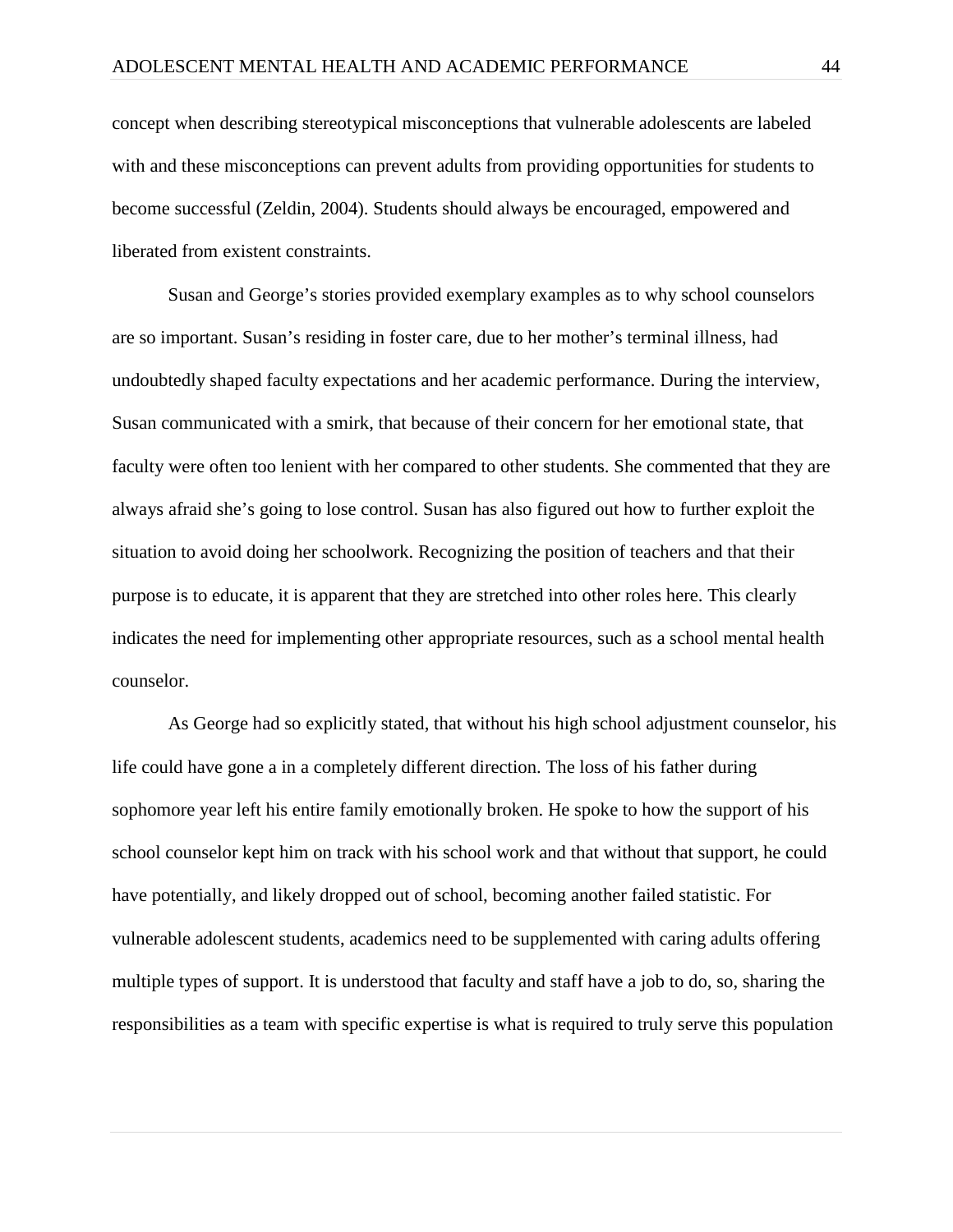concept when describing stereotypical misconceptions that vulnerable adolescents are labeled with and these misconceptions can prevent adults from providing opportunities for students to become successful (Zeldin, 2004). Students should always be encouraged, empowered and liberated from existent constraints.

Susan and George's stories provided exemplary examples as to why school counselors are so important. Susan's residing in foster care, due to her mother's terminal illness, had undoubtedly shaped faculty expectations and her academic performance. During the interview, Susan communicated with a smirk, that because of their concern for her emotional state, that faculty were often too lenient with her compared to other students. She commented that they are always afraid she's going to lose control. Susan has also figured out how to further exploit the situation to avoid doing her schoolwork. Recognizing the position of teachers and that their purpose is to educate, it is apparent that they are stretched into other roles here. This clearly indicates the need for implementing other appropriate resources, such as a school mental health counselor.

As George had so explicitly stated, that without his high school adjustment counselor, his life could have gone a in a completely different direction. The loss of his father during sophomore year left his entire family emotionally broken. He spoke to how the support of his school counselor kept him on track with his school work and that without that support, he could have potentially, and likely dropped out of school, becoming another failed statistic. For vulnerable adolescent students, academics need to be supplemented with caring adults offering multiple types of support. It is understood that faculty and staff have a job to do, so, sharing the responsibilities as a team with specific expertise is what is required to truly serve this population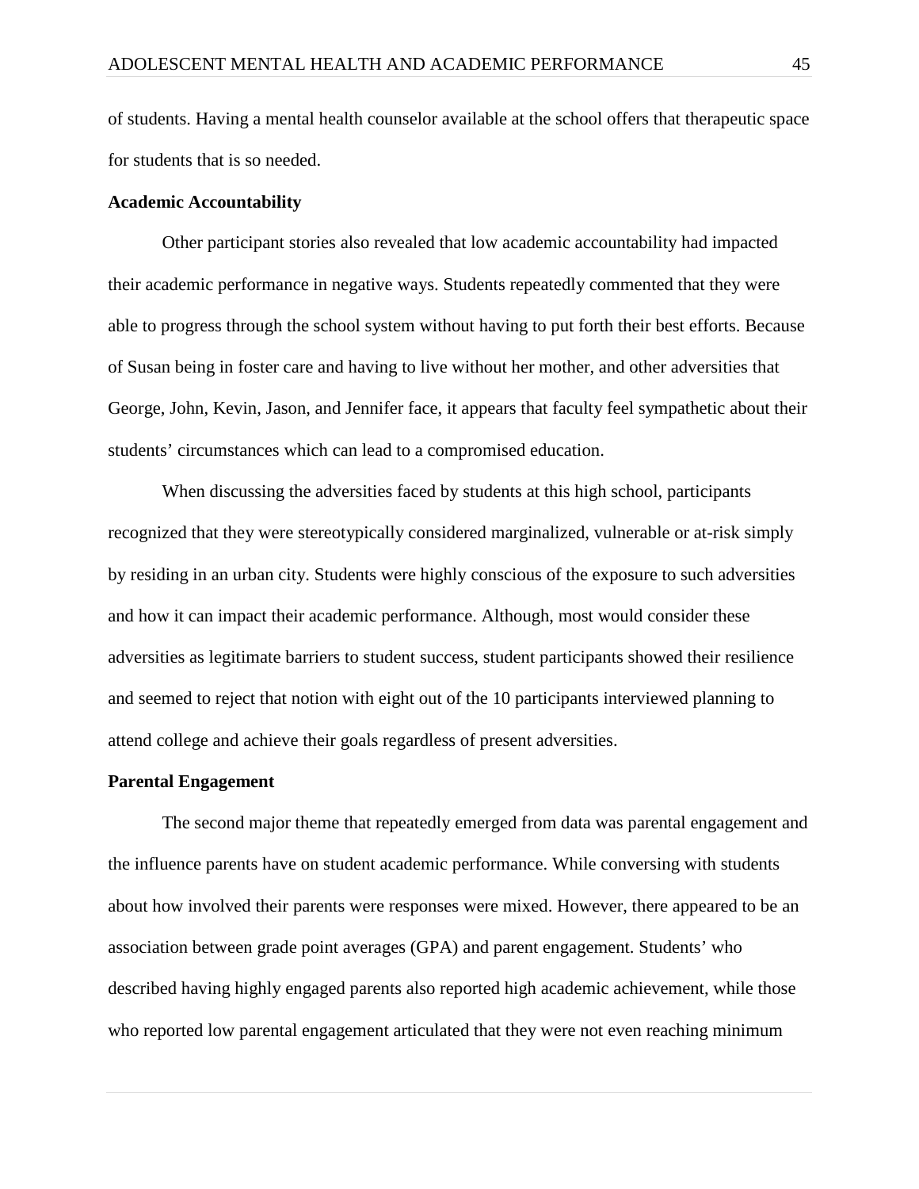of students. Having a mental health counselor available at the school offers that therapeutic space for students that is so needed.

**Academic Accountability**

Other participant stories also revealed that low academic accountability had impacted their academic performance in negative ways. Students repeatedly commented that they were able to progress through the school system without having to put forth their best efforts. Because of Susan being in foster care and having to live without her mother, and other adversities that George, John, Kevin, Jason, and Jennifer face, it appears that faculty feel sympathetic about their students' circumstances which can lead to a compromised education.

When discussing the adversities faced by students at this high school, participants recognized that they were stereotypically considered marginalized, vulnerable or at-risk simply by residing in an urban city. Students were highly conscious of the exposure to such adversities and how it can impact their academic performance. Although, most would consider these adversities as legitimate barriers to student success, student participants showed their resilience and seemed to reject that notion with eight out of the 10 participants interviewed planning to attend college and achieve their goals regardless of present adversities.

**Parental Engagement**

The second major theme that repeatedly emerged from data was parental engagement and the influence parents have on student academic performance. While conversing with students about how involved their parents were responses were mixed. However, there appeared to be an association between grade point averages (GPA) and parent engagement. Students' who described having highly engaged parents also reported high academic achievement, while those who reported low parental engagement articulated that they were not even reaching minimum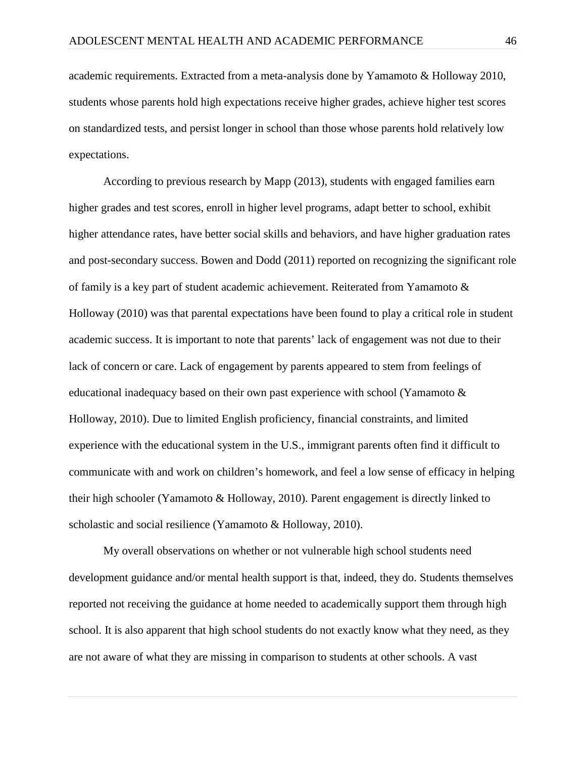academic requirements. Extracted from a meta-analysis done by Yamamoto & Holloway 2010, students whose parents hold high expectations receive higher grades, achieve higher test scores on standardized tests, and persist longer in school than those whose parents hold relatively low expectations.

According to previous research by Mapp (2013), students with engaged families earn higher grades and test scores, enroll in higher level programs, adapt better to school, exhibit higher attendance rates, have better social skills and behaviors, and have higher graduation rates and post-secondary success. Bowen and Dodd (2011) reported on recognizing the significant role of family is a key part of student academic achievement. Reiterated from Yamamoto & Holloway (2010) was that parental expectations have been found to play a critical role in student academic success. It is important to note that parents' lack of engagement was not due to their lack of concern or care. Lack of engagement by parents appeared to stem from feelings of educational inadequacy based on their own past experience with school (Yamamoto & Holloway, 2010). Due to limited English proficiency, financial constraints, and limited experience with the educational system in the U.S., immigrant parents often find it difficult to communicate with and work on children's homework, and feel a low sense of efficacy in helping their high schooler (Yamamoto & Holloway, 2010). Parent engagement is directly linked to scholastic and social resilience (Yamamoto & Holloway, 2010).

My overall observations on whether or not vulnerable high school students need development guidance and/or mental health support is that, indeed, they do. Students themselves reported not receiving the guidance at home needed to academically support them through high school. It is also apparent that high school students do not exactly know what they need, as they are not aware of what they are missing in comparison to students at other schools. A vast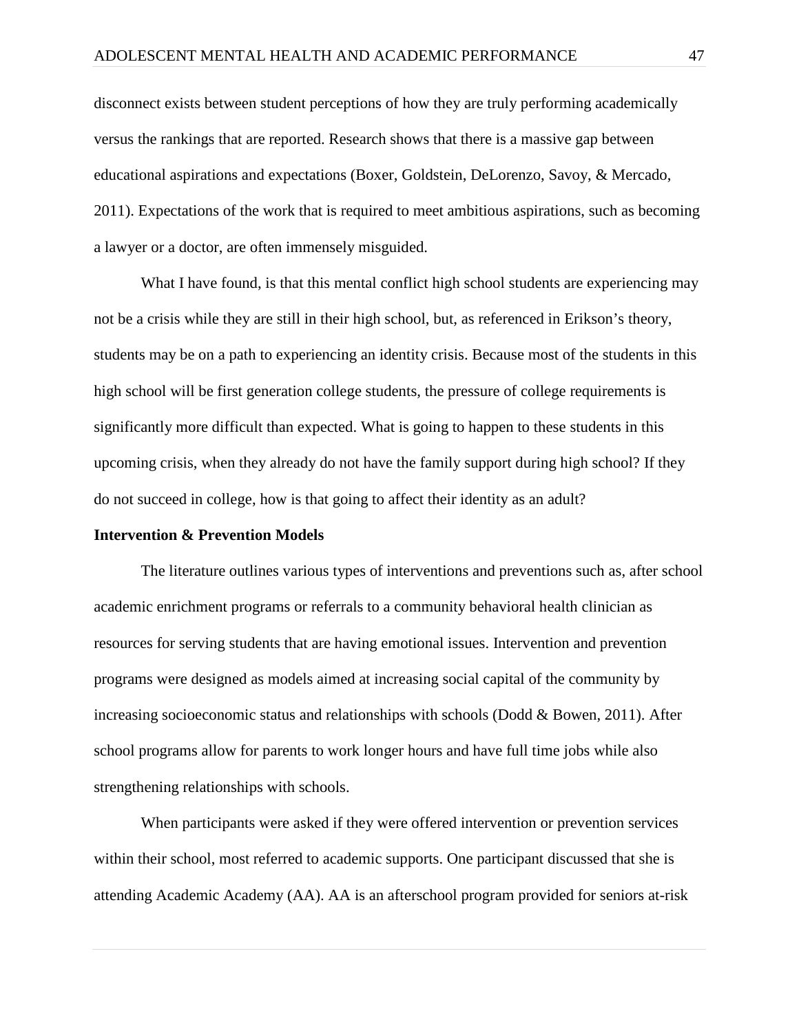disconnect exists between student perceptions of how they are truly performing academically versus the rankings that are reported. Research shows that there is a massive gap between educational aspirations and expectations (Boxer, Goldstein, DeLorenzo, Savoy, & Mercado, 2011). Expectations of the work that is required to meet ambitious aspirations, such as becoming a lawyer or a doctor, are often immensely misguided.

What I have found, is that this mental conflict high school students are experiencing may not be a crisis while they are still in their high school, but, as referenced in Erikson's theory, students may be on a path to experiencing an identity crisis. Because most of the students in this high school will be first generation college students, the pressure of college requirements is significantly more difficult than expected. What is going to happen to these students in this upcoming crisis, when they already do not have the family support during high school? If they do not succeed in college, how is that going to affect their identity as an adult?

**Intervention & Prevention Models**

The literature outlines various types of interventions and preventions such as, after school academic enrichment programs or referrals to a community behavioral health clinician as resources for serving students that are having emotional issues. Intervention and prevention programs were designed as models aimed at increasing social capital of the community by increasing socioeconomic status and relationships with schools (Dodd & Bowen, 2011). After school programs allow for parents to work longer hours and have full time jobs while also strengthening relationships with schools.

When participants were asked if they were offered intervention or prevention services within their school, most referred to academic supports. One participant discussed that she is attending Academic Academy (AA). AA is an afterschool program provided for seniors at-risk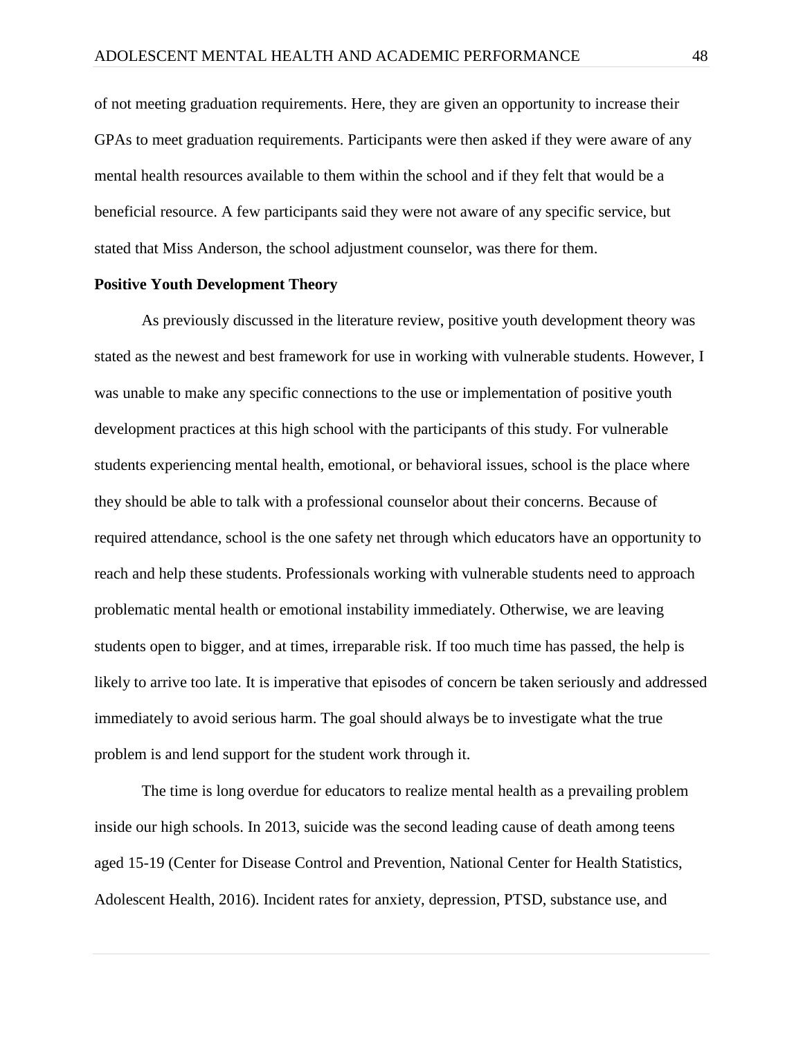of not meeting graduation requirements. Here, they are given an opportunity to increase their GPAs to meet graduation requirements. Participants were then asked if they were aware of any mental health resources available to them within the school and if they felt that would be a beneficial resource. A few participants said they were not aware of any specific service, but stated that Miss Anderson, the school adjustment counselor, was there for them.

**Positive Youth Development Theory**

As previously discussed in the literature review, positive youth development theory was stated as the newest and best framework for use in working with vulnerable students. However, I was unable to make any specific connections to the use or implementation of positive youth development practices at this high school with the participants of this study. For vulnerable students experiencing mental health, emotional, or behavioral issues, school is the place where they should be able to talk with a professional counselor about their concerns. Because of required attendance, school is the one safety net through which educators have an opportunity to reach and help these students. Professionals working with vulnerable students need to approach problematic mental health or emotional instability immediately. Otherwise, we are leaving students open to bigger, and at times, irreparable risk. If too much time has passed, the help is likely to arrive too late. It is imperative that episodes of concern be taken seriously and addressed immediately to avoid serious harm. The goal should always be to investigate what the true problem is and lend support for the student work through it.

The time is long overdue for educators to realize mental health as a prevailing problem inside our high schools. In 2013, suicide was the second leading cause of death among teens aged 15-19 (Center for Disease Control and Prevention, National Center for Health Statistics, Adolescent Health, 2016). Incident rates for anxiety, depression, PTSD, substance use, and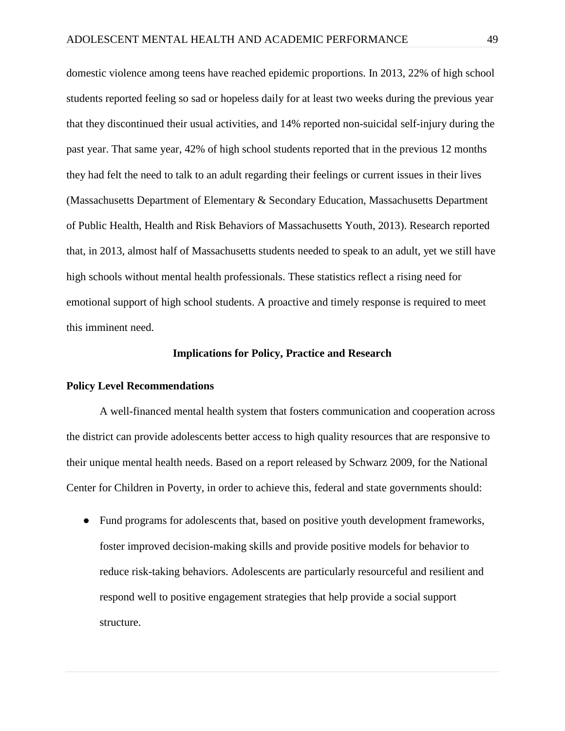domestic violence among teens have reached epidemic proportions. In 2013, 22% of high school students reported feeling so sad or hopeless daily for at least two weeks during the previous year that they discontinued their usual activities, and 14% reported non-suicidal self-injury during the past year. That same year, 42% of high school students reported that in the previous 12 months they had felt the need to talk to an adult regarding their feelings or current issues in their lives (Massachusetts Department of Elementary & Secondary Education, Massachusetts Department of Public Health, Health and Risk Behaviors of Massachusetts Youth, 2013). Research reported that, in 2013, almost half of Massachusetts students needed to speak to an adult, yet we still have high schools without mental health professionals. These statistics reflect a rising need for emotional support of high school students. A proactive and timely response is required to meet this imminent need.

## Implications for Policy, Practice and Research

### Policy Level Recommendations

A well-financed mental health system that fosters communication and cooperation across the district can provide adolescents better access to high quality resources that are responsive to their unique mental health needs. Based on a report released by Schwarz 2009, for the National Center for Children in Poverty, in order to achieve this, federal and state governments should:

- Fund programs for adolescents that, based on positive youth development frameworks, foster improved decision-making skills and provide positive models for behavior to reduce risk-taking behaviors. Adolescents are particularly resourceful and resilient and respond well to positive engagement strategies that help provide a social support structure.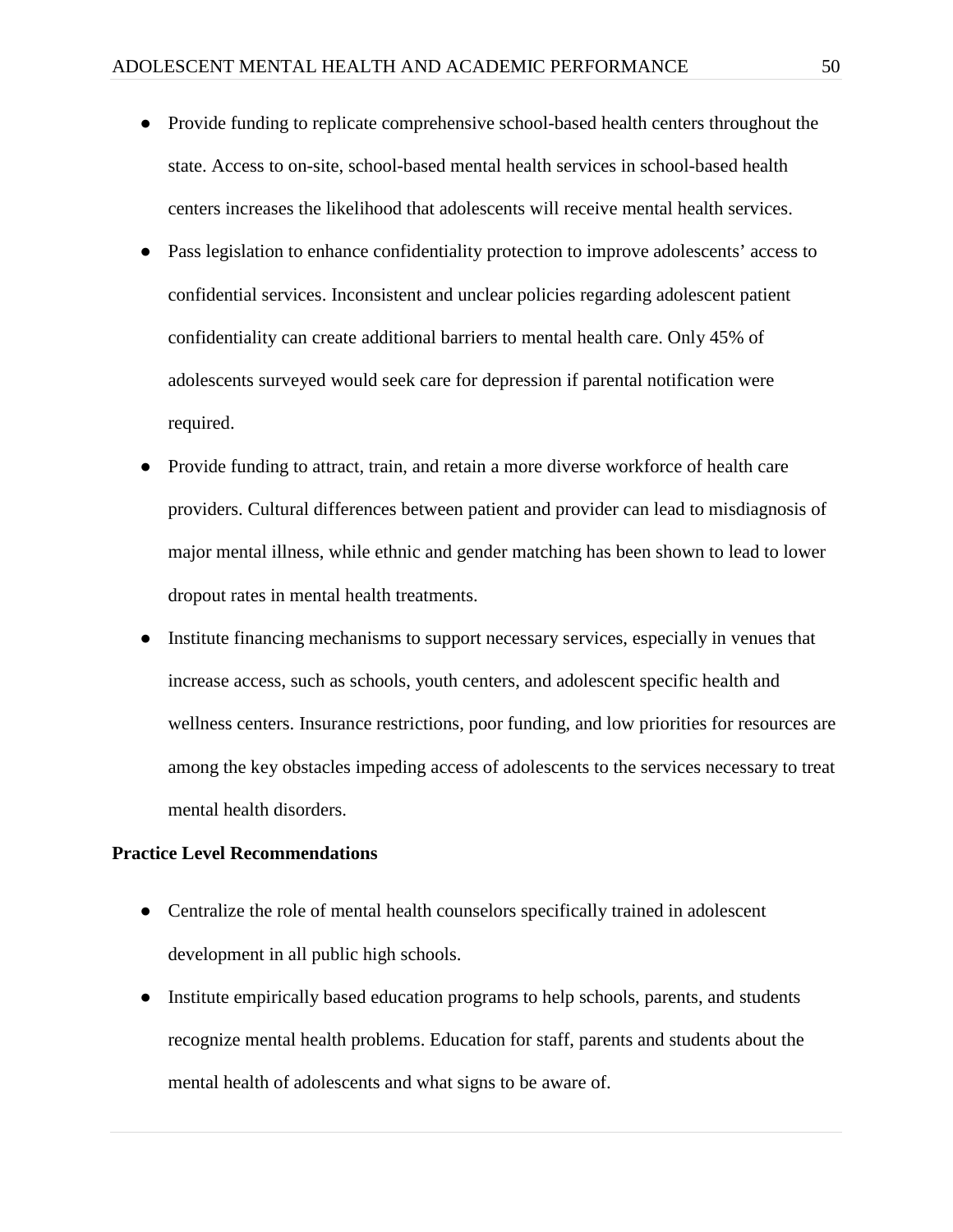- Provide funding to replicate comprehensive school-based health centers throughout the state. Access to on-site, school-based mental health services in school-based health centers increases the likelihood that adolescents will receive mental health services.
- Pass legislation to enhance confidentiality protection to improve adolescents' access to confidential services. Inconsistent and unclear policies regarding adolescent patient confidentiality can create additional barriers to mental health care. Only 45% of adolescents surveyed would seek care for depression if parental notification were required.
- Provide funding to attract, train, and retain a more diverse workforce of health care providers. Cultural differences between patient and provider can lead to misdiagnosis of major mental illness, while ethnic and gender matching has been shown to lead to lower dropout rates in mental health treatments.
- Institute financing mechanisms to support necessary services, especially in venues that increase access, such as schools, youth centers, and adolescent specific health and wellness centers. Insurance restrictions, poor funding, and low priorities for resources are among the key obstacles impeding access of adolescents to the services necessary to treat mental health disorders.

**Practice Level Recommendations**

- Centralize the role of mental health counselors specifically trained in adolescent development in all public high schools.
- Institute empirically based education programs to help schools, parents, and students recognize mental health problems. Education for staff, parents and students about the mental health of adolescents and what signs to be aware of.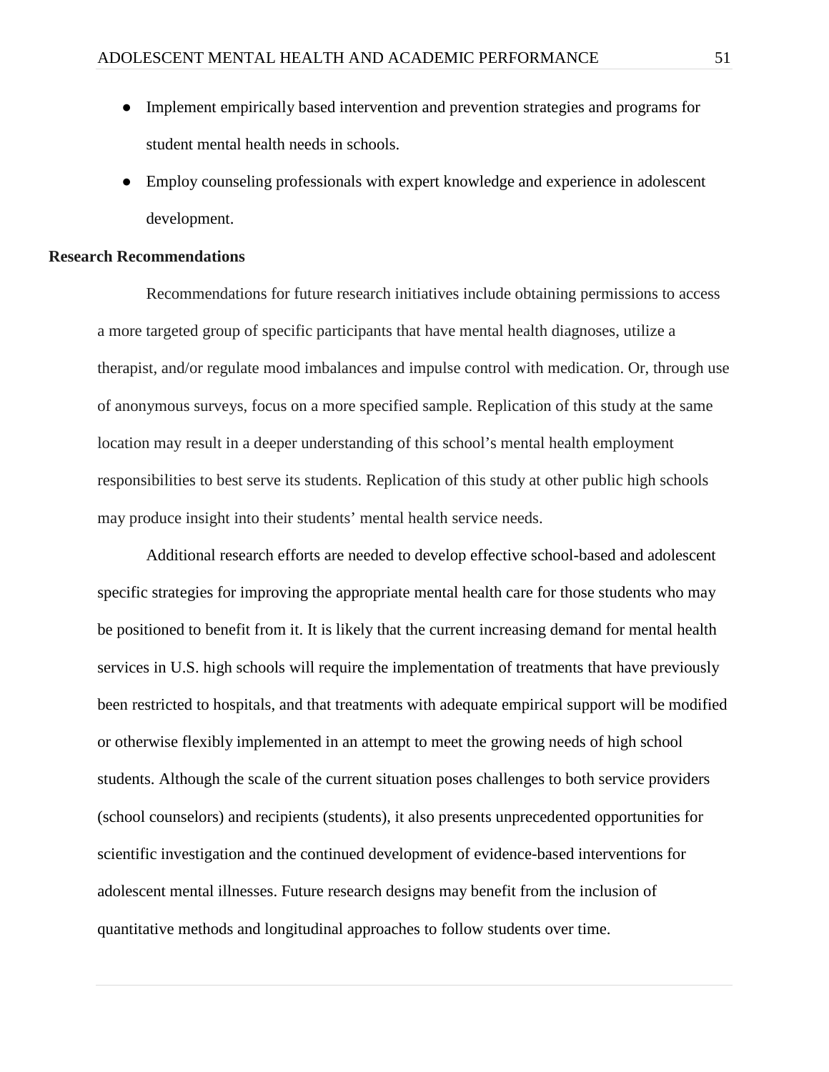- Implement empirically based intervention and prevention strategies and programs for student mental health needs in schools.
- Employ counseling professionals with expert knowledge and experience in adolescent development.

**Research Recommendations**

Recommendations for future research initiatives include obtaining permissions to access a more targeted group of specific participants that have mental health diagnoses, utilize a therapist, and/or regulate mood imbalances and impulse control with medication. Or, through use of anonymous surveys, focus on a more specified sample. Replication of this study at the same location may result in a deeper understanding of this school's mental health employment responsibilities to best serve its students. Replication of this study at other public high schools may produce insight into their students' mental health service needs.

Additional research efforts are needed to develop effective school-based and adolescent specific strategies for improving the appropriate mental health care for those students who may be positioned to benefit from it. It is likely that the current increasing demand for mental health services in U.S. high schools will require the implementation of treatments that have previously been restricted to hospitals, and that treatments with adequate empirical support will be modified or otherwise flexibly implemented in an attempt to meet the growing needs of high school students. Although the scale of the current situation poses challenges to both service providers (school counselors) and recipients (students), it also presents unprecedented opportunities for scientific investigation and the continued development of evidence-based interventions for adolescent mental illnesses. Future research designs may benefit from the inclusion of quantitative methods and longitudinal approaches to follow students over time.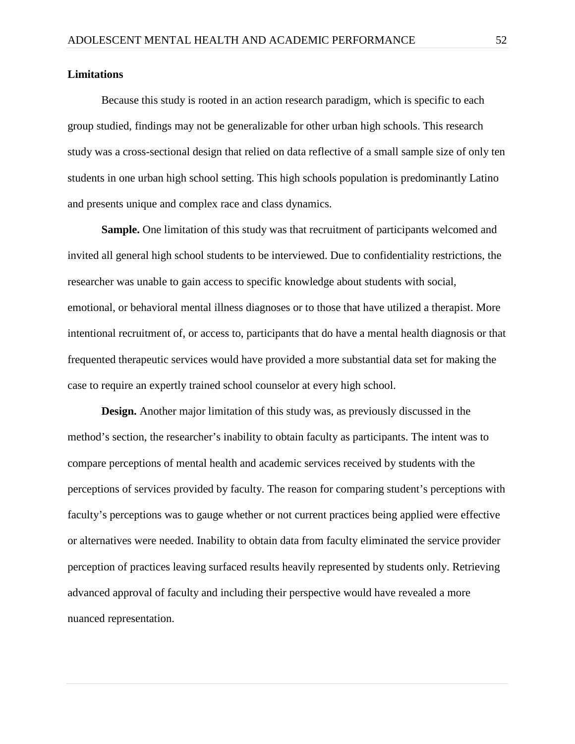## Limitations

Because this study is rooted in an action research paradigm, which is specific to each group studied, findings may not be generalizable for other urban high schools. This research study was a cross-sectional design that relied on data reflective of a small sample size of only ten students in one urban high school setting. This high schools population is predominantly Latino and presents unique and complex race and class dynamics.

**Sample.** One limitation of this study was that recruitment of participants welcomed and invited all general high school students to be interviewed. Due to confidentiality restrictions, the researcher was unable to gain access to specific knowledge about students with social, emotional, or behavioral mental illness diagnoses or to those that have utilized a therapist. More intentional recruitment of, or access to, participants that do have a mental health diagnosis or that frequented therapeutic services would have provided a more substantial data set for making the case to require an expertly trained school counselor at every high school.

**Design.** Another major limitation of this study was, as previously discussed in the method's section, the researcher's inability to obtain faculty as participants. The intent was to compare perceptions of mental health and academic services received by students with the perceptions of services provided by faculty. The reason for comparing student's perceptions with faculty's perceptions was to gauge whether or not current practices being applied were effective or alternatives were needed. Inability to obtain data from faculty eliminated the service provider perception of practices leaving surfaced results heavily represented by students only. Retrieving advanced approval of faculty and including their perspective would have revealed a more nuanced representation.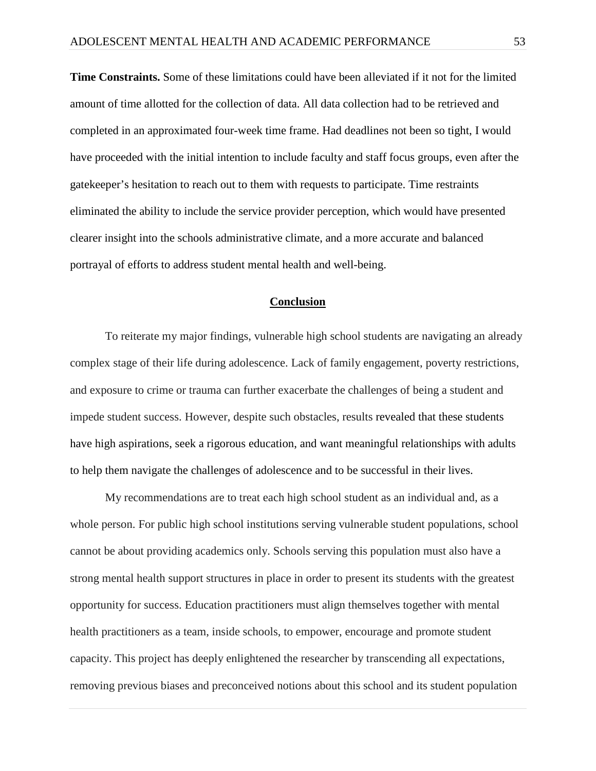**Time Constraints.** Some of these limitations could have been alleviated if it not for the limited amount of time allotted for the collection of data. All data collection had to be retrieved and completed in an approximated four-week time frame. Had deadlines not been so tight, I would have proceeded with the initial intention to include faculty and staff focus groups, even after the gatekeeper's hesitation to reach out to them with requests to participate. Time restraints eliminated the ability to include the service provider perception, which would have presented clearer insight into the schools administrative climate, and a more accurate and balanced portrayal of efforts to address student mental health and well-being.

## Conclusion

To reiterate my major findings, vulnerable high school students are navigating an already complex stage of their life during adolescence. Lack of family engagement, poverty restrictions, and exposure to crime or trauma can further exacerbate the challenges of being a student and impede student success. However, despite such obstacles, results revealed that these students have high aspirations, seek a rigorous education, and want meaningful relationships with adults to help them navigate the challenges of adolescence and to be successful in their lives.

My recommendations are to treat each high school student as an individual and, as a whole person. For public high school institutions serving vulnerable student populations, school cannot be about providing academics only. Schools serving this population must also have a strong mental health support structures in place in order to present its students with the greatest opportunity for success. Education practitioners must align themselves together with mental health practitioners as a team, inside schools, to empower, encourage and promote student capacity. This project has deeply enlightened the researcher by transcending all expectations, removing previous biases and preconceived notions about this school and its student population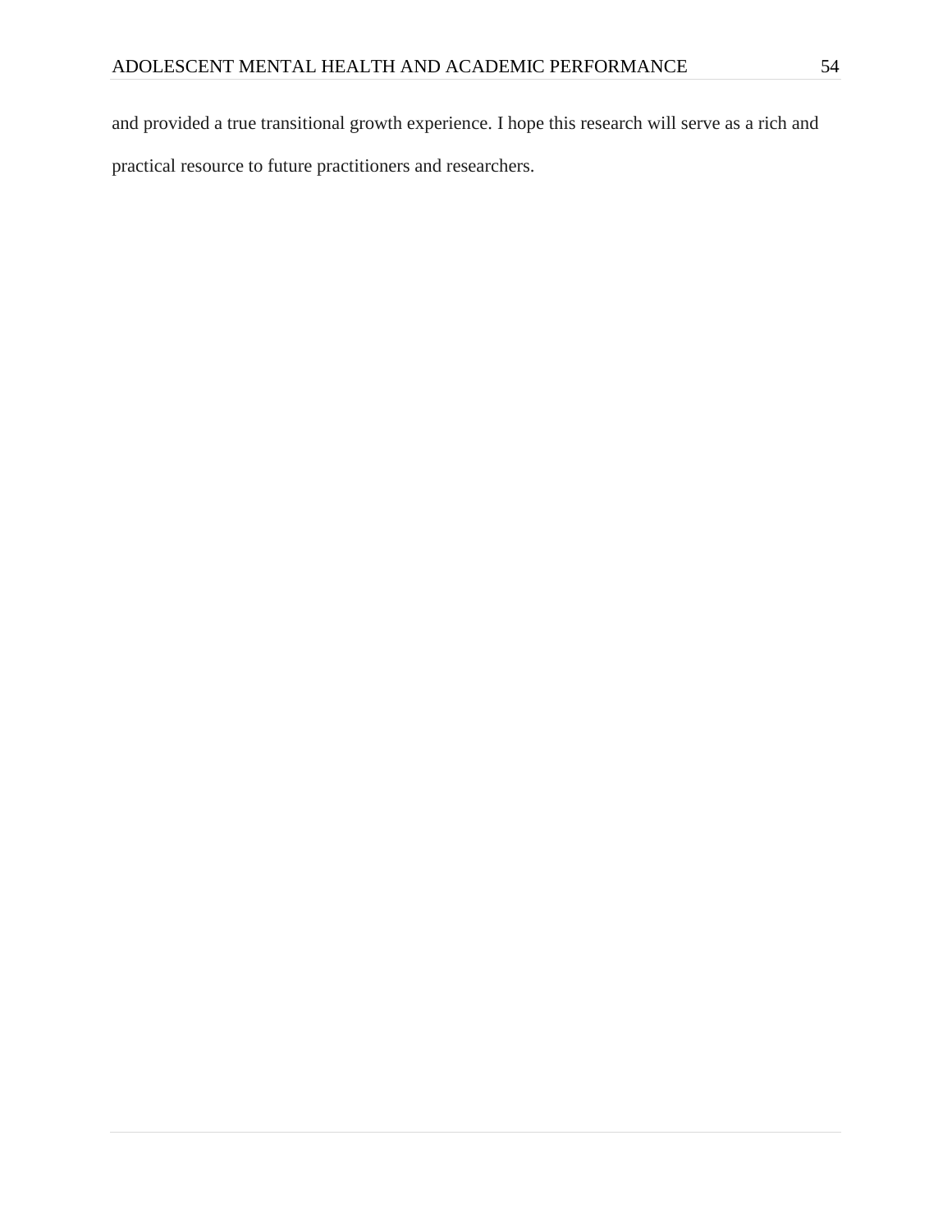and provided a true transitional growth experience. I hope this research will serve as a rich and practical resource to future practitioners and researchers.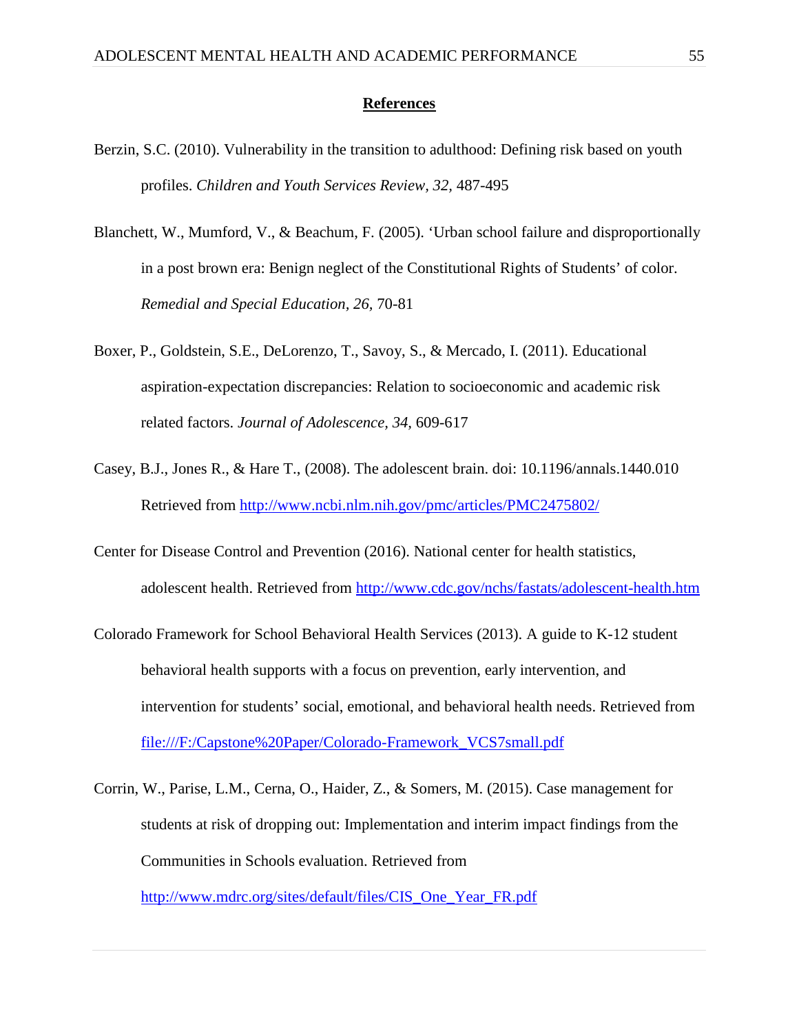## References

Berzin, S.C. (2010). Vulnerability in the transition to adulthood: Defining risk based on youth profiles. *Children and Youth Services Review, 32,* 487-495

Blanchett, W., Mumford, V., & Beachum, F. (2005). 'Urban school failure and disproportionally in a post brown era: Benign neglect of the Constitutional Rights of Students' of color. *Remedial and Special Education, 26,* 70-81

Boxer, P., Goldstein, S.E., DeLorenzo, T., Savoy, S., & Mercado, I. (2011). Educational aspiration-expectation discrepancies: Relation to socioeconomic and academic risk related factors. *Journal of Adolescence, 34,* 609-617

Casey, B.J., Jones R., & Hare T., (2008). The adolescent brain. doi: 10.1196/annals.1440.010 Retrieved from http://www.ncbi.nlm.nih.gov/pmc/articles/PMC2475802/

Center for Disease Control and Prevention (2016). National center for health statistics, adolescent health. Retrieved from http://www.cdc.gov/nchs/fastats/adolescent-health.htm

Colorado Framework for School Behavioral Health Services (2013). A guide to K-12 student behavioral health supports with a focus on prevention, early intervention, and intervention for students' social, emotional, and behavioral health needs. Retrieved from file:///F:/Capstone%20Paper/Colorado-Framework_VCS7small.pdf

Corrin, W., Parise, L.M., Cerna, O., Haider, Z., & Somers, M. (2015). Case management for students at risk of dropping out: Implementation and interim impact findings from the Communities in Schools evaluation. Retrieved from http://www.mdrc.org/sites/default/files/CIS_One_Year_FR.pdf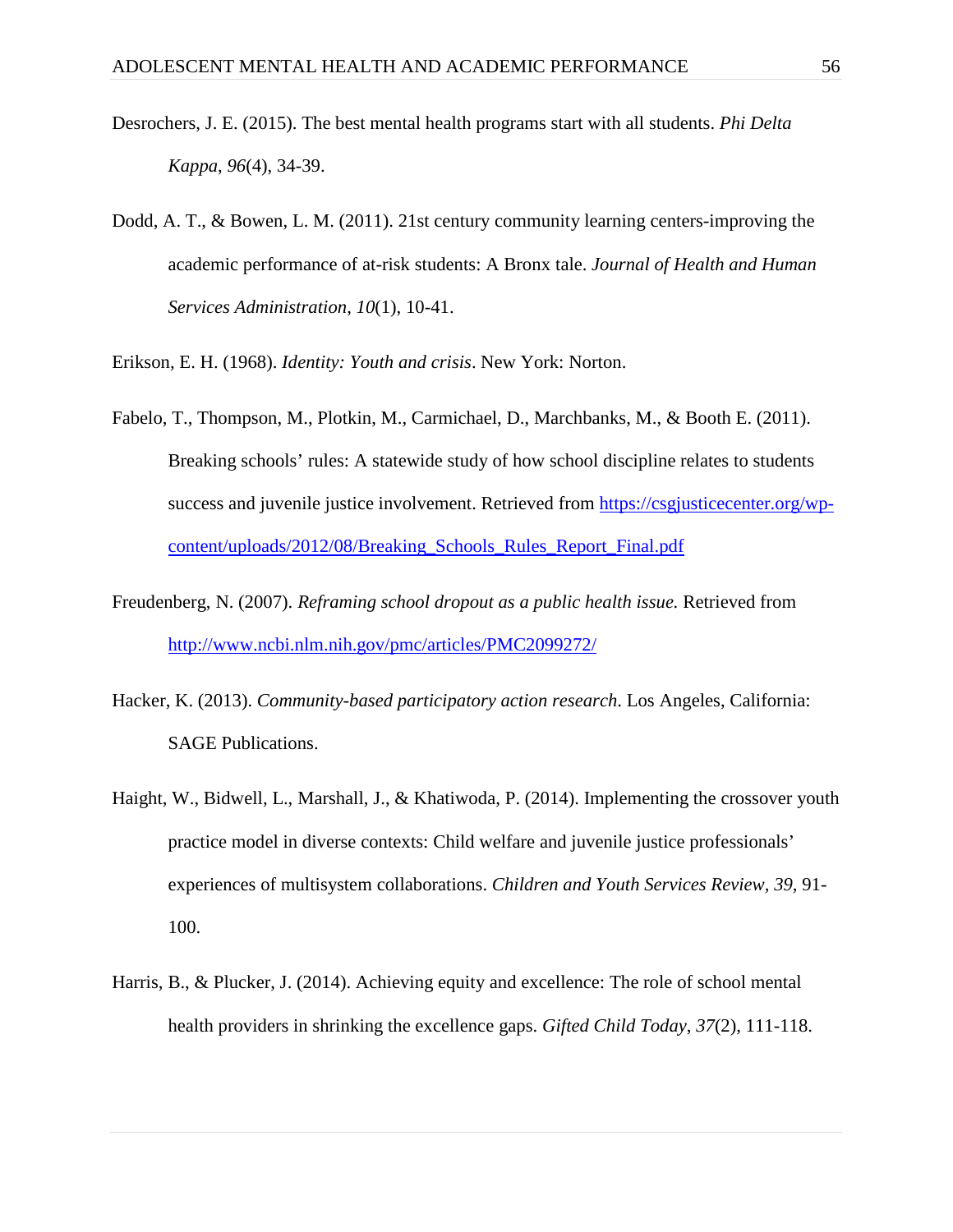Desrochers, J. E. (2015). The best mental health programs start with all students. *Phi Delta Kappa*, *96*(4), 34-39.

Dodd, A. T., & Bowen, L. M. (2011). 21st century community learning centers-improving the academic performance of at-risk students: A Bronx tale. *Journal of Health and Human Services Administration*, *10*(1), 10-41.

Erikson, E. H. (1968). *Identity: Youth and crisis*. New York: Norton.

Fabelo, T., Thompson, M., Plotkin, M., Carmichael, D., Marchbanks, M., & Booth E. (2011). Breaking schools' rules: A statewide study of how school discipline relates to students success and juvenile justice involvement. Retrieved from https://csgjusticecenter.org/wp-content/uploads/2012/08/Breaking_Schools_Rules_Report_Final.pdf

Freudenberg, N. (2007). *Reframing school dropout as a public health issue.* Retrieved from http://www.ncbi.nlm.nih.gov/pmc/articles/PMC2099272/

Hacker, K. (2013). *Community-based participatory action research*. Los Angeles, California: SAGE Publications.

Haight, W., Bidwell, L., Marshall, J., & Khatiwoda, P. (2014). Implementing the crossover youth practice model in diverse contexts: Child welfare and juvenile justice professionals' experiences of multisystem collaborations. *Children and Youth Services Review*, *39,* 91-100.

Harris, B., & Plucker, J. (2014). Achieving equity and excellence: The role of school mental health providers in shrinking the excellence gaps. *Gifted Child Today*, *37*(2), 111-118.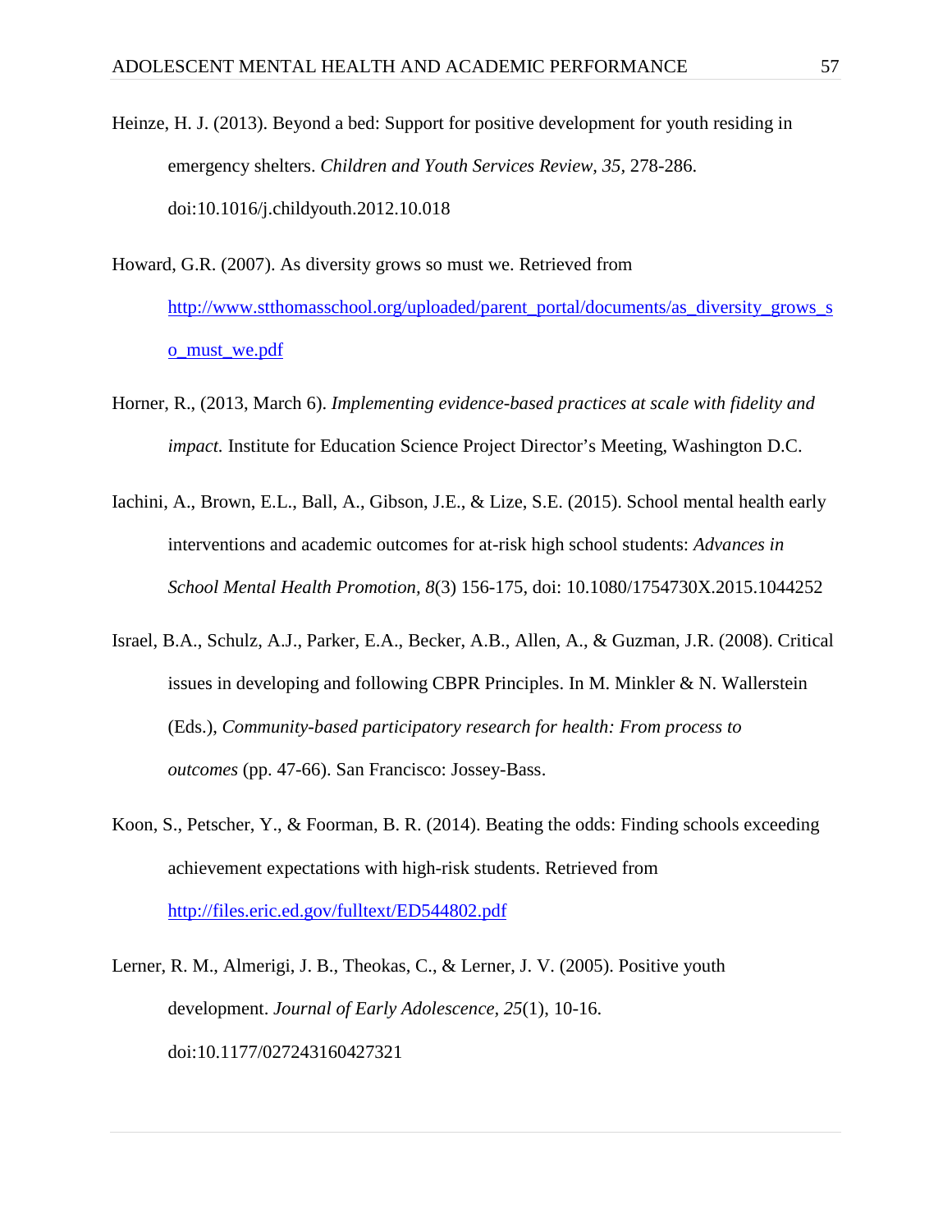Heinze, H. J. (2013). Beyond a bed: Support for positive development for youth residing in emergency shelters. *Children and Youth Services Review, 35,* 278-286. doi:10.1016/j.childyouth.2012.10.018

Howard, G.R. (2007). As diversity grows so must we. Retrieved from http://www.stthomasschool.org/uploaded/parent_portal/documents/as_diversity_grows_so_must_we.pdf

Horner, R., (2013, March 6). *Implementing evidence-based practices at scale with fidelity and impact.* Institute for Education Science Project Director's Meeting, Washington D.C.

Iachini, A., Brown, E.L., Ball, A., Gibson, J.E., & Lize, S.E. (2015). School mental health early interventions and academic outcomes for at-risk high school students: *Advances in School Mental Health Promotion, 8*(3) 156-175, doi: 10.1080/1754730X.2015.1044252

Israel, B.A., Schulz, A.J., Parker, E.A., Becker, A.B., Allen, A., & Guzman, J.R. (2008). Critical issues in developing and following CBPR Principles. In M. Minkler & N. Wallerstein (Eds.), *Community-based participatory research for health: From process to outcomes* (pp. 47-66). San Francisco: Jossey-Bass.

Koon, S., Petscher, Y., & Foorman, B. R. (2014). Beating the odds: Finding schools exceeding achievement expectations with high-risk students. Retrieved from http://files.eric.ed.gov/fulltext/ED544802.pdf

Lerner, R. M., Almerigi, J. B., Theokas, C., & Lerner, J. V. (2005). Positive youth development. *Journal of Early Adolescence, 25*(1), 10-16. doi:10.1177/027243160427321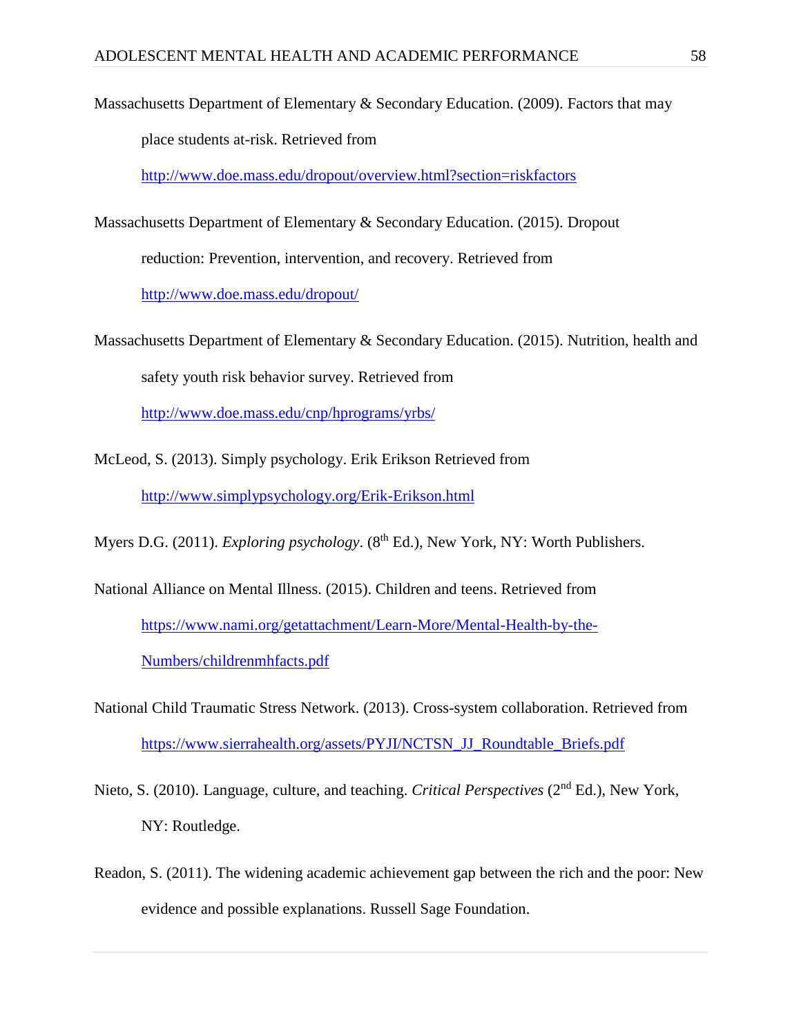Massachusetts Department of Elementary & Secondary Education. (2009). Factors that may place students at-risk. Retrieved from http://www.doe.mass.edu/dropout/overview.html?section=riskfactors

Massachusetts Department of Elementary & Secondary Education. (2015). Dropout reduction: Prevention, intervention, and recovery. Retrieved from http://www.doe.mass.edu/dropout/

Massachusetts Department of Elementary & Secondary Education. (2015). Nutrition, health and safety youth risk behavior survey. Retrieved from http://www.doe.mass.edu/cnp/hprograms/yrbs/

McLeod, S. (2013). Simply psychology. Erik Erikson Retrieved from http://www.simplypsychology.org/Erik-Erikson.html

Myers D.G. (2011). *Exploring psychology*. (8th Ed.), New York, NY: Worth Publishers.

National Alliance on Mental Illness. (2015). Children and teens. Retrieved from https://www.nami.org/getattachment/Learn-More/Mental-Health-by-the-Numbers/childrenmhfacts.pdf

National Child Traumatic Stress Network. (2013). Cross-system collaboration. Retrieved from https://www.sierrahealth.org/assets/PYJI/NCTSN_JJ_Roundtable_Briefs.pdf

Nieto, S. (2010). Language, culture, and teaching. *Critical Perspectives* (2nd Ed.), New York, NY: Routledge.

Readon, S. (2011). The widening academic achievement gap between the rich and the poor: New evidence and possible explanations. Russell Sage Foundation.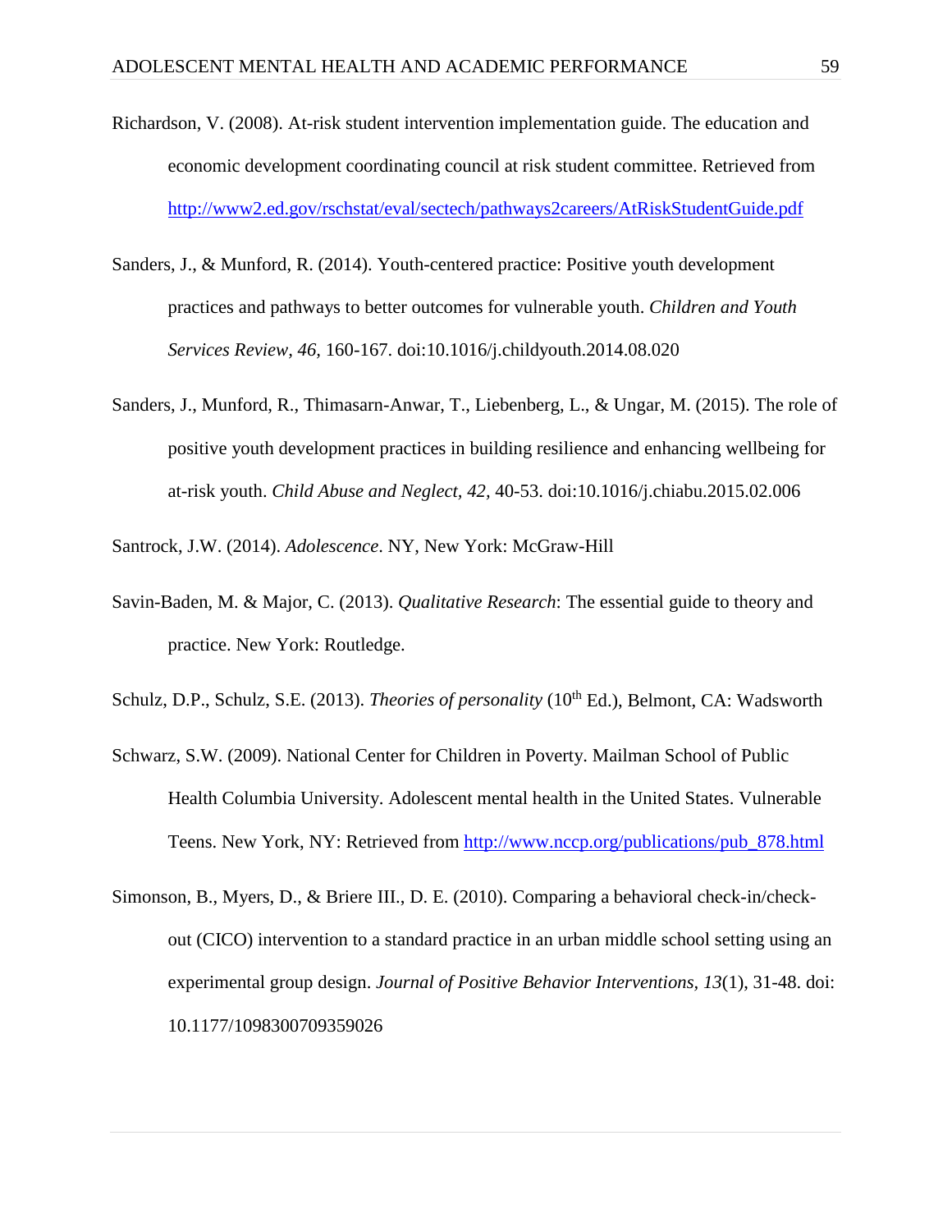Richardson, V. (2008). At-risk student intervention implementation guide. The education and economic development coordinating council at risk student committee. Retrieved from http://www2.ed.gov/rschstat/eval/sectech/pathways2careers/AtRiskStudentGuide.pdf

Sanders, J., & Munford, R. (2014). Youth-centered practice: Positive youth development practices and pathways to better outcomes for vulnerable youth. *Children and Youth Services Review, 46,* 160-167. doi:10.1016/j.childyouth.2014.08.020

Sanders, J., Munford, R., Thimasarn-Anwar, T., Liebenberg, L., & Ungar, M. (2015). The role of positive youth development practices in building resilience and enhancing wellbeing for at-risk youth. *Child Abuse and Neglect, 42,* 40-53. doi:10.1016/j.chiabu.2015.02.006

Santrock, J.W. (2014). *Adolescence*. NY, New York: McGraw-Hill

Savin-Baden, M. & Major, C. (2013). *Qualitative Research*: The essential guide to theory and practice. New York: Routledge.

Schulz, D.P., Schulz, S.E. (2013). *Theories of personality* (10th Ed.), Belmont, CA: Wadsworth

Schwarz, S.W. (2009). National Center for Children in Poverty. Mailman School of Public Health Columbia University. Adolescent mental health in the United States. Vulnerable Teens. New York, NY: Retrieved from http://www.nccp.org/publications/pub_878.html

Simonson, B., Myers, D., & Briere III., D. E. (2010). Comparing a behavioral check-in/check-out (CICO) intervention to a standard practice in an urban middle school setting using an experimental group design. *Journal of Positive Behavior Interventions, 13*(1), 31-48. doi: 10.1177/1098300709359026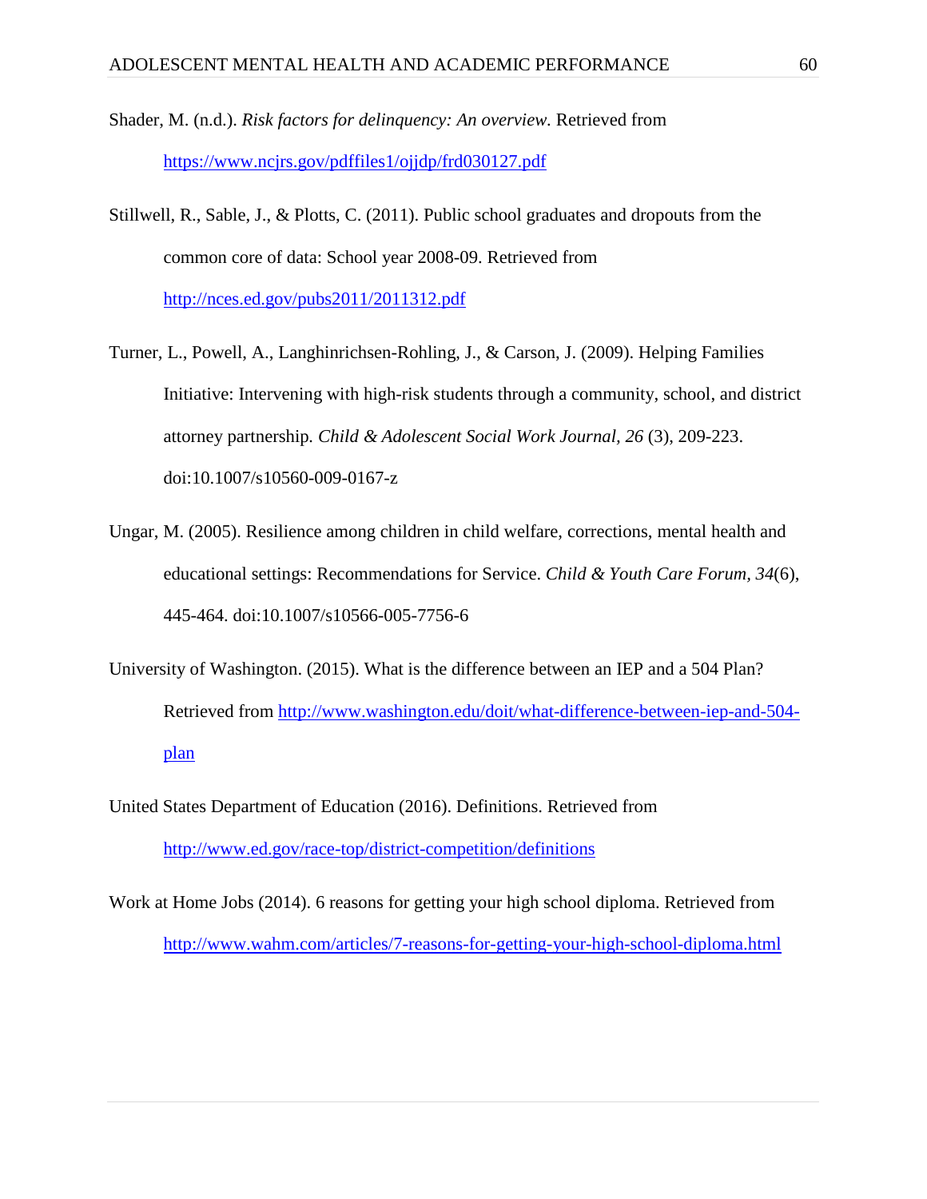Shader, M. (n.d.). *Risk factors for delinquency: An overview.* Retrieved from https://www.ncjrs.gov/pdffiles1/ojjdp/frd030127.pdf

Stillwell, R., Sable, J., & Plotts, C. (2011). Public school graduates and dropouts from the common core of data: School year 2008-09. Retrieved from http://nces.ed.gov/pubs2011/2011312.pdf

Turner, L., Powell, A., Langhinrichsen-Rohling, J., & Carson, J. (2009). Helping Families Initiative: Intervening with high-risk students through a community, school, and district attorney partnership. *Child & Adolescent Social Work Journal, 26* (3), 209-223. doi:10.1007/s10560-009-0167-z

Ungar, M. (2005). Resilience among children in child welfare, corrections, mental health and educational settings: Recommendations for Service. *Child & Youth Care Forum, 34*(6), 445-464. doi:10.1007/s10566-005-7756-6

University of Washington. (2015). What is the difference between an IEP and a 504 Plan? Retrieved from http://www.washington.edu/doit/what-difference-between-iep-and-504-plan

United States Department of Education (2016). Definitions. Retrieved from http://www.ed.gov/race-top/district-competition/definitions

Work at Home Jobs (2014). 6 reasons for getting your high school diploma. Retrieved from http://www.wahm.com/articles/7-reasons-for-getting-your-high-school-diploma.html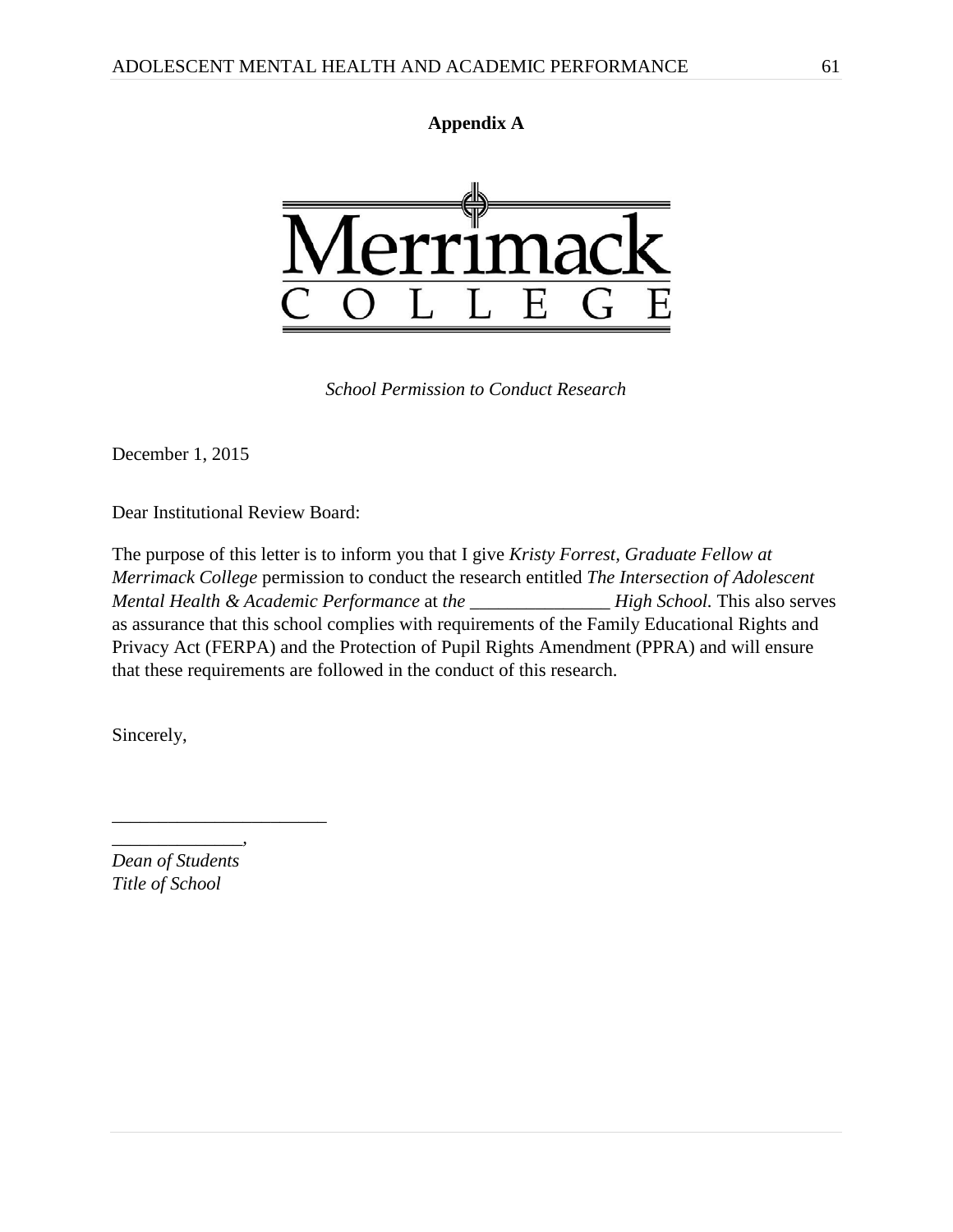**Appendix A**

Merrimack
COLLEGE

*School Permission to Conduct Research*

December 1, 2015

Dear Institutional Review Board:

The purpose of this letter is to inform you that I give *Kristy Forrest, Graduate Fellow at Merrimack College* permission to conduct the research entitled *The Intersection of Adolescent Mental Health & Academic Performance* at *the _______________ High School.* This also serves as assurance that this school complies with requirements of the Family Educational Rights and Privacy Act (FERPA) and the Protection of Pupil Rights Amendment (PPRA) and will ensure that these requirements are followed in the conduct of this research.

Sincerely,

_______________________

______________,
*Dean of Students*
*Title of School*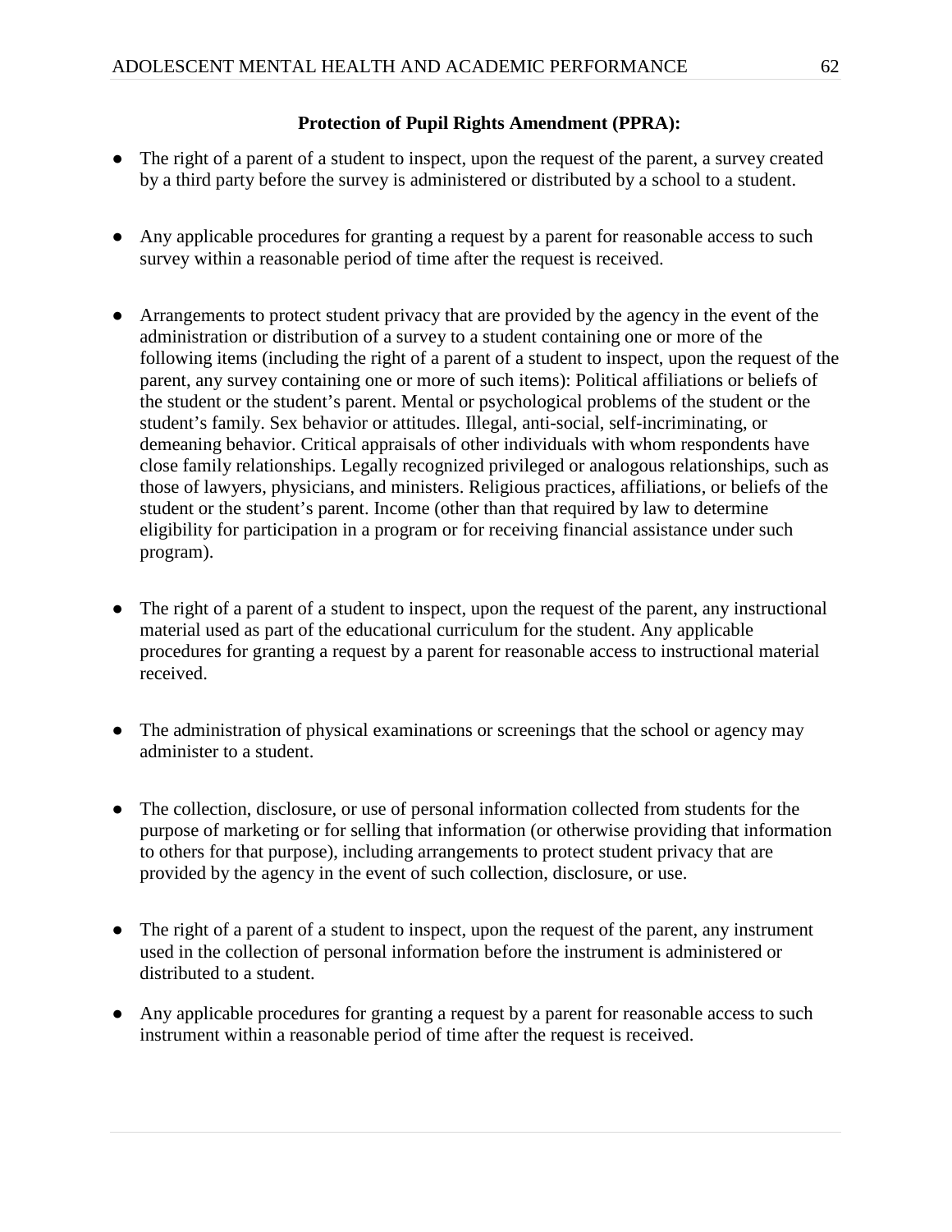**Protection of Pupil Rights Amendment (PPRA):**

- The right of a parent of a student to inspect, upon the request of the parent, a survey created by a third party before the survey is administered or distributed by a school to a student.

- Any applicable procedures for granting a request by a parent for reasonable access to such survey within a reasonable period of time after the request is received.

- Arrangements to protect student privacy that are provided by the agency in the event of the administration or distribution of a survey to a student containing one or more of the following items (including the right of a parent of a student to inspect, upon the request of the parent, any survey containing one or more of such items): Political affiliations or beliefs of the student or the student's parent. Mental or psychological problems of the student or the student's family. Sex behavior or attitudes. Illegal, anti-social, self-incriminating, or demeaning behavior. Critical appraisals of other individuals with whom respondents have close family relationships. Legally recognized privileged or analogous relationships, such as those of lawyers, physicians, and ministers. Religious practices, affiliations, or beliefs of the student or the student's parent. Income (other than that required by law to determine eligibility for participation in a program or for receiving financial assistance under such program).

- The right of a parent of a student to inspect, upon the request of the parent, any instructional material used as part of the educational curriculum for the student. Any applicable procedures for granting a request by a parent for reasonable access to instructional material received.

- The administration of physical examinations or screenings that the school or agency may administer to a student.

- The collection, disclosure, or use of personal information collected from students for the purpose of marketing or for selling that information (or otherwise providing that information to others for that purpose), including arrangements to protect student privacy that are provided by the agency in the event of such collection, disclosure, or use.

- The right of a parent of a student to inspect, upon the request of the parent, any instrument used in the collection of personal information before the instrument is administered or distributed to a student.

- Any applicable procedures for granting a request by a parent for reasonable access to such instrument within a reasonable period of time after the request is received.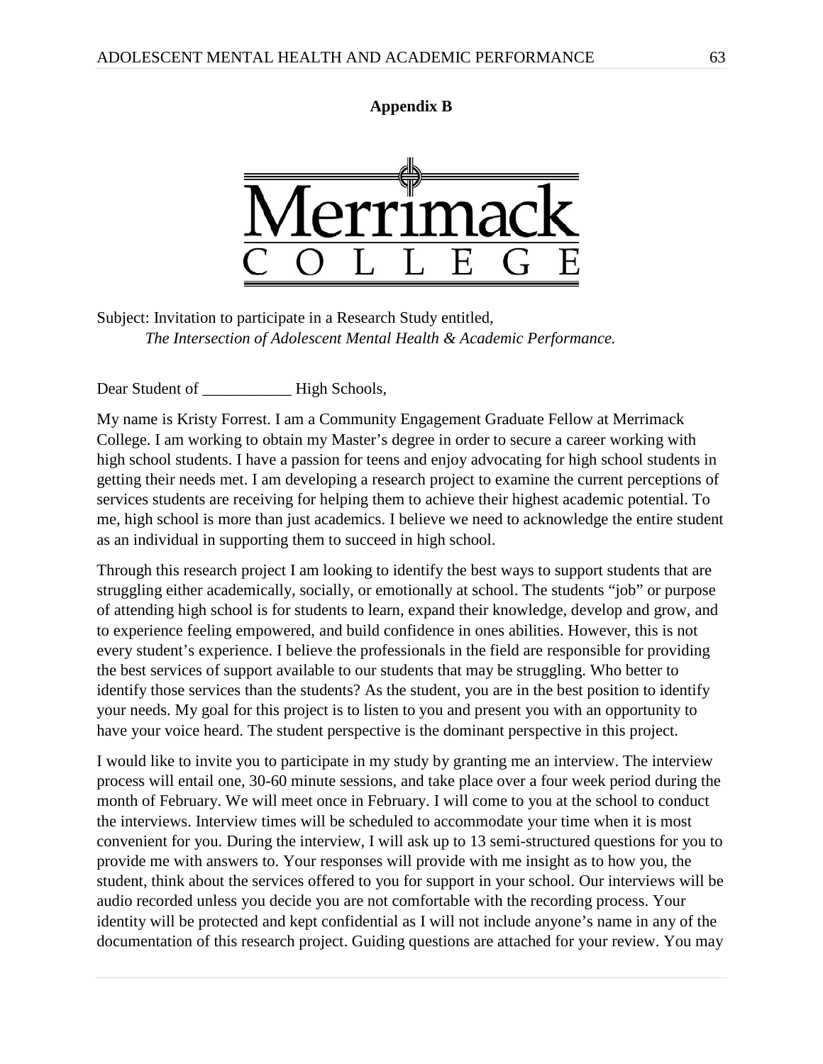**Appendix B**

Merrimack
COLLEGE

Subject: Invitation to participate in a Research Study entitled,
*The Intersection of Adolescent Mental Health & Academic Performance.*

Dear Student of ___________ High Schools,

My name is Kristy Forrest. I am a Community Engagement Graduate Fellow at Merrimack College. I am working to obtain my Master's degree in order to secure a career working with high school students. I have a passion for teens and enjoy advocating for high school students in getting their needs met. I am developing a research project to examine the current perceptions of services students are receiving for helping them to achieve their highest academic potential. To me, high school is more than just academics. I believe we need to acknowledge the entire student as an individual in supporting them to succeed in high school.

Through this research project I am looking to identify the best ways to support students that are struggling either academically, socially, or emotionally at school. The students "job" or purpose of attending high school is for students to learn, expand their knowledge, develop and grow, and to experience feeling empowered, and build confidence in ones abilities. However, this is not every student's experience. I believe the professionals in the field are responsible for providing the best services of support available to our students that may be struggling. Who better to identify those services than the students? As the student, you are in the best position to identify your needs. My goal for this project is to listen to you and present you with an opportunity to have your voice heard. The student perspective is the dominant perspective in this project.

I would like to invite you to participate in my study by granting me an interview. The interview process will entail one, 30-60 minute sessions, and take place over a four week period during the month of February. We will meet once in February. I will come to you at the school to conduct the interviews. Interview times will be scheduled to accommodate your time when it is most convenient for you. During the interview, I will ask up to 13 semi-structured questions for you to provide me with answers to. Your responses will provide with me insight as to how you, the student, think about the services offered to you for support in your school. Our interviews will be audio recorded unless you decide you are not comfortable with the recording process. Your identity will be protected and kept confidential as I will not include anyone's name in any of the documentation of this research project. Guiding questions are attached for your review. You may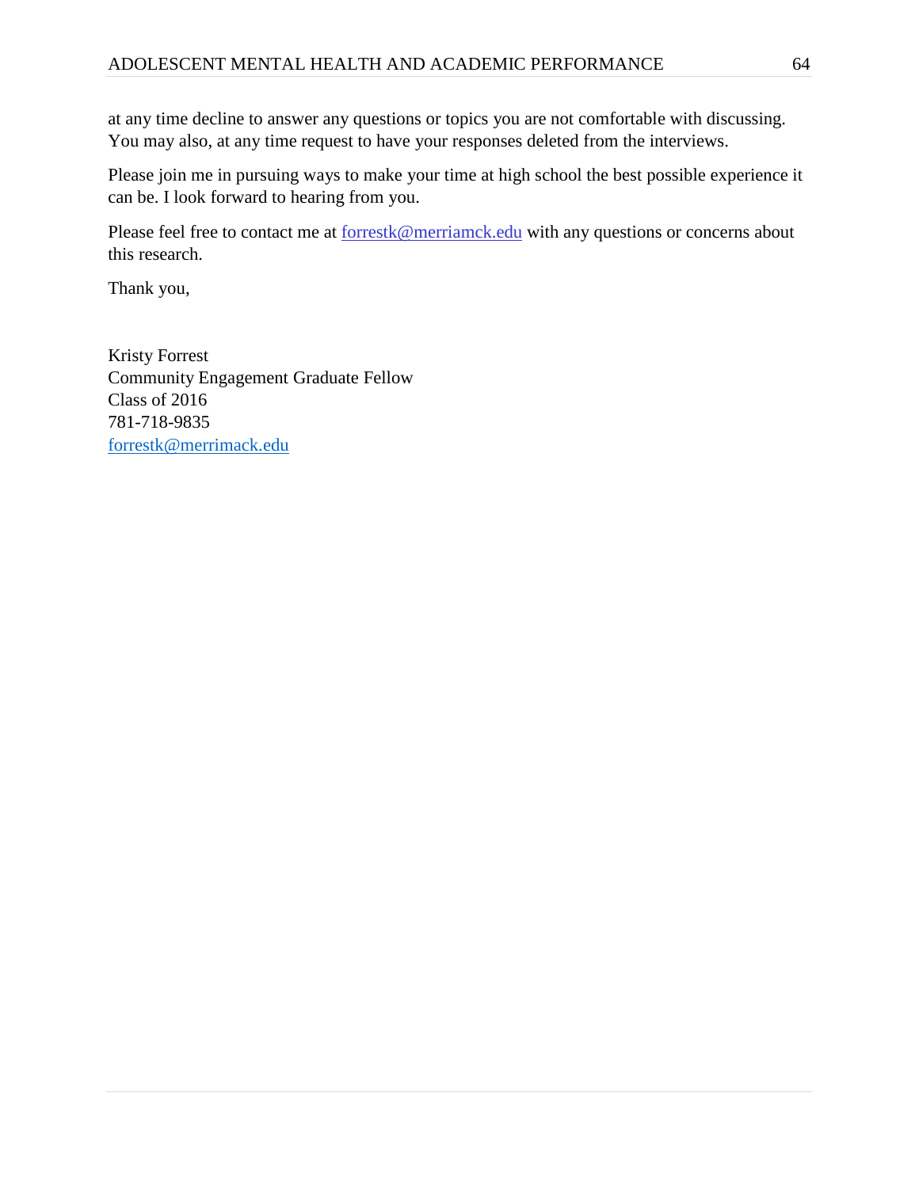at any time decline to answer any questions or topics you are not comfortable with discussing. You may also, at any time request to have your responses deleted from the interviews.

Please join me in pursuing ways to make your time at high school the best possible experience it can be. I look forward to hearing from you.

Please feel free to contact me at forrestk@merriamck.edu with any questions or concerns about this research.

Thank you,

Kristy Forrest  
Community Engagement Graduate Fellow  
Class of 2016  
781-718-9835  
forrestk@merrimack.edu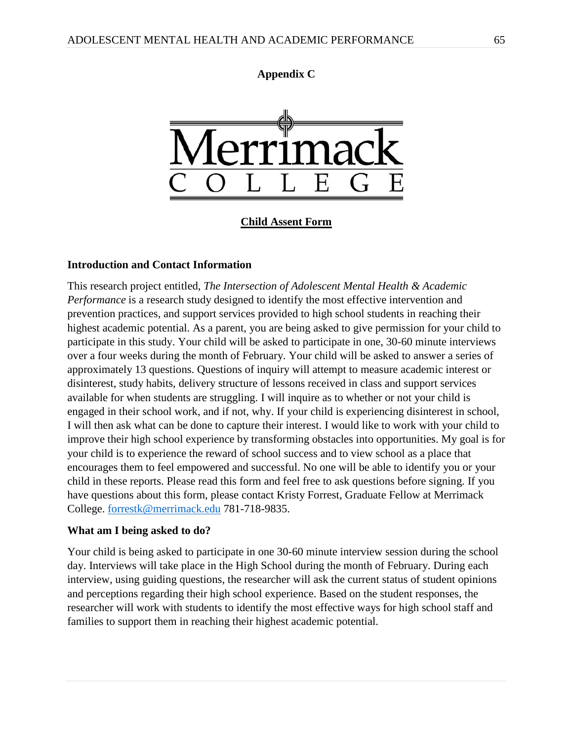**Appendix C**

Merrimack COLLEGE

**Child Assent Form**

**Introduction and Contact Information**

This research project entitled, *The Intersection of Adolescent Mental Health & Academic Performance* is a research study designed to identify the most effective intervention and prevention practices, and support services provided to high school students in reaching their highest academic potential. As a parent, you are being asked to give permission for your child to participate in this study. Your child will be asked to participate in one, 30-60 minute interviews over a four weeks during the month of February. Your child will be asked to answer a series of approximately 13 questions. Questions of inquiry will attempt to measure academic interest or disinterest, study habits, delivery structure of lessons received in class and support services available for when students are struggling. I will inquire as to whether or not your child is engaged in their school work, and if not, why. If your child is experiencing disinterest in school, I will then ask what can be done to capture their interest. I would like to work with your child to improve their high school experience by transforming obstacles into opportunities. My goal is for your child is to experience the reward of school success and to view school as a place that encourages them to feel empowered and successful. No one will be able to identify you or your child in these reports. Please read this form and feel free to ask questions before signing. If you have questions about this form, please contact Kristy Forrest, Graduate Fellow at Merrimack College. forrestk@merrimack.edu 781-718-9835.

**What am I being asked to do?**

Your child is being asked to participate in one 30-60 minute interview session during the school day. Interviews will take place in the High School during the month of February. During each interview, using guiding questions, the researcher will ask the current status of student opinions and perceptions regarding their high school experience. Based on the student responses, the researcher will work with students to identify the most effective ways for high school staff and families to support them in reaching their highest academic potential.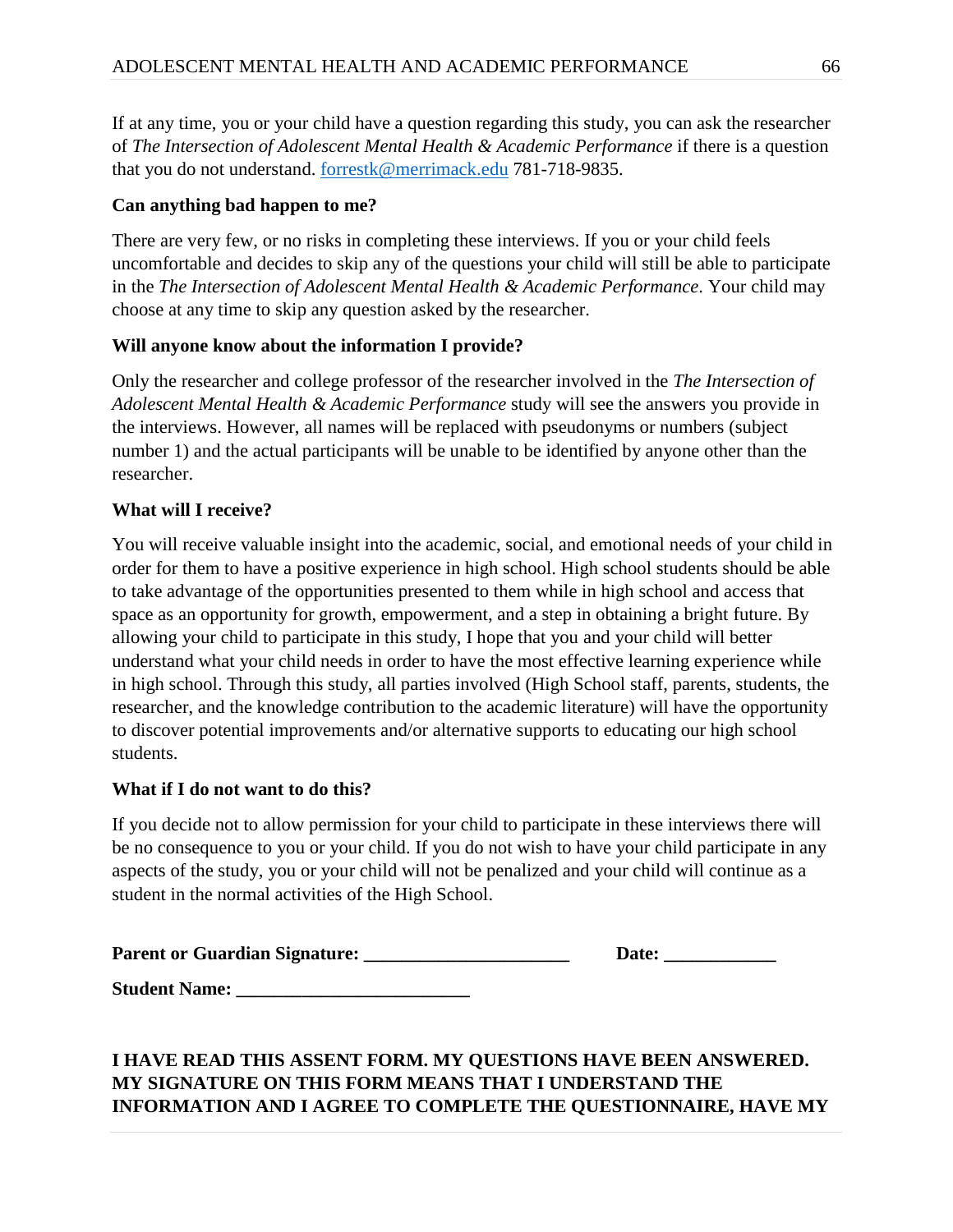If at any time, you or your child have a question regarding this study, you can ask the researcher of *The Intersection of Adolescent Mental Health & Academic Performance* if there is a question that you do not understand. forrestk@merrimack.edu 781-718-9835.

**Can anything bad happen to me?**

There are very few, or no risks in completing these interviews. If you or your child feels uncomfortable and decides to skip any of the questions your child will still be able to participate in the *The Intersection of Adolescent Mental Health & Academic Performance*. Your child may choose at any time to skip any question asked by the researcher.

**Will anyone know about the information I provide?**

Only the researcher and college professor of the researcher involved in the *The Intersection of Adolescent Mental Health & Academic Performance* study will see the answers you provide in the interviews. However, all names will be replaced with pseudonyms or numbers (subject number 1) and the actual participants will be unable to be identified by anyone other than the researcher.

**What will I receive?**

You will receive valuable insight into the academic, social, and emotional needs of your child in order for them to have a positive experience in high school. High school students should be able to take advantage of the opportunities presented to them while in high school and access that space as an opportunity for growth, empowerment, and a step in obtaining a bright future. By allowing your child to participate in this study, I hope that you and your child will better understand what your child needs in order to have the most effective learning experience while in high school. Through this study, all parties involved (High School staff, parents, students, the researcher, and the knowledge contribution to the academic literature) will have the opportunity to discover potential improvements and/or alternative supports to educating our high school students.

**What if I do not want to do this?**

If you decide not to allow permission for your child to participate in these interviews there will be no consequence to you or your child. If you do not wish to have your child participate in any aspects of the study, you or your child will not be penalized and your child will continue as a student in the normal activities of the High School.

**Parent or Guardian Signature: ______________________ Date: ____________**

**Student Name: _________________________**

**I HAVE READ THIS ASSENT FORM. MY QUESTIONS HAVE BEEN ANSWERED. MY SIGNATURE ON THIS FORM MEANS THAT I UNDERSTAND THE INFORMATION AND I AGREE TO COMPLETE THE QUESTIONNAIRE, HAVE MY**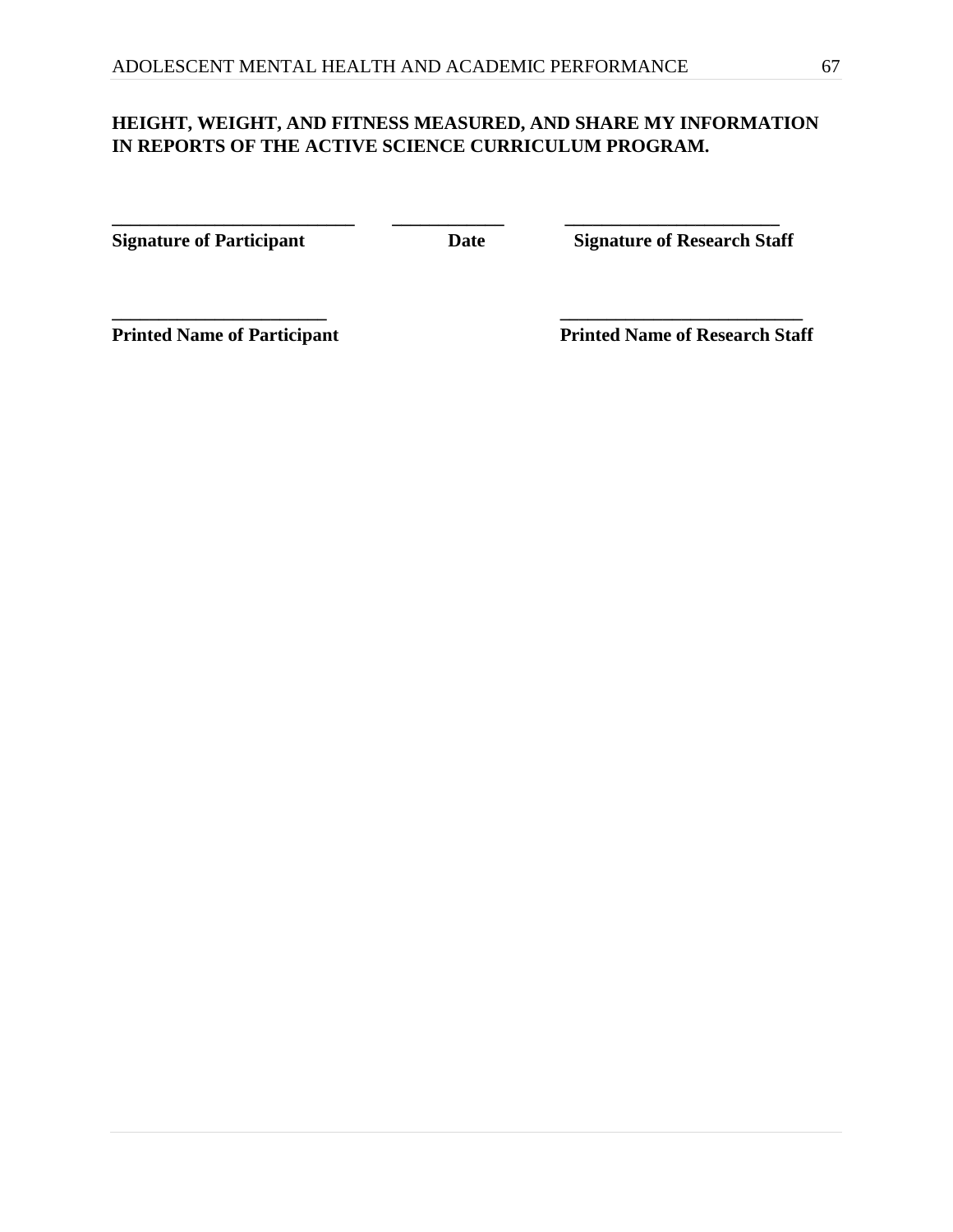**HEIGHT, WEIGHT, AND FITNESS MEASURED, AND SHARE MY INFORMATION IN REPORTS OF THE ACTIVE SCIENCE CURRICULUM PROGRAM.**

| ___________________________ | ____________ | _______________________ |
|---|---|---|
| **Signature of Participant** | **Date** | **Signature of Research Staff** |

| _______________________ | ___________________________ |
|---|---|
| **Printed Name of Participant** | **Printed Name of Research Staff** |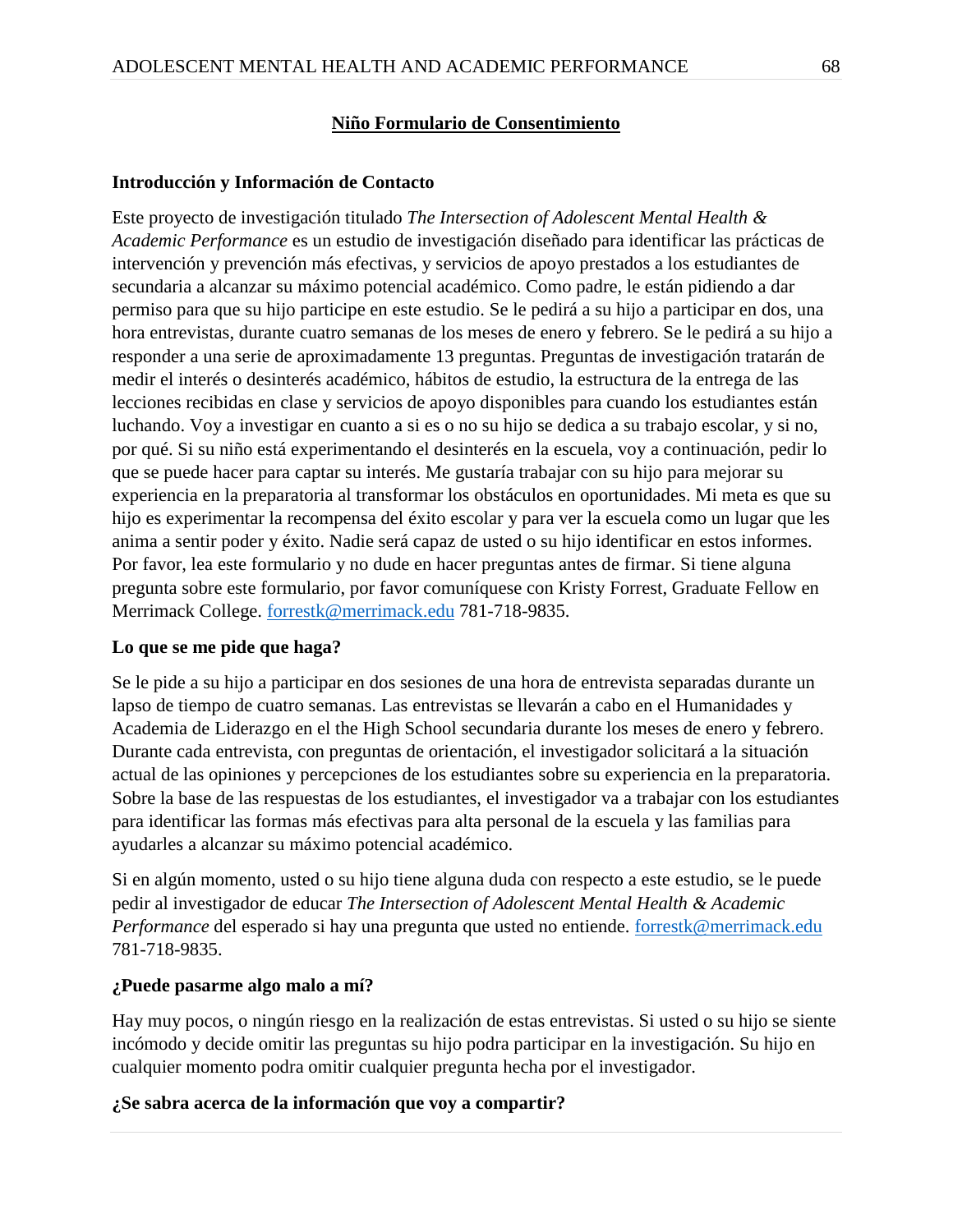## Niño Formulario de Consentimiento

**Introducción y Información de Contacto**

Este proyecto de investigación titulado *The Intersection of Adolescent Mental Health & Academic Performance* es un estudio de investigación diseñado para identificar las prácticas de intervención y prevención más efectivas, y servicios de apoyo prestados a los estudiantes de secundaria a alcanzar su máximo potencial académico. Como padre, le están pidiendo a dar permiso para que su hijo participe en este estudio. Se le pedirá a su hijo a participar en dos, una hora entrevistas, durante cuatro semanas de los meses de enero y febrero. Se le pedirá a su hijo a responder a una serie de aproximadamente 13 preguntas. Preguntas de investigación tratarán de medir el interés o desinterés académico, hábitos de estudio, la estructura de la entrega de las lecciones recibidas en clase y servicios de apoyo disponibles para cuando los estudiantes están luchando. Voy a investigar en cuanto a si es o no su hijo se dedica a su trabajo escolar, y si no, por qué. Si su niño está experimentando el desinterés en la escuela, voy a continuación, pedir lo que se puede hacer para captar su interés. Me gustaría trabajar con su hijo para mejorar su experiencia en la preparatoria al transformar los obstáculos en oportunidades. Mi meta es que su hijo es experimentar la recompensa del éxito escolar y para ver la escuela como un lugar que les anima a sentir poder y éxito. Nadie será capaz de usted o su hijo identificar en estos informes. Por favor, lea este formulario y no dude en hacer preguntas antes de firmar. Si tiene alguna pregunta sobre este formulario, por favor comuníquese con Kristy Forrest, Graduate Fellow en Merrimack College. forrestk@merrimack.edu 781-718-9835.

**Lo que se me pide que haga?**

Se le pide a su hijo a participar en dos sesiones de una hora de entrevista separadas durante un lapso de tiempo de cuatro semanas. Las entrevistas se llevarán a cabo en el Humanidades y Academia de Liderazgo en el the High School secundaria durante los meses de enero y febrero. Durante cada entrevista, con preguntas de orientación, el investigador solicitará a la situación actual de las opiniones y percepciones de los estudiantes sobre su experiencia en la preparatoria. Sobre la base de las respuestas de los estudiantes, el investigador va a trabajar con los estudiantes para identificar las formas más efectivas para alta personal de la escuela y las familias para ayudarles a alcanzar su máximo potencial académico.

Si en algún momento, usted o su hijo tiene alguna duda con respecto a este estudio, se le puede pedir al investigador de educar *The Intersection of Adolescent Mental Health & Academic Performance* del esperado si hay una pregunta que usted no entiende. forrestk@merrimack.edu 781-718-9835.

**¿Puede pasarme algo malo a mí?**

Hay muy pocos, o ningún riesgo en la realización de estas entrevistas. Si usted o su hijo se siente incómodo y decide omitir las preguntas su hijo podra participar en la investigación. Su hijo en cualquier momento podra omitir cualquier pregunta hecha por el investigador.

**¿Se sabra acerca de la información que voy a compartir?**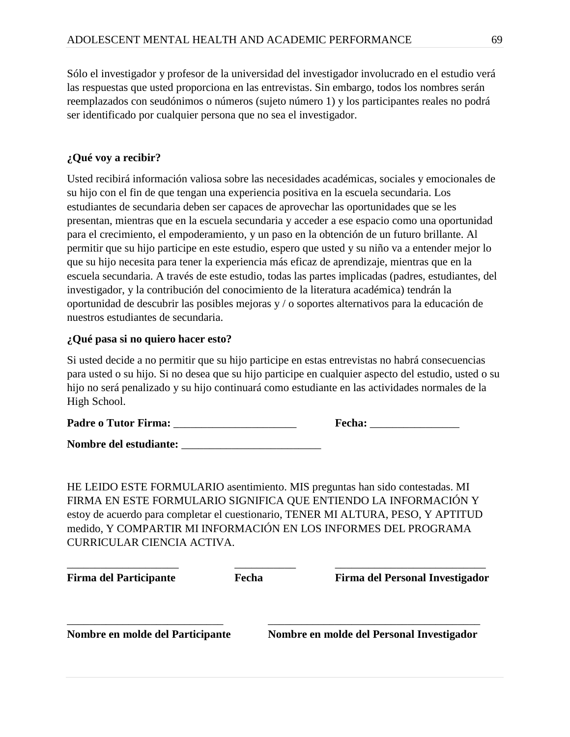Sólo el investigador y profesor de la universidad del investigador involucrado en el estudio verá las respuestas que usted proporciona en las entrevistas. Sin embargo, todos los nombres serán reemplazados con seudónimos o números (sujeto número 1) y los participantes reales no podrá ser identificado por cualquier persona que no sea el investigador.

**¿Qué voy a recibir?**

Usted recibirá información valiosa sobre las necesidades académicas, sociales y emocionales de su hijo con el fin de que tengan una experiencia positiva en la escuela secundaria. Los estudiantes de secundaria deben ser capaces de aprovechar las oportunidades que se les presentan, mientras que en la escuela secundaria y acceder a ese espacio como una oportunidad para el crecimiento, el empoderamiento, y un paso en la obtención de un futuro brillante. Al permitir que su hijo participe en este estudio, espero que usted y su niño va a entender mejor lo que su hijo necesita para tener la experiencia más eficaz de aprendizaje, mientras que en la escuela secundaria. A través de este estudio, todas las partes implicadas (padres, estudiantes, del investigador, y la contribución del conocimiento de la literatura académica) tendrán la oportunidad de descubrir las posibles mejoras y / o soportes alternativos para la educación de nuestros estudiantes de secundaria.

**¿Qué pasa si no quiero hacer esto?**

Si usted decide a no permitir que su hijo participe en estas entrevistas no habrá consecuencias para usted o su hijo. Si no desea que su hijo participe en cualquier aspecto del estudio, usted o su hijo no será penalizado y su hijo continuará como estudiante en las actividades normales de la High School.

**Padre o Tutor Firma:** ______________________ **Fecha:** ________________

**Nombre del estudiante:** _________________________

HE LEIDO ESTE FORMULARIO asentimiento. MIS preguntas han sido contestadas. MI FIRMA EN ESTE FORMULARIO SIGNIFICA QUE ENTIENDO LA INFORMACIÓN Y estoy de acuerdo para completar el cuestionario, TENER MI ALTURA, PESO, Y APTITUD medido, Y COMPARTIR MI INFORMACIÓN EN LOS INFORMES DEL PROGRAMA CURRICULAR CIENCIA ACTIVA.

___________________ ___________ ___________________________
**Firma del Participante** **Fecha** **Firma del Personal Investigador**

___________________________ ______________________________________
**Nombre en molde del Participante** **Nombre en molde del Personal Investigador**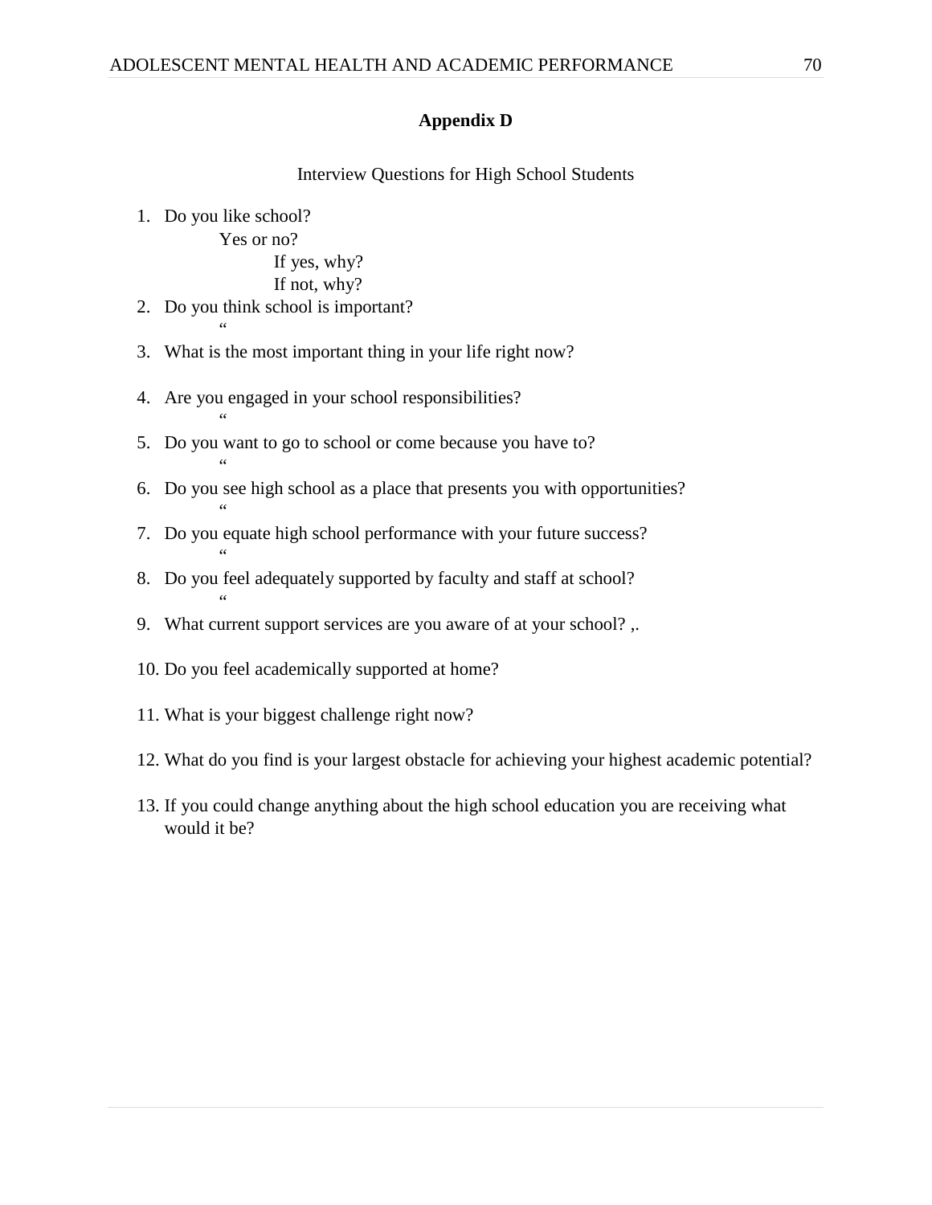# Appendix D

Interview Questions for High School Students

1. Do you like school?
    - Yes or no?
        - If yes, why?
        - If not, why?
2. Do you think school is important?
    - “
3. What is the most important thing in your life right now?
4. Are you engaged in your school responsibilities?
    - “
5. Do you want to go to school or come because you have to?
    - “
6. Do you see high school as a place that presents you with opportunities?
    - “
7. Do you equate high school performance with your future success?
    - “
8. Do you feel adequately supported by faculty and staff at school?
    - “
9. What current support services are you aware of at your school? ,.
10. Do you feel academically supported at home?
11. What is your biggest challenge right now?
12. What do you find is your largest obstacle for achieving your highest academic potential?
13. If you could change anything about the high school education you are receiving what would it be?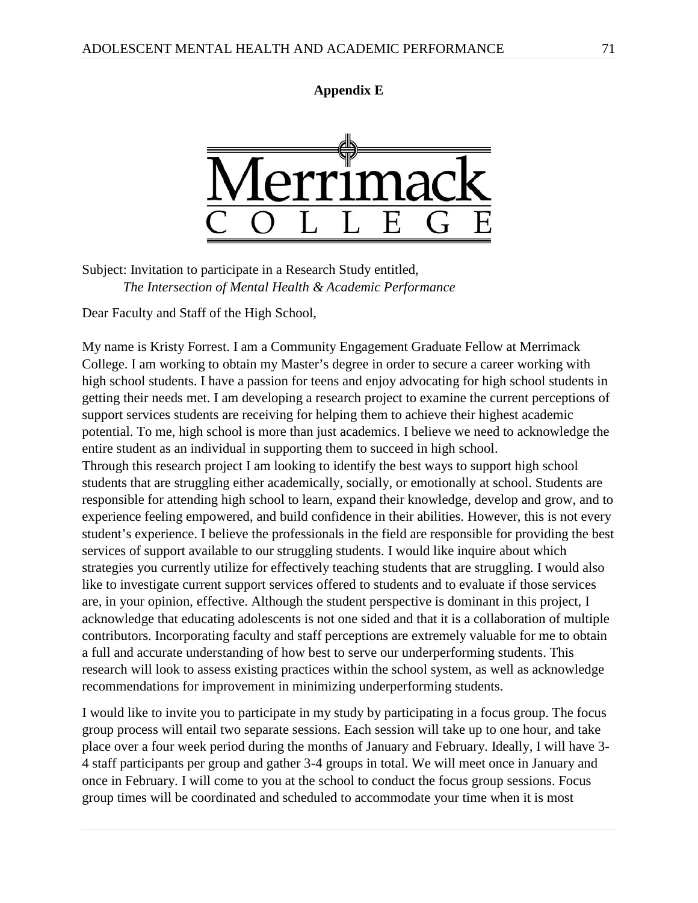**Appendix E**

Merrimack
C O L L E G E

Subject: Invitation to participate in a Research Study entitled,
*The Intersection of Mental Health & Academic Performance*

Dear Faculty and Staff of the High School,

My name is Kristy Forrest. I am a Community Engagement Graduate Fellow at Merrimack College. I am working to obtain my Master's degree in order to secure a career working with high school students. I have a passion for teens and enjoy advocating for high school students in getting their needs met. I am developing a research project to examine the current perceptions of support services students are receiving for helping them to achieve their highest academic potential. To me, high school is more than just academics. I believe we need to acknowledge the entire student as an individual in supporting them to succeed in high school.
Through this research project I am looking to identify the best ways to support high school students that are struggling either academically, socially, or emotionally at school. Students are responsible for attending high school to learn, expand their knowledge, develop and grow, and to experience feeling empowered, and build confidence in their abilities. However, this is not every student's experience. I believe the professionals in the field are responsible for providing the best services of support available to our struggling students. I would like inquire about which strategies you currently utilize for effectively teaching students that are struggling. I would also like to investigate current support services offered to students and to evaluate if those services are, in your opinion, effective. Although the student perspective is dominant in this project, I acknowledge that educating adolescents is not one sided and that it is a collaboration of multiple contributors. Incorporating faculty and staff perceptions are extremely valuable for me to obtain a full and accurate understanding of how best to serve our underperforming students. This research will look to assess existing practices within the school system, as well as acknowledge recommendations for improvement in minimizing underperforming students.

I would like to invite you to participate in my study by participating in a focus group. The focus group process will entail two separate sessions. Each session will take up to one hour, and take place over a four week period during the months of January and February. Ideally, I will have 3-4 staff participants per group and gather 3-4 groups in total. We will meet once in January and once in February. I will come to you at the school to conduct the focus group sessions. Focus group times will be coordinated and scheduled to accommodate your time when it is most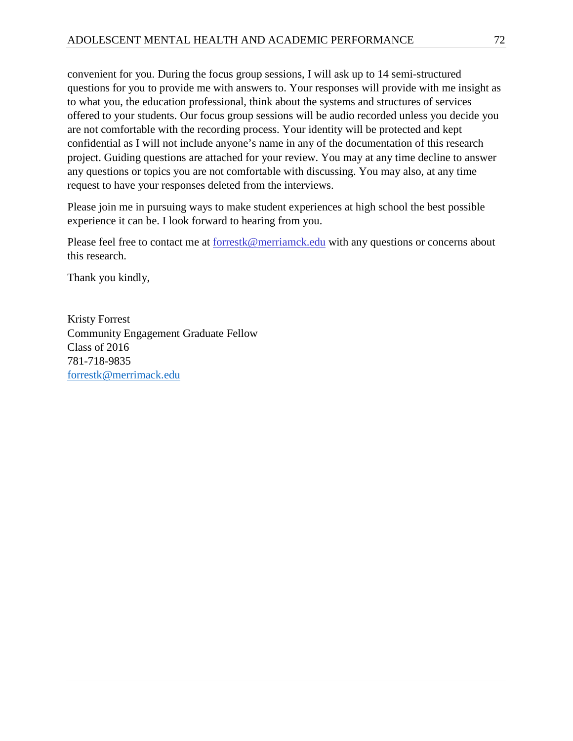convenient for you. During the focus group sessions, I will ask up to 14 semi-structured questions for you to provide me with answers to. Your responses will provide with me insight as to what you, the education professional, think about the systems and structures of services offered to your students. Our focus group sessions will be audio recorded unless you decide you are not comfortable with the recording process. Your identity will be protected and kept confidential as I will not include anyone's name in any of the documentation of this research project. Guiding questions are attached for your review. You may at any time decline to answer any questions or topics you are not comfortable with discussing. You may also, at any time request to have your responses deleted from the interviews.

Please join me in pursuing ways to make student experiences at high school the best possible experience it can be. I look forward to hearing from you.

Please feel free to contact me at forrestk@merriamck.edu with any questions or concerns about this research.

Thank you kindly,

Kristy Forrest  
Community Engagement Graduate Fellow  
Class of 2016  
781-718-9835  
forrestk@merrimack.edu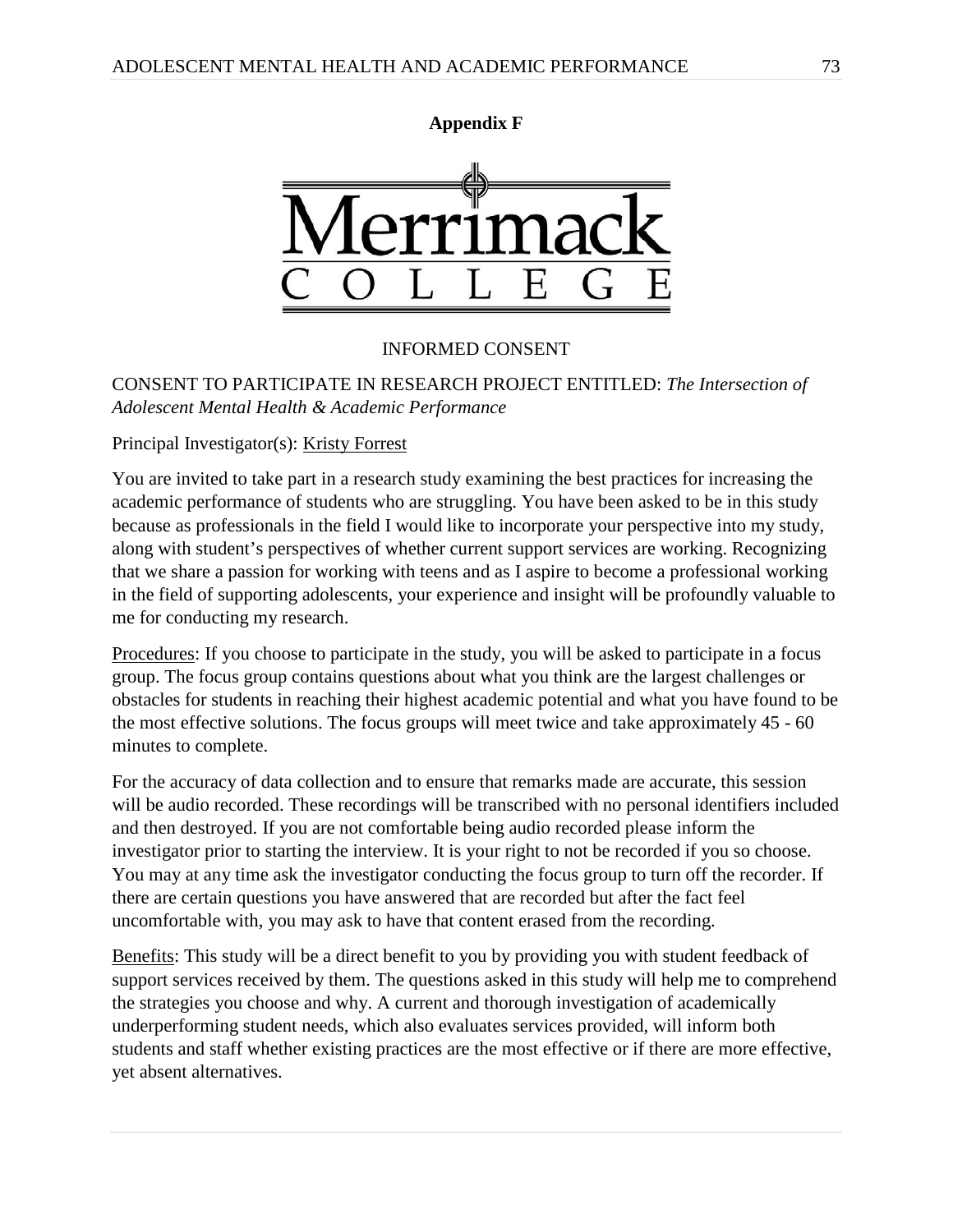**Appendix F**

Merrimack
COLLEGE

INFORMED CONSENT

CONSENT TO PARTICIPATE IN RESEARCH PROJECT ENTITLED: *The Intersection of Adolescent Mental Health & Academic Performance*

Principal Investigator(s): Kristy Forrest

You are invited to take part in a research study examining the best practices for increasing the academic performance of students who are struggling. You have been asked to be in this study because as professionals in the field I would like to incorporate your perspective into my study, along with student's perspectives of whether current support services are working. Recognizing that we share a passion for working with teens and as I aspire to become a professional working in the field of supporting adolescents, your experience and insight will be profoundly valuable to me for conducting my research.

Procedures: If you choose to participate in the study, you will be asked to participate in a focus group. The focus group contains questions about what you think are the largest challenges or obstacles for students in reaching their highest academic potential and what you have found to be the most effective solutions. The focus groups will meet twice and take approximately 45 - 60 minutes to complete.

For the accuracy of data collection and to ensure that remarks made are accurate, this session will be audio recorded. These recordings will be transcribed with no personal identifiers included and then destroyed. If you are not comfortable being audio recorded please inform the investigator prior to starting the interview. It is your right to not be recorded if you so choose. You may at any time ask the investigator conducting the focus group to turn off the recorder. If there are certain questions you have answered that are recorded but after the fact feel uncomfortable with, you may ask to have that content erased from the recording.

Benefits: This study will be a direct benefit to you by providing you with student feedback of support services received by them. The questions asked in this study will help me to comprehend the strategies you choose and why. A current and thorough investigation of academically underperforming student needs, which also evaluates services provided, will inform both students and staff whether existing practices are the most effective or if there are more effective, yet absent alternatives.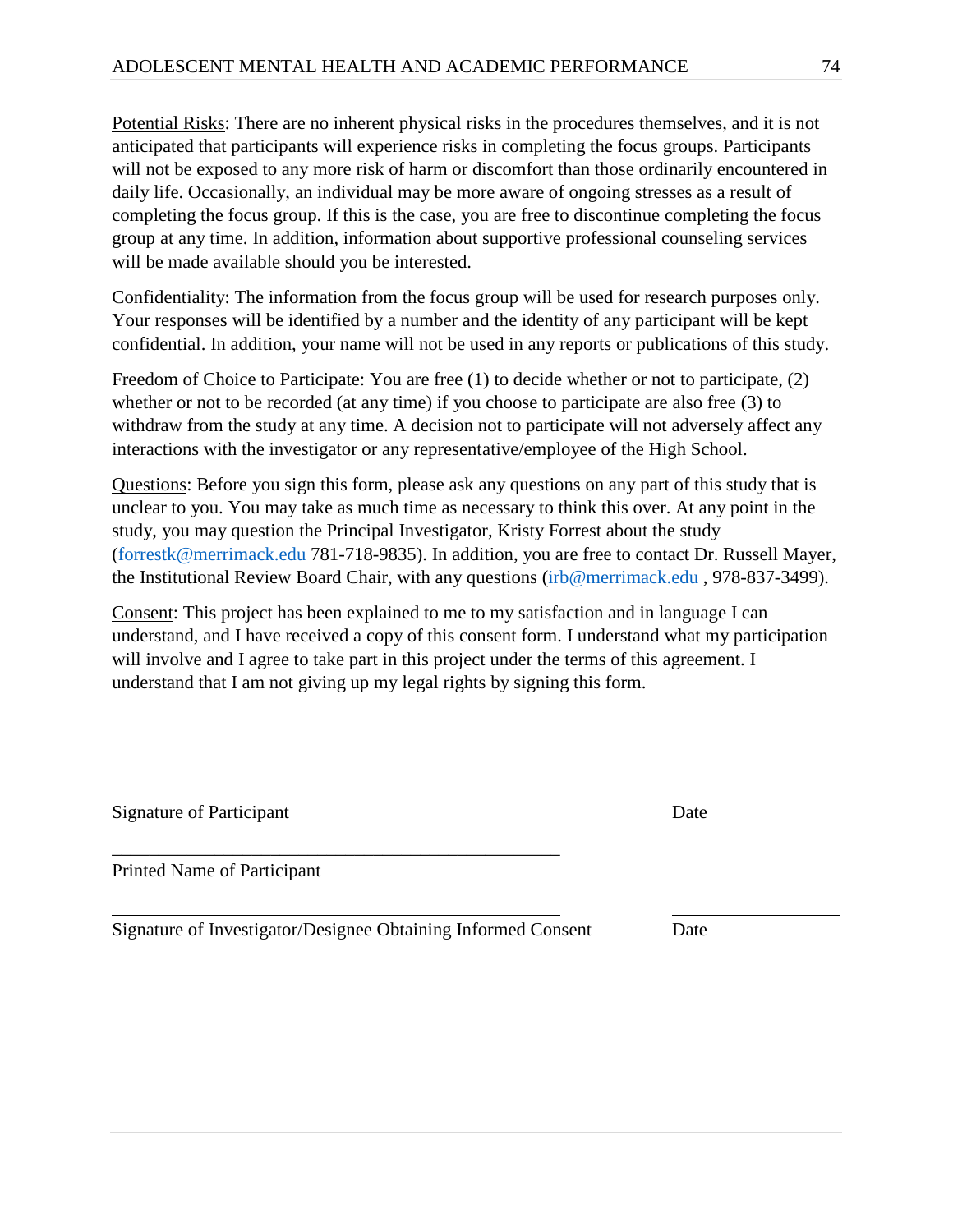Potential Risks: There are no inherent physical risks in the procedures themselves, and it is not anticipated that participants will experience risks in completing the focus groups. Participants will not be exposed to any more risk of harm or discomfort than those ordinarily encountered in daily life. Occasionally, an individual may be more aware of ongoing stresses as a result of completing the focus group. If this is the case, you are free to discontinue completing the focus group at any time. In addition, information about supportive professional counseling services will be made available should you be interested.

Confidentiality: The information from the focus group will be used for research purposes only. Your responses will be identified by a number and the identity of any participant will be kept confidential. In addition, your name will not be used in any reports or publications of this study.

Freedom of Choice to Participate: You are free (1) to decide whether or not to participate, (2) whether or not to be recorded (at any time) if you choose to participate are also free (3) to withdraw from the study at any time. A decision not to participate will not adversely affect any interactions with the investigator or any representative/employee of the High School.

Questions: Before you sign this form, please ask any questions on any part of this study that is unclear to you. You may take as much time as necessary to think this over. At any point in the study, you may question the Principal Investigator, Kristy Forrest about the study (forrestk@merrimack.edu 781-718-9835). In addition, you are free to contact Dr. Russell Mayer, the Institutional Review Board Chair, with any questions (irb@merrimack.edu , 978-837-3499).

Consent: This project has been explained to me to my satisfaction and in language I can understand, and I have received a copy of this consent form. I understand what my participation will involve and I agree to take part in this project under the terms of this agreement. I understand that I am not giving up my legal rights by signing this form.

\_\_\_\_\_\_\_\_\_\_\_\_\_\_\_\_\_\_\_\_\_\_\_\_\_\_\_\_\_\_\_\_\_\_\_\_\_\_\_\_ \_\_\_\_\_\_\_\_\_\_\_\_\_\_\_\_

Signature of Participant Date

\_\_\_\_\_\_\_\_\_\_\_\_\_\_\_\_\_\_\_\_\_\_\_\_\_\_\_\_\_\_\_\_\_\_\_\_\_\_\_\_

Printed Name of Participant

\_\_\_\_\_\_\_\_\_\_\_\_\_\_\_\_\_\_\_\_\_\_\_\_\_\_\_\_\_\_\_\_\_\_\_\_\_\_\_\_ \_\_\_\_\_\_\_\_\_\_\_\_\_\_\_\_

Signature of Investigator/Designee Obtaining Informed Consent Date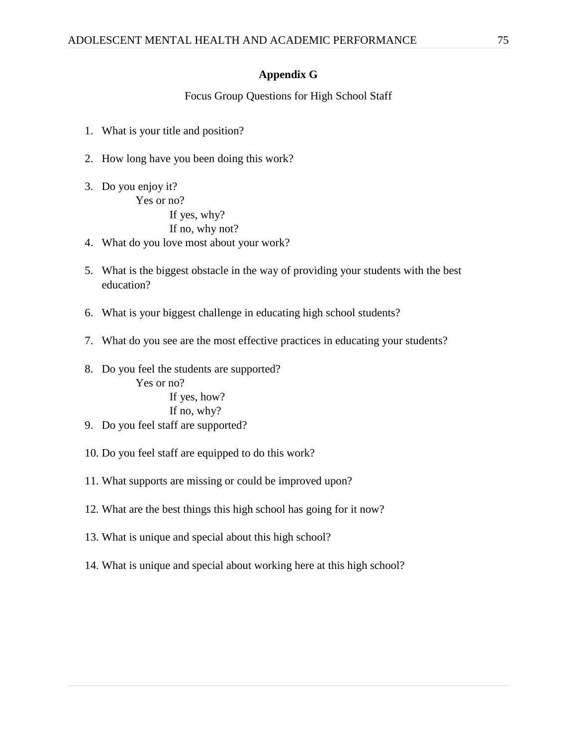# Appendix G

Focus Group Questions for High School Staff

1. What is your title and position?

2. How long have you been doing this work?

3. Do you enjoy it?
    - Yes or no?
        - If yes, why?
        - If no, why not?

4. What do you love most about your work?

5. What is the biggest obstacle in the way of providing your students with the best education?

6. What is your biggest challenge in educating high school students?

7. What do you see are the most effective practices in educating your students?

8. Do you feel the students are supported?
    - Yes or no?
        - If yes, how?
        - If no, why?

9. Do you feel staff are supported?

10. Do you feel staff are equipped to do this work?

11. What supports are missing or could be improved upon?

12. What are the best things this high school has going for it now?

13. What is unique and special about this high school?

14. What is unique and special about working here at this high school?